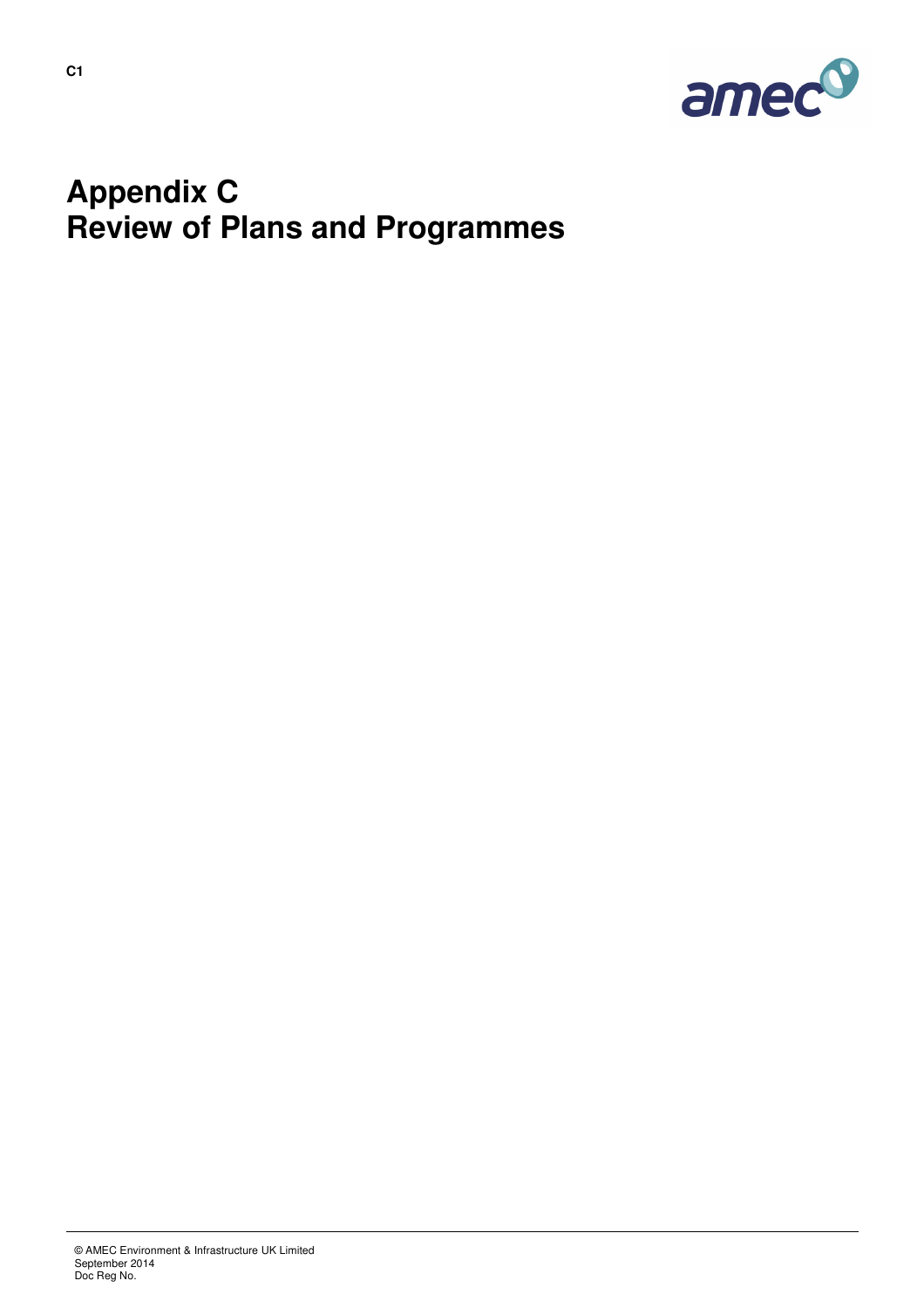# Appendix C
# Review of Plans and Programmes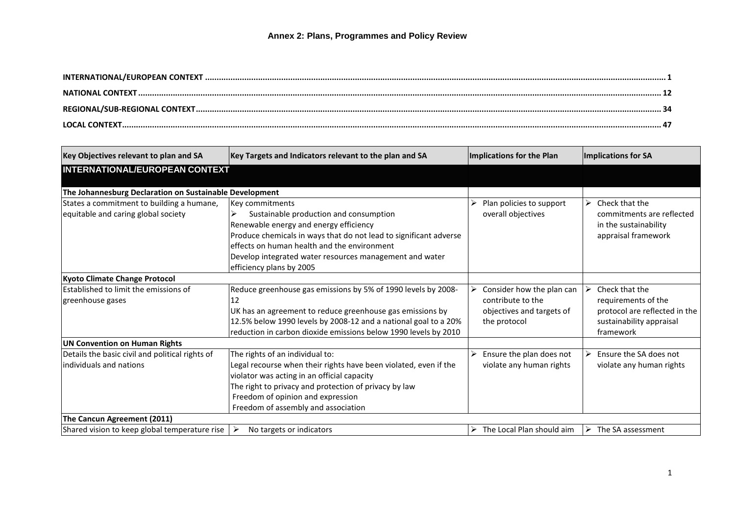# Annex 2: Plans, Programmes and Policy Review

| | |
|---|---|
| INTERNATIONAL/EUROPEAN CONTEXT | 1 |
| NATIONAL CONTEXT | 12 |
| REGIONAL/SUB-REGIONAL CONTEXT | 34 |
| LOCAL CONTEXT | 47 |

| Key Objectives relevant to plan and SA | Key Targets and Indicators relevant to the plan and SA | Implications for the Plan | Implications for SA |
|---|---|---|---|
| **INTERNATIONAL/EUROPEAN CONTEXT** | | | |
| **The Johannesburg Declaration on Sustainable Development** | | | |
| States a commitment to building a humane, equitable and caring global society | Key commitments<br>➢ Sustainable production and consumption<br>Renewable energy and energy efficiency<br>Produce chemicals in ways that do not lead to significant adverse effects on human health and the environment<br>Develop integrated water resources management and water efficiency plans by 2005 | ➢ Plan policies to support overall objectives | ➢ Check that the commitments are reflected in the sustainability appraisal framework |
| **Kyoto Climate Change Protocol** | | | |
| Established to limit the emissions of greenhouse gases | Reduce greenhouse gas emissions by 5% of 1990 levels by 2008-12<br>UK has an agreement to reduce greenhouse gas emissions by 12.5% below 1990 levels by 2008-12 and a national goal to a 20% reduction in carbon dioxide emissions below 1990 levels by 2010 | ➢ Consider how the plan can contribute to the objectives and targets of the protocol | ➢ Check that the requirements of the protocol are reflected in the sustainability appraisal framework |
| **UN Convention on Human Rights** | | | |
| Details the basic civil and political rights of individuals and nations | The rights of an individual to:<br>Legal recourse when their rights have been violated, even if the violator was acting in an official capacity<br>The right to privacy and protection of privacy by law<br>Freedom of opinion and expression<br>Freedom of assembly and association | ➢ Ensure the plan does not violate any human rights | ➢ Ensure the SA does not violate any human rights |
| **The Cancun Agreement (2011)** | | | |
| Shared vision to keep global temperature rise | ➢ No targets or indicators | ➢ The Local Plan should aim | ➢ The SA assessment |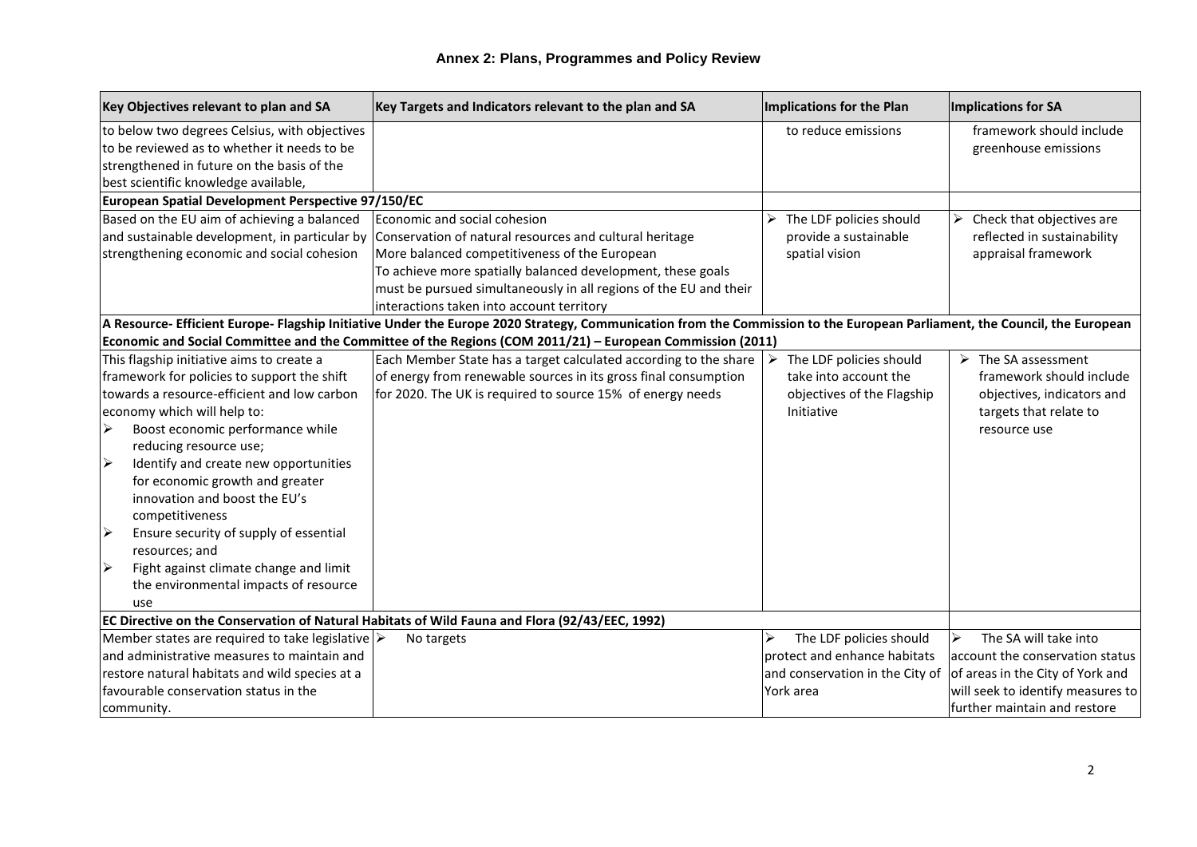## Annex 2: Plans, Programmes and Policy Review

| Key Objectives relevant to plan and SA | Key Targets and Indicators relevant to the plan and SA | Implications for the Plan | Implications for SA |
|---|---|---|---|
| to below two degrees Celsius, with objectives to be reviewed as to whether it needs to be strengthened in future on the basis of the best scientific knowledge available, | | to reduce emissions | framework should include greenhouse emissions |
| **European Spatial Development Perspective 97/150/EC** | | | |
| Based on the EU aim of achieving a balanced and sustainable development, in particular by strengthening economic and social cohesion | Economic and social cohesion<br>Conservation of natural resources and cultural heritage<br>More balanced competitiveness of the European<br>To achieve more spatially balanced development, these goals must be pursued simultaneously in all regions of the EU and their interactions taken into account territory | ➢ The LDF policies should provide a sustainable spatial vision | ➢ Check that objectives are reflected in sustainability appraisal framework |
| **A Resource- Efficient Europe- Flagship Initiative Under the Europe 2020 Strategy, Communication from the Commission to the European Parliament, the Council, the European Economic and Social Committee and the Committee of the Regions (COM 2011/21) – European Commission (2011)** | | | |
| This flagship initiative aims to create a framework for policies to support the shift towards a resource-efficient and low carbon economy which will help to:<br>➢ Boost economic performance while reducing resource use;<br>➢ Identify and create new opportunities for economic growth and greater innovation and boost the EU's competitiveness<br>➢ Ensure security of supply of essential resources; and<br>➢ Fight against climate change and limit the environmental impacts of resource use | Each Member State has a target calculated according to the share of energy from renewable sources in its gross final consumption for 2020. The UK is required to source 15% of energy needs | ➢ The LDF policies should take into account the objectives of the Flagship Initiative | ➢ The SA assessment framework should include objectives, indicators and targets that relate to resource use |
| **EC Directive on the Conservation of Natural Habitats of Wild Fauna and Flora (92/43/EEC, 1992)** | | | |
| Member states are required to take legislative and administrative measures to maintain and restore natural habitats and wild species at a favourable conservation status in the community. | ➢ No targets | ➢ The LDF policies should protect and enhance habitats and conservation in the City of York area | ➢ The SA will take into account the conservation status of areas in the City of York and will seek to identify measures to further maintain and restore |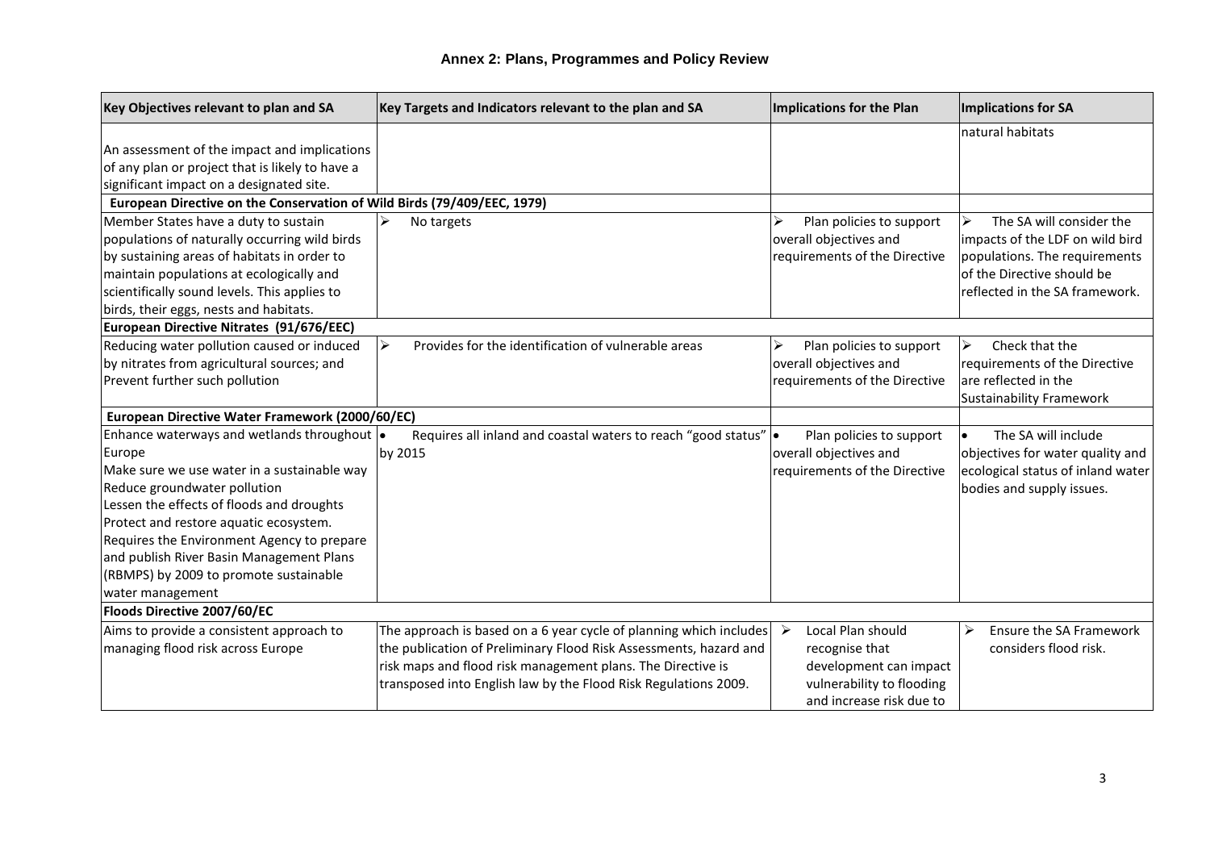## Annex 2: Plans, Programmes and Policy Review

| Key Objectives relevant to plan and SA | Key Targets and Indicators relevant to the plan and SA | Implications for the Plan | Implications for SA |
|---|---|---|---|
| An assessment of the impact and implications of any plan or project that is likely to have a significant impact on a designated site. | | | natural habitats |
| **European Directive on the Conservation of Wild Birds (79/409/EEC, 1979)** | | | |
| Member States have a duty to sustain populations of naturally occurring wild birds by sustaining areas of habitats in order to maintain populations at ecologically and scientifically sound levels. This applies to birds, their eggs, nests and habitats. | ➢ No targets | ➢ Plan policies to support overall objectives and requirements of the Directive | ➢ The SA will consider the impacts of the LDF on wild bird populations. The requirements of the Directive should be reflected in the SA framework. |
| **European Directive Nitrates (91/676/EEC)** | | | |
| Reducing water pollution caused or induced by nitrates from agricultural sources; and Prevent further such pollution | ➢ Provides for the identification of vulnerable areas | ➢ Plan policies to support overall objectives and requirements of the Directive | ➢ Check that the requirements of the Directive are reflected in the Sustainability Framework |
| **European Directive Water Framework (2000/60/EC)** | | | |
| Enhance waterways and wetlands throughout Europe<br>Make sure we use water in a sustainable way<br>Reduce groundwater pollution<br>Lessen the effects of floods and droughts<br>Protect and restore aquatic ecosystem.<br>Requires the Environment Agency to prepare and publish River Basin Management Plans (RBMPS) by 2009 to promote sustainable water management | • Requires all inland and coastal waters to reach "good status" by 2015 | • Plan policies to support overall objectives and requirements of the Directive | • The SA will include objectives for water quality and ecological status of inland water bodies and supply issues. |
| **Floods Directive 2007/60/EC** | | | |
| Aims to provide a consistent approach to managing flood risk across Europe | The approach is based on a 6 year cycle of planning which includes the publication of Preliminary Flood Risk Assessments, hazard and risk maps and flood risk management plans. The Directive is transposed into English law by the Flood Risk Regulations 2009. | ➢ Local Plan should recognise that development can impact vulnerability to flooding and increase risk due to | ➢ Ensure the SA Framework considers flood risk. |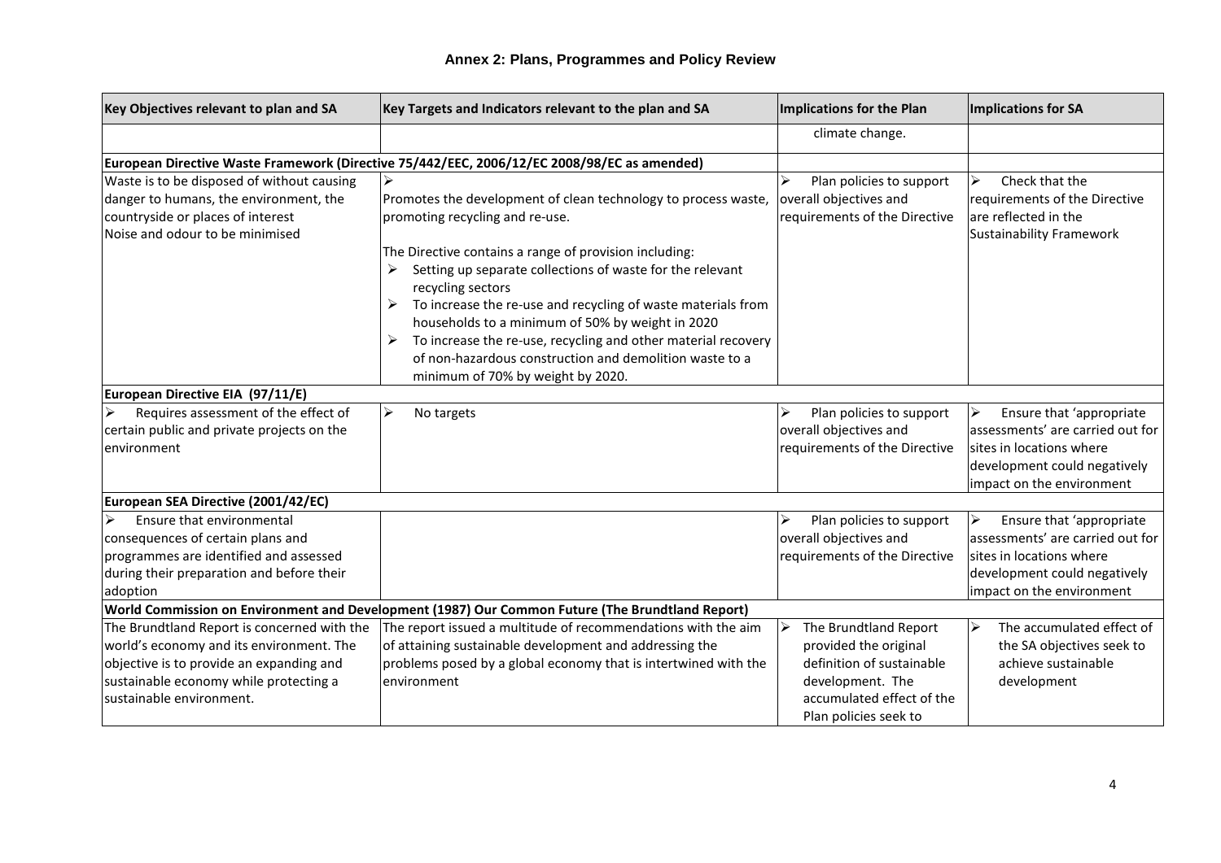## Annex 2: Plans, Programmes and Policy Review

| Key Objectives relevant to plan and SA | Key Targets and Indicators relevant to the plan and SA | Implications for the Plan | Implications for SA |
|---|---|---|---|
| | | climate change. | |
| **European Directive Waste Framework (Directive 75/442/EEC, 2006/12/EC 2008/98/EC as amended)** | | | |
| Waste is to be disposed of without causing danger to humans, the environment, the countryside or places of interest<br>Noise and odour to be minimised | ➢<br>Promotes the development of clean technology to process waste, promoting recycling and re-use.<br><br>The Directive contains a range of provision including:<br>➢ Setting up separate collections of waste for the relevant recycling sectors<br>➢ To increase the re-use and recycling of waste materials from households to a minimum of 50% by weight in 2020<br>➢ To increase the re-use, recycling and other material recovery of non-hazardous construction and demolition waste to a minimum of 70% by weight by 2020. | ➢ Plan policies to support overall objectives and requirements of the Directive | ➢ Check that the requirements of the Directive are reflected in the Sustainability Framework |
| **European Directive EIA (97/11/E)** | | | |
| ➢ Requires assessment of the effect of certain public and private projects on the environment | ➢ No targets | ➢ Plan policies to support overall objectives and requirements of the Directive | ➢ Ensure that 'appropriate assessments' are carried out for sites in locations where development could negatively impact on the environment |
| **European SEA Directive (2001/42/EC)** | | | |
| ➢ Ensure that environmental consequences of certain plans and programmes are identified and assessed during their preparation and before their adoption | | ➢ Plan policies to support overall objectives and requirements of the Directive | ➢ Ensure that 'appropriate assessments' are carried out for sites in locations where development could negatively impact on the environment |
| **World Commission on Environment and Development (1987) Our Common Future (The Brundtland Report)** | | | |
| The Brundtland Report is concerned with the world's economy and its environment. The objective is to provide an expanding and sustainable economy while protecting a sustainable environment. | The report issued a multitude of recommendations with the aim of attaining sustainable development and addressing the problems posed by a global economy that is intertwined with the environment | ➢ The Brundtland Report provided the original definition of sustainable development. The accumulated effect of the Plan policies seek to | ➢ The accumulated effect of the SA objectives seek to achieve sustainable development |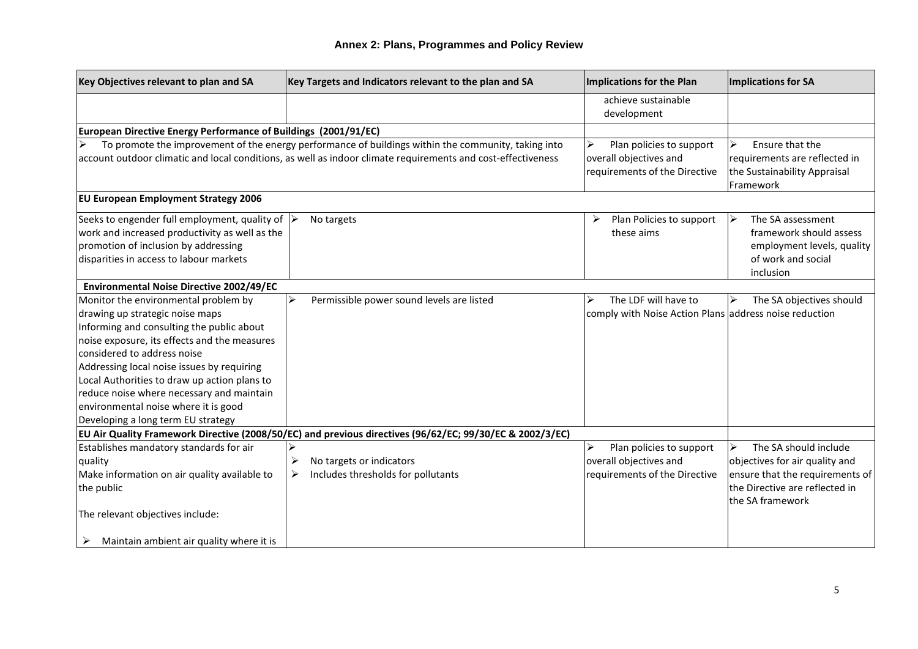## Annex 2: Plans, Programmes and Policy Review

| Key Objectives relevant to plan and SA | Key Targets and Indicators relevant to the plan and SA | Implications for the Plan | Implications for SA |
|---|---|---|---|
| | | achieve sustainable development | |
| **European Directive Energy Performance of Buildings (2001/91/EC)** | | | |
| ➢ To promote the improvement of the energy performance of buildings within the community, taking into account outdoor climatic and local conditions, as well as indoor climate requirements and cost-effectiveness | | ➢ Plan policies to support overall objectives and requirements of the Directive | ➢ Ensure that the requirements are reflected in the Sustainability Appraisal Framework |
| **EU European Employment Strategy 2006** | | | |
| Seeks to engender full employment, quality of work and increased productivity as well as the promotion of inclusion by addressing disparities in access to labour markets | ➢ No targets | ➢ Plan Policies to support these aims | ➢ The SA assessment framework should assess employment levels, quality of work and social inclusion |
| **Environmental Noise Directive 2002/49/EC** | | | |
| Monitor the environmental problem by drawing up strategic noise maps<br>Informing and consulting the public about noise exposure, its effects and the measures considered to address noise<br>Addressing local noise issues by requiring Local Authorities to draw up action plans to reduce noise where necessary and maintain environmental noise where it is good<br>Developing a long term EU strategy | ➢ Permissible power sound levels are listed | ➢ The LDF will have to comply with Noise Action Plans | ➢ The SA objectives should address noise reduction |
| **EU Air Quality Framework Directive (2008/50/EC) and previous directives (96/62/EC; 99/30/EC & 2002/3/EC)** | | | |
| Establishes mandatory standards for air quality<br>Make information on air quality available to the public<br><br>The relevant objectives include:<br><br>➢ Maintain ambient air quality where it is | ➢<br>➢ No targets or indicators<br>➢ Includes thresholds for pollutants | ➢ Plan policies to support overall objectives and requirements of the Directive | ➢ The SA should include objectives for air quality and ensure that the requirements of the Directive are reflected in the SA framework |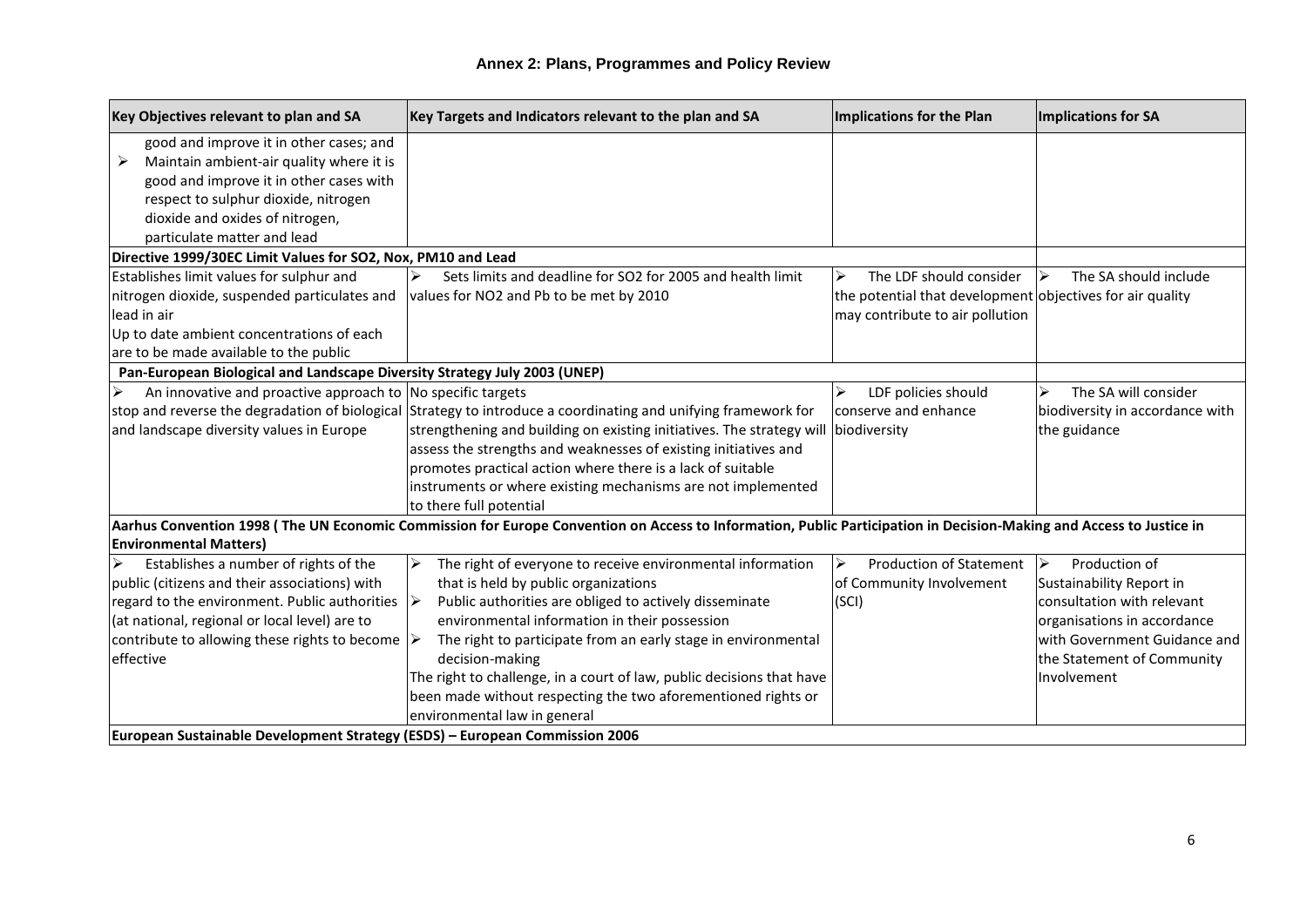## Annex 2: Plans, Programmes and Policy Review

| Key Objectives relevant to plan and SA | Key Targets and Indicators relevant to the plan and SA | Implications for the Plan | Implications for SA |
|---|---|---|---|
| good and improve it in other cases; and<br>➢ Maintain ambient-air quality where it is good and improve it in other cases with respect to sulphur dioxide, nitrogen dioxide and oxides of nitrogen, particulate matter and lead | | | |
| **Directive 1999/30EC Limit Values for SO2, Nox, PM10 and Lead** | | | |
| Establishes limit values for sulphur and nitrogen dioxide, suspended particulates and lead in air<br>Up to date ambient concentrations of each are to be made available to the public | ➢ Sets limits and deadline for SO2 for 2005 and health limit values for NO2 and Pb to be met by 2010 | ➢ The LDF should consider the potential that development may contribute to air pollution | ➢ The SA should include objectives for air quality |
| **Pan-European Biological and Landscape Diversity Strategy July 2003 (UNEP)** | | | |
| ➢ An innovative and proactive approach to stop and reverse the degradation of biological and landscape diversity values in Europe | No specific targets<br>Strategy to introduce a coordinating and unifying framework for strengthening and building on existing initiatives. The strategy will assess the strengths and weaknesses of existing initiatives and promotes practical action where there is a lack of suitable instruments or where existing mechanisms are not implemented to there full potential | ➢ LDF policies should conserve and enhance biodiversity | ➢ The SA will consider biodiversity in accordance with the guidance |
| **Aarhus Convention 1998 ( The UN Economic Commission for Europe Convention on Access to Information, Public Participation in Decision-Making and Access to Justice in Environmental Matters)** | | | |
| ➢ Establishes a number of rights of the public (citizens and their associations) with regard to the environment. Public authorities (at national, regional or local level) are to contribute to allowing these rights to become effective | ➢ The right of everyone to receive environmental information that is held by public organizations<br>➢ Public authorities are obliged to actively disseminate environmental information in their possession<br>➢ The right to participate from an early stage in environmental decision-making<br>The right to challenge, in a court of law, public decisions that have been made without respecting the two aforementioned rights or environmental law in general | ➢ Production of Statement of Community Involvement (SCI) | ➢ Production of Sustainability Report in consultation with relevant organisations in accordance with Government Guidance and the Statement of Community Involvement |
| **European Sustainable Development Strategy (ESDS) – European Commission 2006** | | | |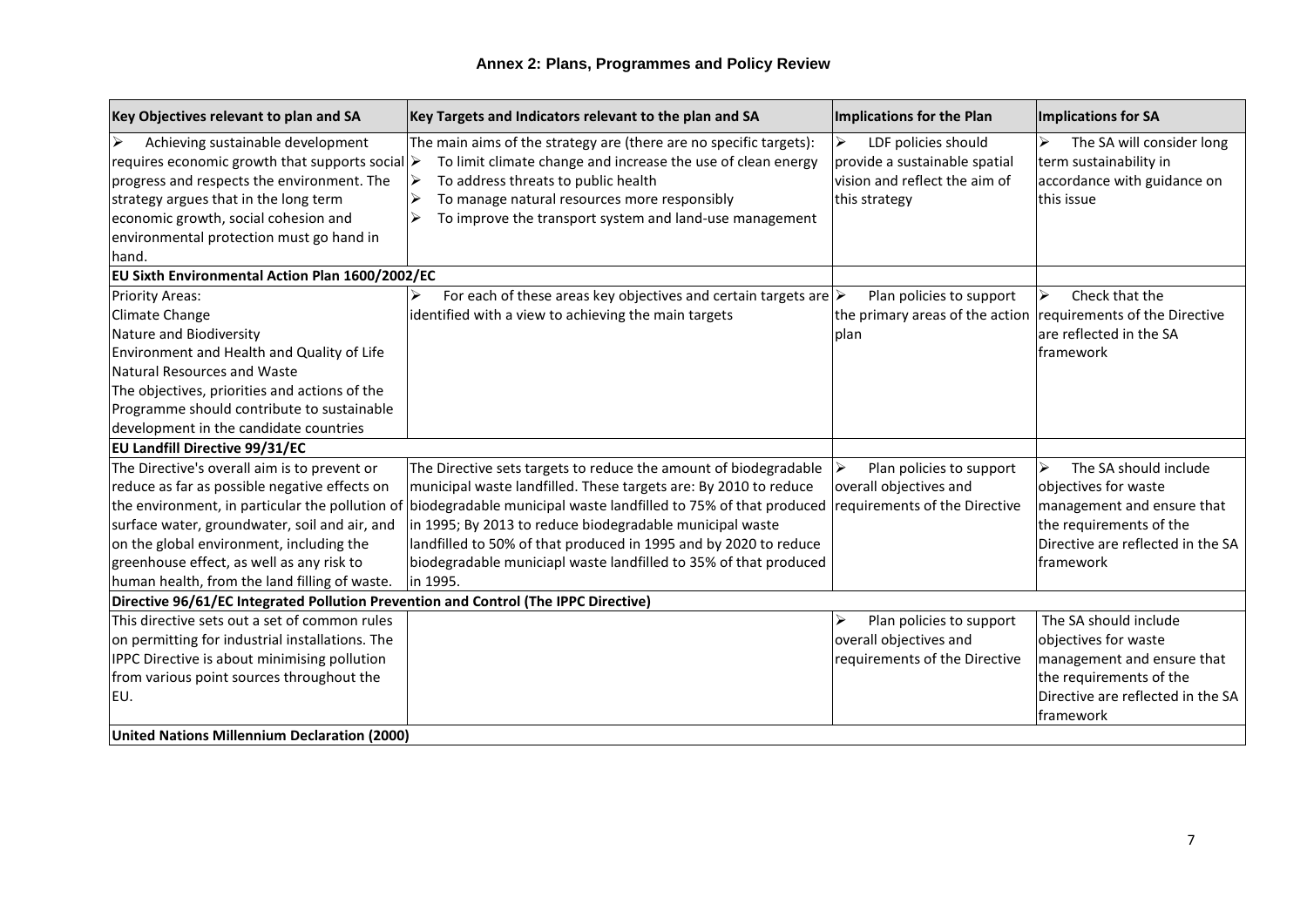## Annex 2: Plans, Programmes and Policy Review

| Key Objectives relevant to plan and SA | Key Targets and Indicators relevant to the plan and SA | Implications for the Plan | Implications for SA |
|---|---|---|---|
| ➢ Achieving sustainable development requires economic growth that supports social progress and respects the environment. The strategy argues that in the long term economic growth, social cohesion and environmental protection must go hand in hand. | The main aims of the strategy are (there are no specific targets):<br>➢ To limit climate change and increase the use of clean energy<br>➢ To address threats to public health<br>➢ To manage natural resources more responsibly<br>➢ To improve the transport system and land-use management | ➢ LDF policies should provide a sustainable spatial vision and reflect the aim of this strategy | ➢ The SA will consider long term sustainability in accordance with guidance on this issue |
| **EU Sixth Environmental Action Plan 1600/2002/EC** | | | |
| Priority Areas:<br>Climate Change<br>Nature and Biodiversity<br>Environment and Health and Quality of Life<br>Natural Resources and Waste<br>The objectives, priorities and actions of the Programme should contribute to sustainable development in the candidate countries | ➢ For each of these areas key objectives and certain targets are identified with a view to achieving the main targets | ➢ Plan policies to support the primary areas of the action plan | ➢ Check that the requirements of the Directive are reflected in the SA framework |
| **EU Landfill Directive 99/31/EC** | | | |
| The Directive's overall aim is to prevent or reduce as far as possible negative effects on the environment, in particular the pollution of surface water, groundwater, soil and air, and on the global environment, including the greenhouse effect, as well as any risk to human health, from the land filling of waste. | The Directive sets targets to reduce the amount of biodegradable municipal waste landfilled. These targets are: By 2010 to reduce biodegradable municipal waste landfilled to 75% of that produced in 1995; By 2013 to reduce biodegradable municipal waste landfilled to 50% of that produced in 1995 and by 2020 to reduce biodegradable municiapl waste landfilled to 35% of that produced in 1995. | ➢ Plan policies to support overall objectives and requirements of the Directive | ➢ The SA should include objectives for waste management and ensure that the requirements of the Directive are reflected in the SA framework |
| **Directive 96/61/EC Integrated Pollution Prevention and Control (The IPPC Directive)** | | | |
| This directive sets out a set of common rules on permitting for industrial installations. The IPPC Directive is about minimising pollution from various point sources throughout the EU. | | ➢ Plan policies to support overall objectives and requirements of the Directive | The SA should include objectives for waste management and ensure that the requirements of the Directive are reflected in the SA framework |
| **United Nations Millennium Declaration (2000)** | | | |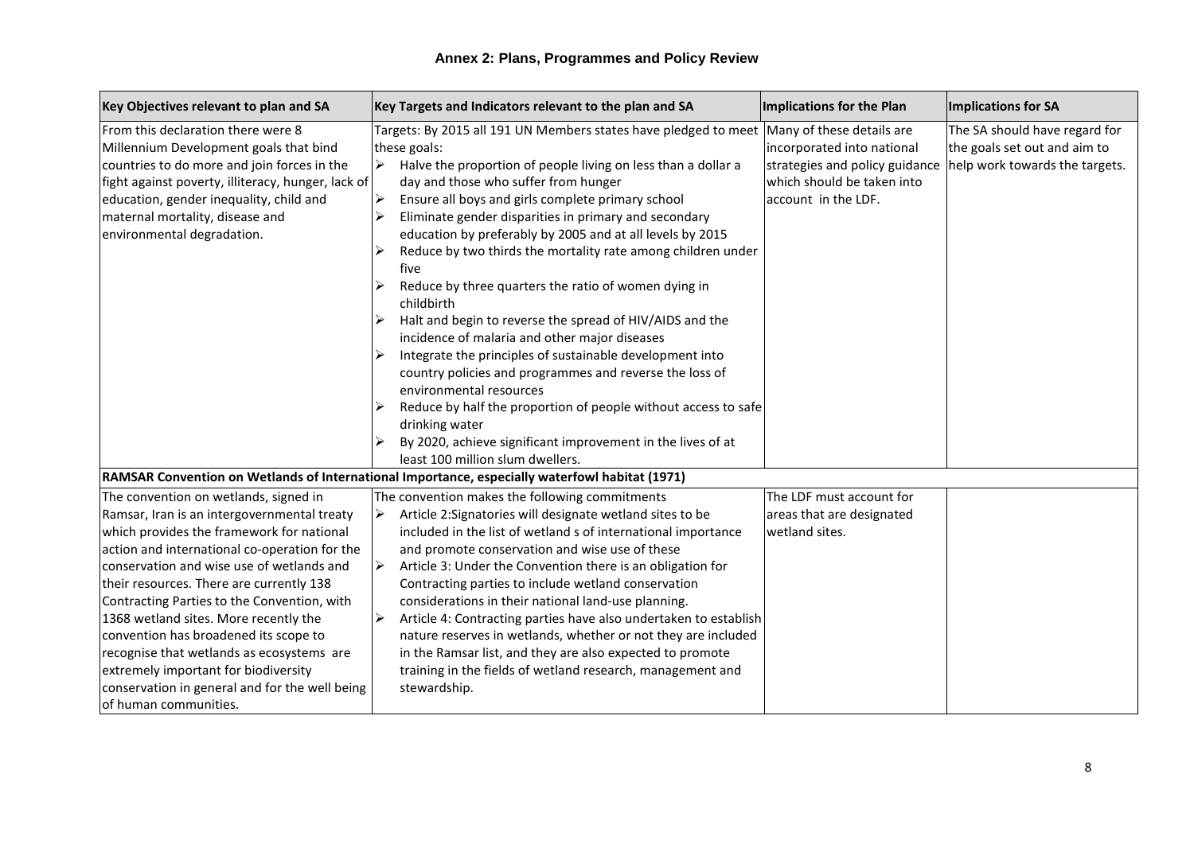## Annex 2: Plans, Programmes and Policy Review

| Key Objectives relevant to plan and SA | Key Targets and Indicators relevant to the plan and SA | Implications for the Plan | Implications for SA |
|---|---|---|---|
| From this declaration there were 8 Millennium Development goals that bind countries to do more and join forces in the fight against poverty, illiteracy, hunger, lack of education, gender inequality, child and maternal mortality, disease and environmental degradation. | Targets: By 2015 all 191 UN Members states have pledged to meet these goals: <br>➢ Halve the proportion of people living on less than a dollar a day and those who suffer from hunger <br>➢ Ensure all boys and girls complete primary school <br>➢ Eliminate gender disparities in primary and secondary education by preferably by 2005 and at all levels by 2015 <br>➢ Reduce by two thirds the mortality rate among children under five <br>➢ Reduce by three quarters the ratio of women dying in childbirth <br>➢ Halt and begin to reverse the spread of HIV/AIDS and the incidence of malaria and other major diseases <br>➢ Integrate the principles of sustainable development into country policies and programmes and reverse the loss of environmental resources <br>➢ Reduce by half the proportion of people without access to safe drinking water <br>➢ By 2020, achieve significant improvement in the lives of at least 100 million slum dwellers. | Many of these details are incorporated into national strategies and policy guidance which should be taken into account in the LDF. | The SA should have regard for the goals set out and aim to help work towards the targets. |
| **RAMSAR Convention on Wetlands of International Importance, especially waterfowl habitat (1971)** | | | |
| The convention on wetlands, signed in Ramsar, Iran is an intergovernmental treaty which provides the framework for national action and international co-operation for the conservation and wise use of wetlands and their resources. There are currently 138 Contracting Parties to the Convention, with 1368 wetland sites. More recently the convention has broadened its scope to recognise that wetlands as ecosystems are extremely important for biodiversity conservation in general and for the well being of human communities. | The convention makes the following commitments <br>➢ Article 2:Signatories will designate wetland sites to be included in the list of wetland s of international importance and promote conservation and wise use of these <br>➢ Article 3: Under the Convention there is an obligation for Contracting parties to include wetland conservation considerations in their national land-use planning. <br>➢ Article 4: Contracting parties have also undertaken to establish nature reserves in wetlands, whether or not they are included in the Ramsar list, and they are also expected to promote training in the fields of wetland research, management and stewardship. | The LDF must account for areas that are designated wetland sites. | |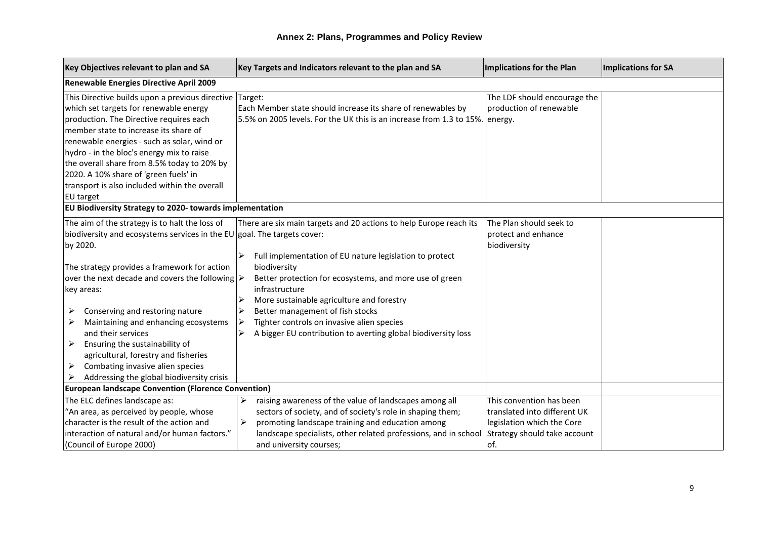## Annex 2: Plans, Programmes and Policy Review

| Key Objectives relevant to plan and SA | Key Targets and Indicators relevant to the plan and SA | Implications for the Plan | Implications for SA |
|---|---|---|---|
| **Renewable Energies Directive April 2009** | | | |
| This Directive builds upon a previous directive which set targets for renewable energy production. The Directive requires each member state to increase its share of renewable energies - such as solar, wind or hydro - in the bloc's energy mix to raise the overall share from 8.5% today to 20% by 2020. A 10% share of 'green fuels' in transport is also included within the overall EU target | Target:<br>Each Member state should increase its share of renewables by 5.5% on 2005 levels. For the UK this is an increase from 1.3 to 15%. | The LDF should encourage the production of renewable energy. | |
| **EU Biodiversity Strategy to 2020- towards implementation** | | | |
| The aim of the strategy is to halt the loss of biodiversity and ecosystems services in the EU by 2020.<br><br>The strategy provides a framework for action over the next decade and covers the following key areas:<br><br>➢ Conserving and restoring nature<br>➢ Maintaining and enhancing ecosystems and their services<br>➢ Ensuring the sustainability of agricultural, forestry and fisheries<br>➢ Combating invasive alien species<br>➢ Addressing the global biodiversity crisis | There are six main targets and 20 actions to help Europe reach its goal. The targets cover:<br><br>➢ Full implementation of EU nature legislation to protect biodiversity<br>➢ Better protection for ecosystems, and more use of green infrastructure<br>➢ More sustainable agriculture and forestry<br>➢ Better management of fish stocks<br>➢ Tighter controls on invasive alien species<br>➢ A bigger EU contribution to averting global biodiversity loss | The Plan should seek to protect and enhance biodiversity | |
| **European landscape Convention (Florence Convention)** | | | |
| The ELC defines landscape as:<br>"An area, as perceived by people, whose character is the result of the action and interaction of natural and/or human factors." (Council of Europe 2000) | ➢ raising awareness of the value of landscapes among all sectors of society, and of society's role in shaping them;<br>➢ promoting landscape training and education among landscape specialists, other related professions, and in school and university courses; | This convention has been translated into different UK legislation which the Core Strategy should take account of. | |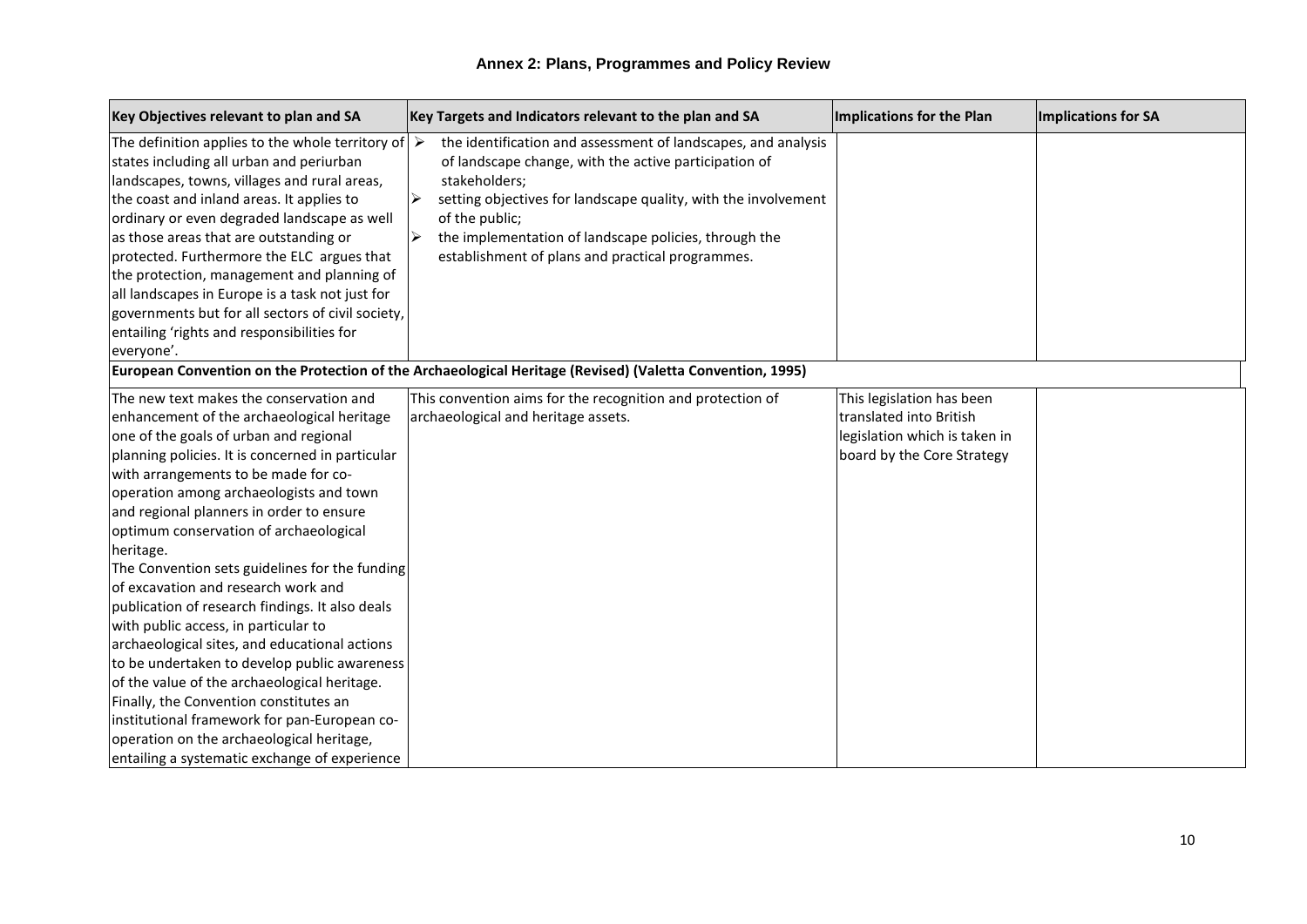## Annex 2: Plans, Programmes and Policy Review

| Key Objectives relevant to plan and SA | Key Targets and Indicators relevant to the plan and SA | Implications for the Plan | Implications for SA |
|---|---|---|---|
| The definition applies to the whole territory of states including all urban and periurban landscapes, towns, villages and rural areas, the coast and inland areas. It applies to ordinary or even degraded landscape as well as those areas that are outstanding or protected. Furthermore the ELC argues that the protection, management and planning of all landscapes in Europe is a task not just for governments but for all sectors of civil society, entailing 'rights and responsibilities for everyone'. | ➢ the identification and assessment of landscapes, and analysis of landscape change, with the active participation of stakeholders;<br>➢ setting objectives for landscape quality, with the involvement of the public;<br>➢ the implementation of landscape policies, through the establishment of plans and practical programmes. | | |
| **European Convention on the Protection of the Archaeological Heritage (Revised) (Valetta Convention, 1995)** | | | |
| The new text makes the conservation and enhancement of the archaeological heritage one of the goals of urban and regional planning policies. It is concerned in particular with arrangements to be made for co-operation among archaeologists and town and regional planners in order to ensure optimum conservation of archaeological heritage.<br>The Convention sets guidelines for the funding of excavation and research work and publication of research findings. It also deals with public access, in particular to archaeological sites, and educational actions to be undertaken to develop public awareness of the value of the archaeological heritage. Finally, the Convention constitutes an institutional framework for pan-European co-operation on the archaeological heritage, entailing a systematic exchange of experience | This convention aims for the recognition and protection of archaeological and heritage assets. | This legislation has been translated into British legislation which is taken in board by the Core Strategy | |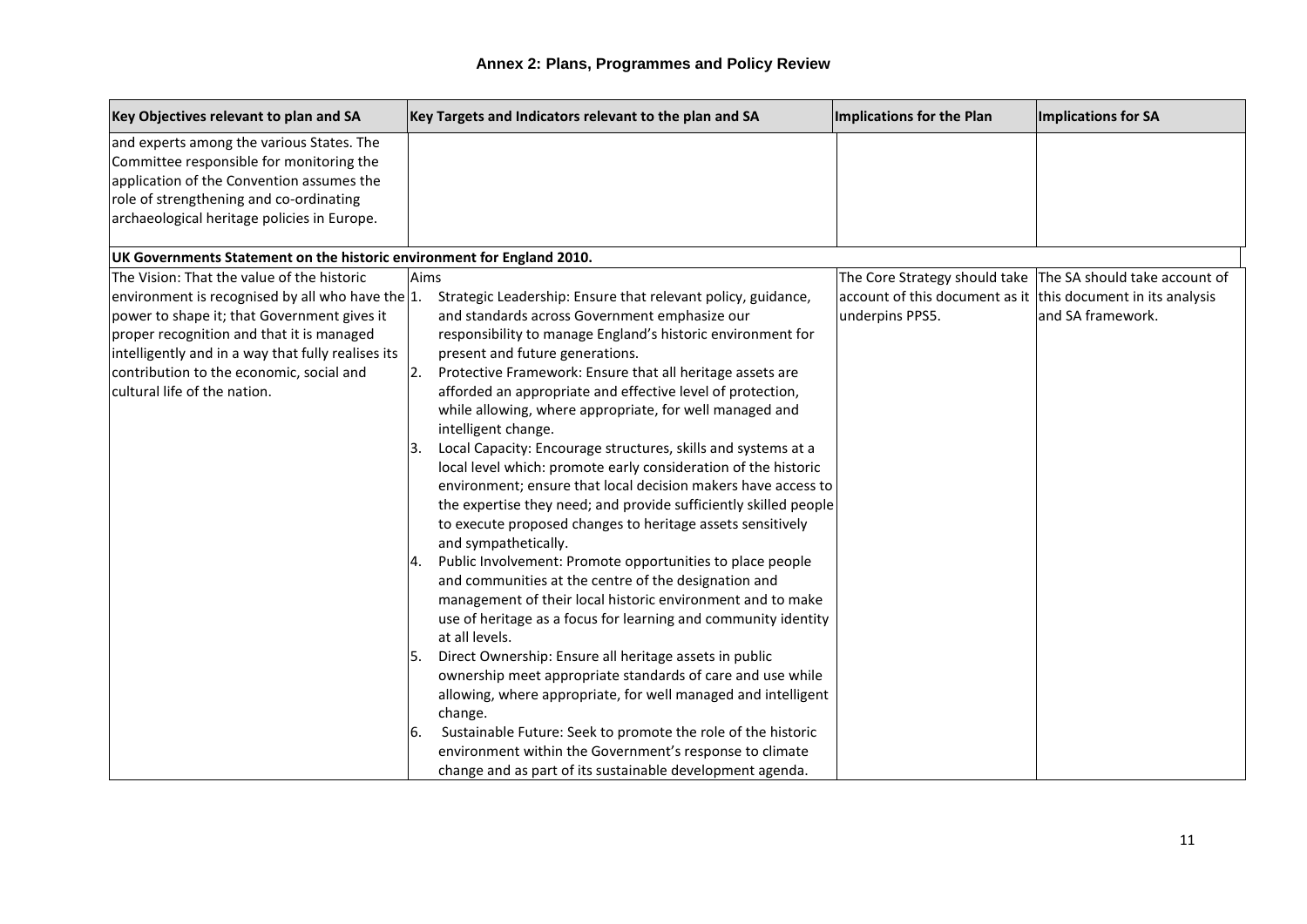## Annex 2: Plans, Programmes and Policy Review

| Key Objectives relevant to plan and SA | Key Targets and Indicators relevant to the plan and SA | Implications for the Plan | Implications for SA |
|---|---|---|---|
| and experts among the various States. The Committee responsible for monitoring the application of the Convention assumes the role of strengthening and co-ordinating archaeological heritage policies in Europe. | | | |
| **UK Governments Statement on the historic environment for England 2010.** | | | |
| The Vision: That the value of the historic environment is recognised by all who have the power to shape it; that Government gives it proper recognition and that it is managed intelligently and in a way that fully realises its contribution to the economic, social and cultural life of the nation. | Aims<br>1. Strategic Leadership: Ensure that relevant policy, guidance, and standards across Government emphasize our responsibility to manage England's historic environment for present and future generations.<br>2. Protective Framework: Ensure that all heritage assets are afforded an appropriate and effective level of protection, while allowing, where appropriate, for well managed and intelligent change.<br>3. Local Capacity: Encourage structures, skills and systems at a local level which: promote early consideration of the historic environment; ensure that local decision makers have access to the expertise they need; and provide sufficiently skilled people to execute proposed changes to heritage assets sensitively and sympathetically.<br>4. Public Involvement: Promote opportunities to place people and communities at the centre of the designation and management of their local historic environment and to make use of heritage as a focus for learning and community identity at all levels.<br>5. Direct Ownership: Ensure all heritage assets in public ownership meet appropriate standards of care and use while allowing, where appropriate, for well managed and intelligent change.<br>6. Sustainable Future: Seek to promote the role of the historic environment within the Government's response to climate change and as part of its sustainable development agenda. | The Core Strategy should take account of this document as it underpins PPS5. | The SA should take account of this document in its analysis and SA framework. |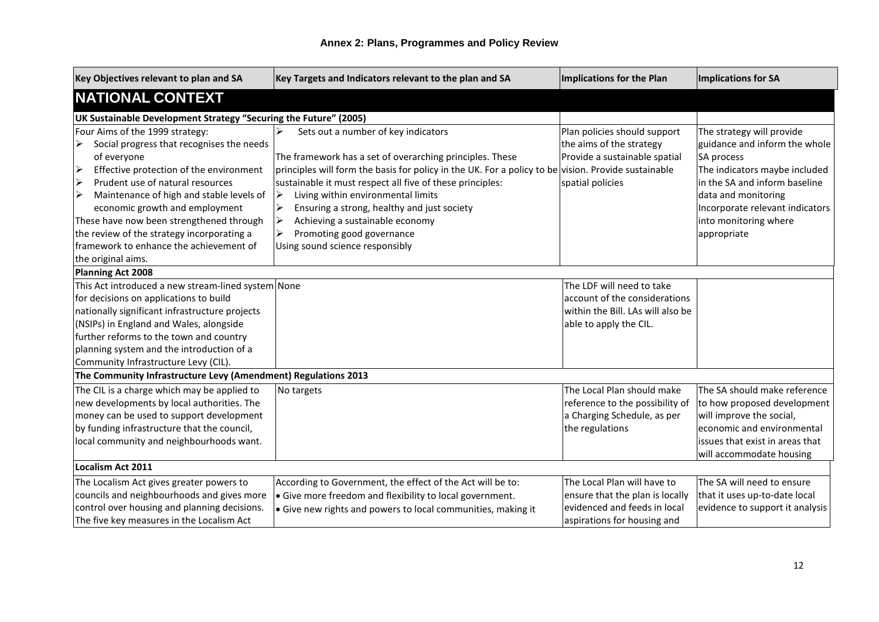# Annex 2: Plans, Programmes and Policy Review

| Key Objectives relevant to plan and SA | Key Targets and Indicators relevant to the plan and SA | Implications for the Plan | Implications for SA |
|---|---|---|---|
| **NATIONAL CONTEXT** | | | |
| **UK Sustainable Development Strategy "Securing the Future" (2005)** | | | |
| Four Aims of the 1999 strategy:<br>➢ Social progress that recognises the needs of everyone<br>➢ Effective protection of the environment<br>➢ Prudent use of natural resources<br>➢ Maintenance of high and stable levels of economic growth and employment<br>These have now been strengthened through the review of the strategy incorporating a framework to enhance the achievement of the original aims. | ➢ Sets out a number of key indicators<br><br>The framework has a set of overarching principles. These principles will form the basis for policy in the UK. For a policy to be sustainable it must respect all five of these principles:<br>➢ Living within environmental limits<br>➢ Ensuring a strong, healthy and just society<br>➢ Achieving a sustainable economy<br>➢ Promoting good governance<br>Using sound science responsibly | Plan policies should support the aims of the strategy<br>Provide a sustainable spatial vision. Provide sustainable spatial policies | The strategy will provide guidance and inform the whole SA process<br>The indicators maybe included in the SA and inform baseline data and monitoring<br>Incorporate relevant indicators into monitoring where appropriate |
| **Planning Act 2008** | | | |
| This Act introduced a new stream-lined system for decisions on applications to build nationally significant infrastructure projects (NSIPs) in England and Wales, alongside further reforms to the town and country planning system and the introduction of a Community Infrastructure Levy (CIL). | None | The LDF will need to take account of the considerations within the Bill. LAs will also be able to apply the CIL. | |
| **The Community Infrastructure Levy (Amendment) Regulations 2013** | | | |
| The CIL is a charge which may be applied to new developments by local authorities. The money can be used to support development by funding infrastructure that the council, local community and neighbourhoods want. | No targets | The Local Plan should make reference to the possibility of a Charging Schedule, as per the regulations | The SA should make reference to how proposed development will improve the social, economic and environmental issues that exist in areas that will accommodate housing |
| **Localism Act 2011** | | | |
| The Localism Act gives greater powers to councils and neighbourhoods and gives more control over housing and planning decisions. The five key measures in the Localism Act | According to Government, the effect of the Act will be to:<br>• Give more freedom and flexibility to local government.<br>• Give new rights and powers to local communities, making it | The Local Plan will have to ensure that the plan is locally evidenced and feeds in local aspirations for housing and | The SA will need to ensure that it uses up-to-date local evidence to support it analysis |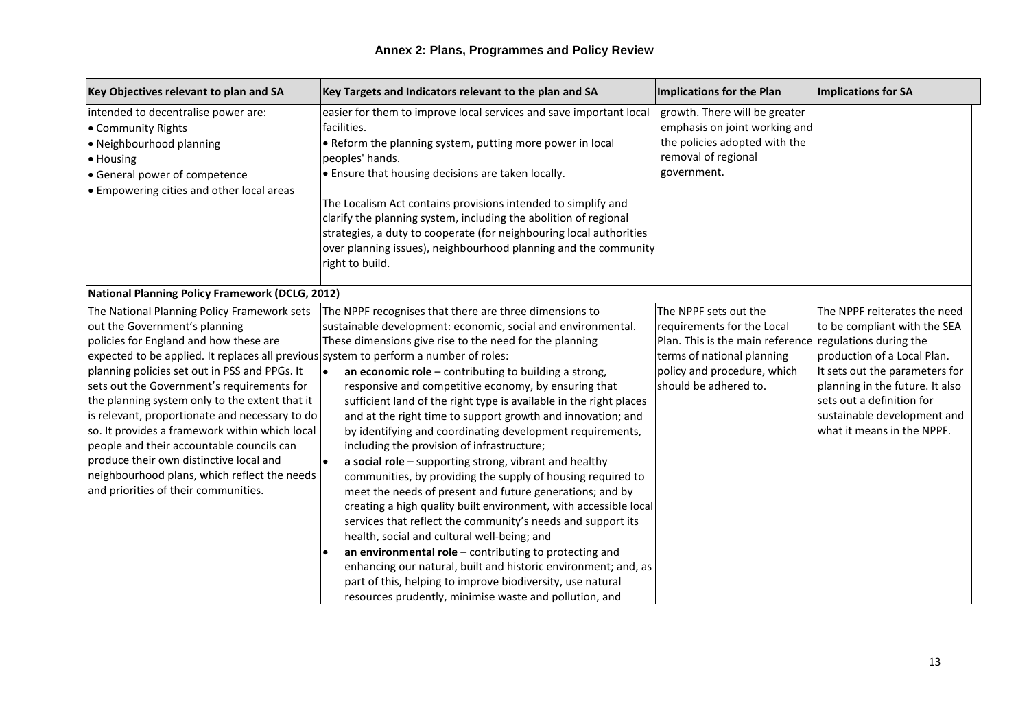## Annex 2: Plans, Programmes and Policy Review

| Key Objectives relevant to plan and SA | Key Targets and Indicators relevant to the plan and SA | Implications for the Plan | Implications for SA |
|---|---|---|---|
| intended to decentralise power are:<br>• Community Rights<br>• Neighbourhood planning<br>• Housing<br>• General power of competence<br>• Empowering cities and other local areas | easier for them to improve local services and save important local facilities.<br>• Reform the planning system, putting more power in local peoples' hands.<br>• Ensure that housing decisions are taken locally.<br><br>The Localism Act contains provisions intended to simplify and clarify the planning system, including the abolition of regional strategies, a duty to cooperate (for neighbouring local authorities over planning issues), neighbourhood planning and the community right to build. | growth. There will be greater emphasis on joint working and the policies adopted with the removal of regional government. | |
| **National Planning Policy Framework (DCLG, 2012)** | | | |
| The National Planning Policy Framework sets out the Government's planning policies for England and how these are expected to be applied. It replaces all previous planning policies set out in PSS and PPGs. It sets out the Government's requirements for the planning system only to the extent that it is relevant, proportionate and necessary to do so. It provides a framework within which local people and their accountable councils can produce their own distinctive local and neighbourhood plans, which reflect the needs and priorities of their communities. | The NPPF recognises that there are three dimensions to sustainable development: economic, social and environmental. These dimensions give rise to the need for the planning system to perform a number of roles:<br>• **an economic role** – contributing to building a strong, responsive and competitive economy, by ensuring that sufficient land of the right type is available in the right places and at the right time to support growth and innovation; and by identifying and coordinating development requirements, including the provision of infrastructure;<br>• **a social role** – supporting strong, vibrant and healthy communities, by providing the supply of housing required to meet the needs of present and future generations; and by creating a high quality built environment, with accessible local services that reflect the community's needs and support its health, social and cultural well-being; and<br>• **an environmental role** – contributing to protecting and enhancing our natural, built and historic environment; and, as part of this, helping to improve biodiversity, use natural resources prudently, minimise waste and pollution, and | The NPPF sets out the requirements for the Local Plan. This is the main reference terms of national planning policy and procedure, which should be adhered to. | The NPPF reiterates the need to be compliant with the SEA regulations during the production of a Local Plan. It sets out the parameters for planning in the future. It also sets out a definition for sustainable development and what it means in the NPPF. |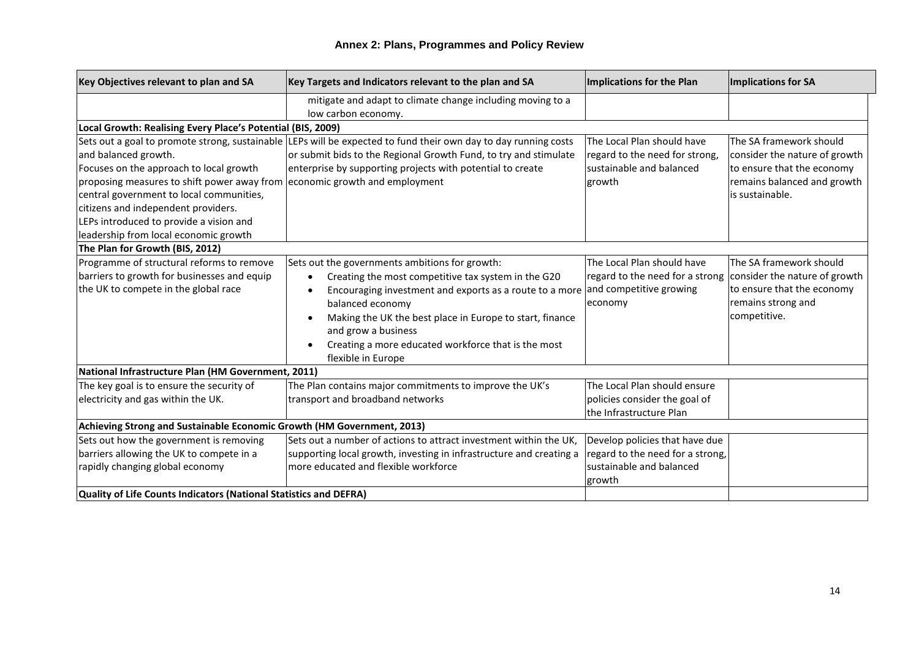# Annex 2: Plans, Programmes and Policy Review

| Key Objectives relevant to plan and SA | Key Targets and Indicators relevant to the plan and SA | Implications for the Plan | Implications for SA |
|---|---|---|---|
| | mitigate and adapt to climate change including moving to a low carbon economy. | | |
| **Local Growth: Realising Every Place's Potential (BIS, 2009)** | | | |
| Sets out a goal to promote strong, sustainable and balanced growth.<br>Focuses on the approach to local growth proposing measures to shift power away from central government to local communities, citizens and independent providers.<br>LEPs introduced to provide a vision and leadership from local economic growth | LEPs will be expected to fund their own day to day running costs or submit bids to the Regional Growth Fund, to try and stimulate enterprise by supporting projects with potential to create economic growth and employment | The Local Plan should have regard to the need for strong, sustainable and balanced growth | The SA framework should consider the nature of growth to ensure that the economy remains balanced and growth is sustainable. |
| **The Plan for Growth (BIS, 2012)** | | | |
| Programme of structural reforms to remove barriers to growth for businesses and equip the UK to compete in the global race | Sets out the governments ambitions for growth:<br>• Creating the most competitive tax system in the G20<br>• Encouraging investment and exports as a route to a more balanced economy<br>• Making the UK the best place in Europe to start, finance and grow a business<br>• Creating a more educated workforce that is the most flexible in Europe | The Local Plan should have regard to the need for a strong and competitive growing economy | The SA framework should consider the nature of growth to ensure that the economy remains strong and competitive. |
| **National Infrastructure Plan (HM Government, 2011)** | | | |
| The key goal is to ensure the security of electricity and gas within the UK. | The Plan contains major commitments to improve the UK's transport and broadband networks | The Local Plan should ensure policies consider the goal of the Infrastructure Plan | |
| **Achieving Strong and Sustainable Economic Growth (HM Government, 2013)** | | | |
| Sets out how the government is removing barriers allowing the UK to compete in a rapidly changing global economy | Sets out a number of actions to attract investment within the UK, supporting local growth, investing in infrastructure and creating a more educated and flexible workforce | Develop policies that have due regard to the need for a strong, sustainable and balanced growth | |
| **Quality of Life Counts Indicators (National Statistics and DEFRA)** | | | |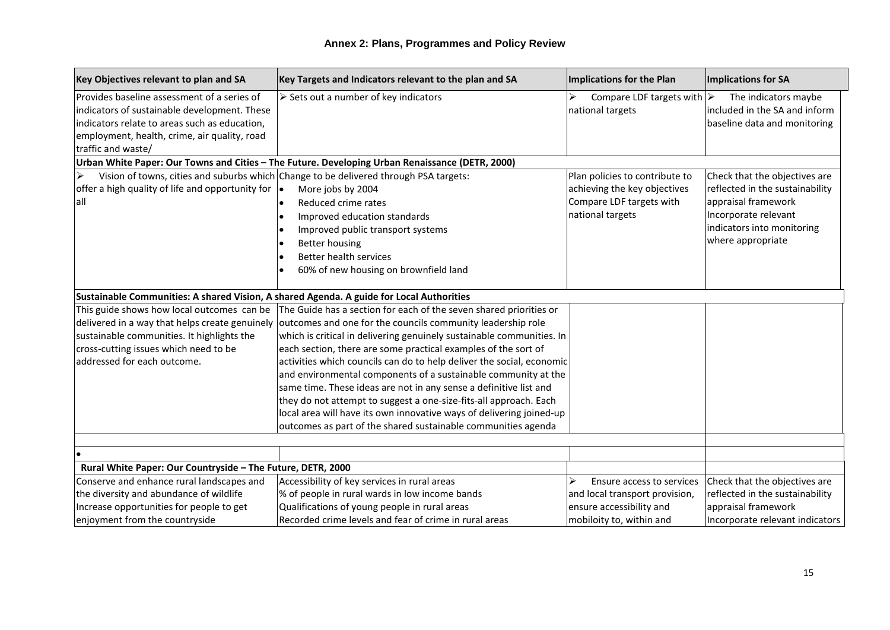## Annex 2: Plans, Programmes and Policy Review

| Key Objectives relevant to plan and SA | Key Targets and Indicators relevant to the plan and SA | Implications for the Plan | Implications for SA |
|---|---|---|---|
| Provides baseline assessment of a series of indicators of sustainable development. These indicators relate to areas such as education, employment, health, crime, air quality, road traffic and waste/ | ➢ Sets out a number of key indicators | ➢ Compare LDF targets with national targets | ➢ The indicators maybe included in the SA and inform baseline data and monitoring |
| **Urban White Paper: Our Towns and Cities – The Future. Developing Urban Renaissance (DETR, 2000)** | | | |
| ➢ Vision of towns, cities and suburbs which offer a high quality of life and opportunity for all | Change to be delivered through PSA targets:<br>• More jobs by 2004<br>• Reduced crime rates<br>• Improved education standards<br>• Improved public transport systems<br>• Better housing<br>• Better health services<br>• 60% of new housing on brownfield land | Plan policies to contribute to achieving the key objectives<br>Compare LDF targets with national targets | Check that the objectives are reflected in the sustainability appraisal framework<br>Incorporate relevant indicators into monitoring where appropriate |
| **Sustainable Communities: A shared Vision, A shared Agenda. A guide for Local Authorities** | | | |
| This guide shows how local outcomes can be delivered in a way that helps create genuinely sustainable communities. It highlights the cross-cutting issues which need to be addressed for each outcome. | The Guide has a section for each of the seven shared priorities or outcomes and one for the councils community leadership role which is critical in delivering genuinely sustainable communities. In each section, there are some practical examples of the sort of activities which councils can do to help deliver the social, economic and environmental components of a sustainable community at the same time. These ideas are not in any sense a definitive list and they do not attempt to suggest a one-size-fits-all approach. Each local area will have its own innovative ways of delivering joined-up outcomes as part of the shared sustainable communities agenda | | |
| | | | |
| • | | | |
| **Rural White Paper: Our Countryside – The Future, DETR, 2000** | | | |
| Conserve and enhance rural landscapes and the diversity and abundance of wildlife<br>Increase opportunities for people to get enjoyment from the countryside | Accessibility of key services in rural areas<br>% of people in rural wards in low income bands<br>Qualifications of young people in rural areas<br>Recorded crime levels and fear of crime in rural areas | ➢ Ensure access to services and local transport provision, ensure accessibility and mobiloity to, within and | Check that the objectives are reflected in the sustainability appraisal framework<br>Incorporate relevant indicators |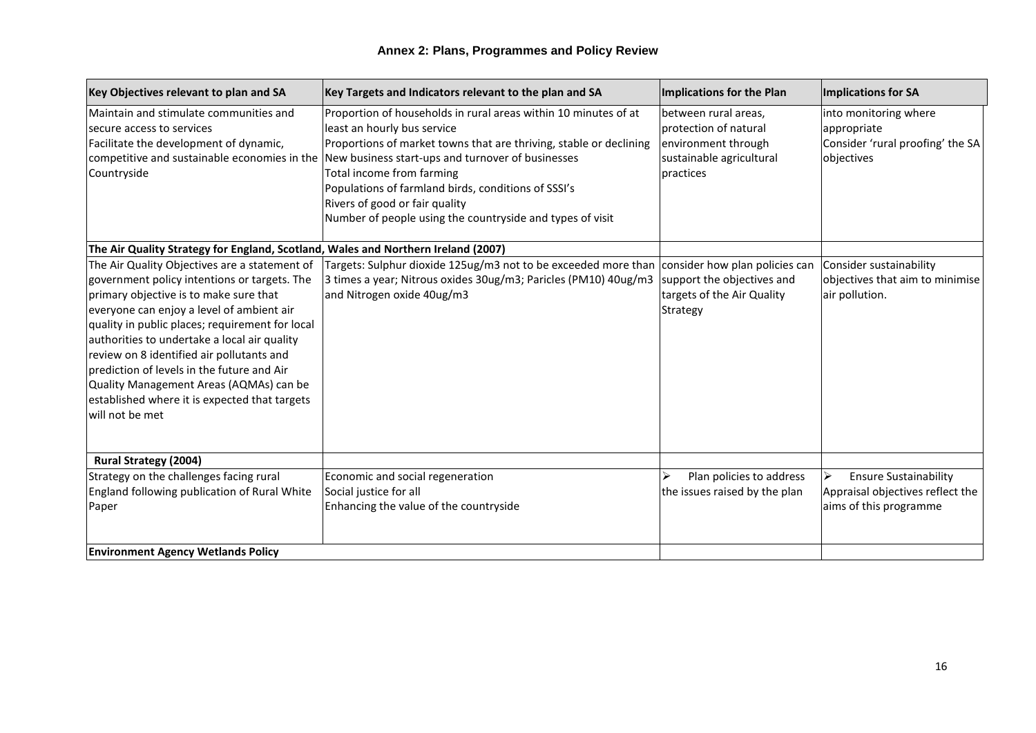## Annex 2: Plans, Programmes and Policy Review

| Key Objectives relevant to plan and SA | Key Targets and Indicators relevant to the plan and SA | Implications for the Plan | Implications for SA |
|---|---|---|---|
| Maintain and stimulate communities and secure access to services<br>Facilitate the development of dynamic, competitive and sustainable economies in the Countryside | Proportion of households in rural areas within 10 minutes of at least an hourly bus service<br>Proportions of market towns that are thriving, stable or declining<br>New business start-ups and turnover of businesses<br>Total income from farming<br>Populations of farmland birds, conditions of SSSI's<br>Rivers of good or fair quality<br>Number of people using the countryside and types of visit | between rural areas, protection of natural environment through sustainable agricultural practices | into monitoring where appropriate<br>Consider 'rural proofing' the SA objectives |
| **The Air Quality Strategy for England, Scotland, Wales and Northern Ireland (2007)** | | | |
| The Air Quality Objectives are a statement of government policy intentions or targets. The primary objective is to make sure that everyone can enjoy a level of ambient air quality in public places; requirement for local authorities to undertake a local air quality review on 8 identified air pollutants and prediction of levels in the future and Air Quality Management Areas (AQMAs) can be established where it is expected that targets will not be met | Targets: Sulphur dioxide 125ug/m3 not to be exceeded more than 3 times a year; Nitrous oxides 30ug/m3; Paricles (PM10) 40ug/m3 and Nitrogen oxide 40ug/m3 | consider how plan policies can support the objectives and targets of the Air Quality Strategy | Consider sustainability objectives that aim to minimise air pollution. |
| **Rural Strategy (2004)** | | | |
| Strategy on the challenges facing rural England following publication of Rural White Paper | Economic and social regeneration<br>Social justice for all<br>Enhancing the value of the countryside | ➢ Plan policies to address the issues raised by the plan | ➢ Ensure Sustainability Appraisal objectives reflect the aims of this programme |
| **Environment Agency Wetlands Policy** | | | |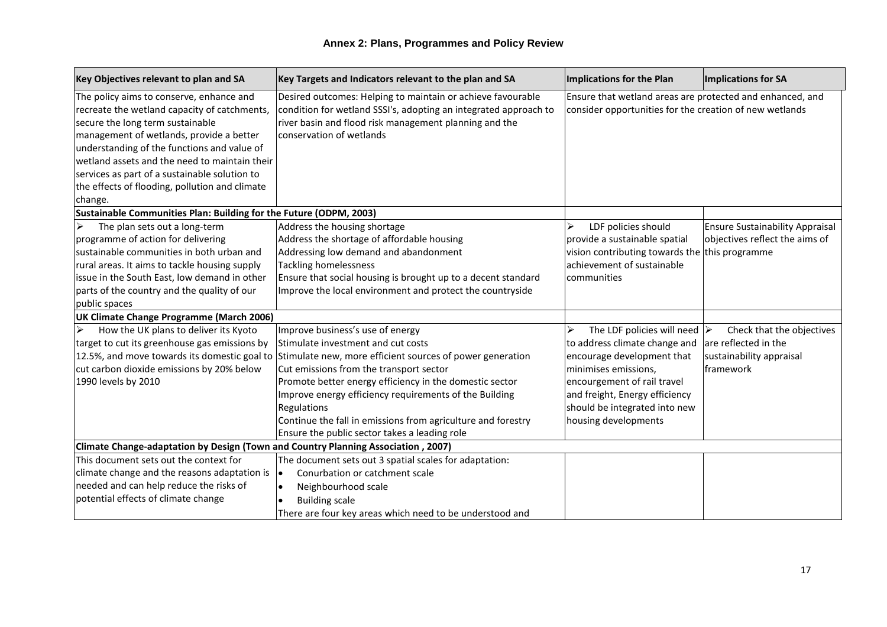## Annex 2: Plans, Programmes and Policy Review

| Key Objectives relevant to plan and SA | Key Targets and Indicators relevant to the plan and SA | Implications for the Plan | Implications for SA |
|---|---|---|---|
| The policy aims to conserve, enhance and recreate the wetland capacity of catchments, secure the long term sustainable management of wetlands, provide a better understanding of the functions and value of wetland assets and the need to maintain their services as part of a sustainable solution to the effects of flooding, pollution and climate change. | Desired outcomes: Helping to maintain or achieve favourable condition for wetland SSSI's, adopting an integrated approach to river basin and flood risk management planning and the conservation of wetlands | Ensure that wetland areas are protected and enhanced, and consider opportunities for the creation of new wetlands | |
| **Sustainable Communities Plan: Building for the Future (ODPM, 2003)** | | | |
| ➢ The plan sets out a long-term programme of action for delivering sustainable communities in both urban and rural areas. It aims to tackle housing supply issue in the South East, low demand in other parts of the country and the quality of our public spaces | Address the housing shortage<br>Address the shortage of affordable housing<br>Addressing low demand and abandonment<br>Tackling homelessness<br>Ensure that social housing is brought up to a decent standard<br>Improve the local environment and protect the countryside | ➢ LDF policies should provide a sustainable spatial vision contributing towards the achievement of sustainable communities | Ensure Sustainability Appraisal objectives reflect the aims of this programme |
| **UK Climate Change Programme (March 2006)** | | | |
| ➢ How the UK plans to deliver its Kyoto target to cut its greenhouse gas emissions by 12.5%, and move towards its domestic goal to cut carbon dioxide emissions by 20% below 1990 levels by 2010 | Improve business's use of energy<br>Stimulate investment and cut costs<br>Stimulate new, more efficient sources of power generation<br>Cut emissions from the transport sector<br>Promote better energy efficiency in the domestic sector<br>Improve energy efficiency requirements of the Building Regulations<br>Continue the fall in emissions from agriculture and forestry<br>Ensure the public sector takes a leading role | ➢ The LDF policies will need to address climate change and encourage development that minimises emissions, encourgement of rail travel and freight, Energy efficiency should be integrated into new housing developments | ➢ Check that the objectives are reflected in the sustainability appraisal framework |
| **Climate Change-adaptation by Design (Town and Country Planning Association , 2007)** | | | |
| This document sets out the context for climate change and the reasons adaptation is needed and can help reduce the risks of potential effects of climate change | The document sets out 3 spatial scales for adaptation:<br>• Conurbation or catchment scale<br>• Neighbourhood scale<br>• Building scale<br>There are four key areas which need to be understood and | | |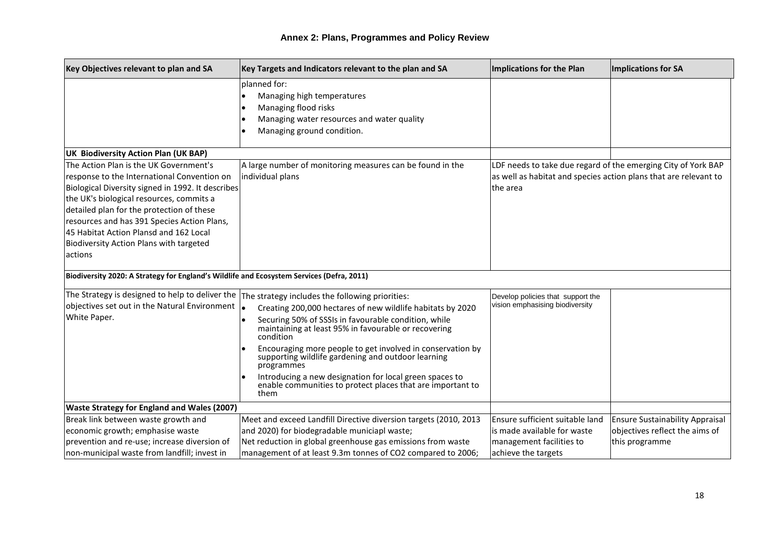## Annex 2: Plans, Programmes and Policy Review

| Key Objectives relevant to plan and SA | Key Targets and Indicators relevant to the plan and SA | Implications for the Plan | Implications for SA |
|---|---|---|---|
| | planned for:<br>• Managing high temperatures<br>• Managing flood risks<br>• Managing water resources and water quality<br>• Managing ground condition. | | |
| **UK Biodiversity Action Plan (UK BAP)** | | | |
| The Action Plan is the UK Government's response to the International Convention on Biological Diversity signed in 1992. It describes the UK's biological resources, commits a detailed plan for the protection of these resources and has 391 Species Action Plans, 45 Habitat Action Plansd and 162 Local Biodiversity Action Plans with targeted actions | A large number of monitoring measures can be found in the individual plans | LDF needs to take due regard of the emerging City of York BAP as well as habitat and species action plans that are relevant to the area | |
| **Biodiversity 2020: A Strategy for England's Wildlife and Ecosystem Services (Defra, 2011)** | | | |
| The Strategy is designed to help to deliver the objectives set out in the Natural Environment White Paper. | The strategy includes the following priorities:<br>• Creating 200,000 hectares of new wildlife habitats by 2020<br>• Securing 50% of SSSIs in favourable condition, while maintaining at least 95% in favourable or recovering condition<br>• Encouraging more people to get involved in conservation by supporting wildlife gardening and outdoor learning programmes<br>• Introducing a new designation for local green spaces to enable communities to protect places that are important to them | Develop policies that support the vision emphasising biodiversity | |
| **Waste Strategy for England and Wales (2007)** | | | |
| Break link between waste growth and economic growth; emphasise waste prevention and re-use; increase diversion of non-municipal waste from landfill; invest in | Meet and exceed Landfill Directive diversion targets (2010, 2013 and 2020) for biodegradable municiapl waste;<br>Net reduction in global greenhouse gas emissions from waste management of at least 9.3m tonnes of $CO_2$ compared to 2006; | Ensure sufficient suitable land is made available for waste management facilities to achieve the targets | Ensure Sustainability Appraisal objectives reflect the aims of this programme |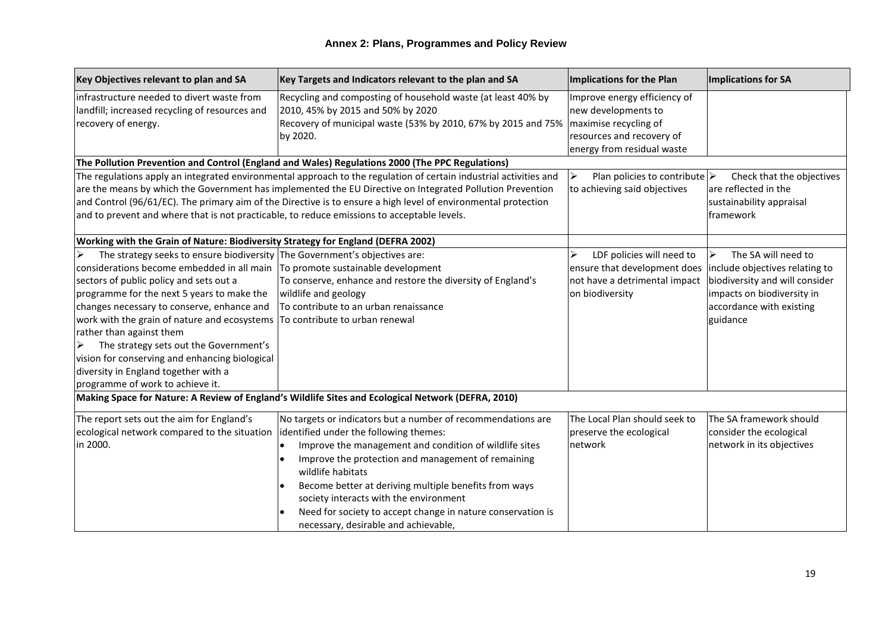## Annex 2: Plans, Programmes and Policy Review

| Key Objectives relevant to plan and SA | Key Targets and Indicators relevant to the plan and SA | Implications for the Plan | Implications for SA |
|---|---|---|---|
| infrastructure needed to divert waste from landfill; increased recycling of resources and recovery of energy. | Recycling and composting of household waste (at least 40% by 2010, 45% by 2015 and 50% by 2020<br>Recovery of municipal waste (53% by 2010, 67% by 2015 and 75% by 2020. | Improve energy efficiency of new developments to maximise recycling of resources and recovery of energy from residual waste | |
| **The Pollution Prevention and Control (England and Wales) Regulations 2000 (The PPC Regulations)** | | | |
| The regulations apply an integrated environmental approach to the regulation of certain industrial activities and are the means by which the Government has implemented the EU Directive on Integrated Pollution Prevention and Control (96/61/EC). The primary aim of the Directive is to ensure a high level of environmental protection and to prevent and where that is not practicable, to reduce emissions to acceptable levels. | | ➢ Plan policies to contribute to achieving said objectives | ➢ Check that the objectives are reflected in the sustainability appraisal framework |
| **Working with the Grain of Nature: Biodiversity Strategy for England (DEFRA 2002)** | | | |
| ➢ The strategy seeks to ensure biodiversity considerations become embedded in all main sectors of public policy and sets out a programme for the next 5 years to make the changes necessary to conserve, enhance and work with the grain of nature and ecosystems rather than against them<br>➢ The strategy sets out the Government's vision for conserving and enhancing biological diversity in England together with a programme of work to achieve it. | The Government's objectives are:<br>To promote sustainable development<br>To conserve, enhance and restore the diversity of England's wildlife and geology<br>To contribute to an urban renaissance<br>To contribute to urban renewal | ➢ LDF policies will need to ensure that development does not have a detrimental impact on biodiversity | ➢ The SA will need to include objectives relating to biodiversity and will consider impacts on biodiversity in accordance with existing guidance |
| **Making Space for Nature: A Review of England's Wildlife Sites and Ecological Network (DEFRA, 2010)** | | | |
| The report sets out the aim for England's ecological network compared to the situation in 2000. | No targets or indicators but a number of recommendations are identified under the following themes:<br>• Improve the management and condition of wildlife sites<br>• Improve the protection and management of remaining wildlife habitats<br>• Become better at deriving multiple benefits from ways society interacts with the environment<br>• Need for society to accept change in nature conservation is necessary, desirable and achievable, | The Local Plan should seek to preserve the ecological network | The SA framework should consider the ecological network in its objectives |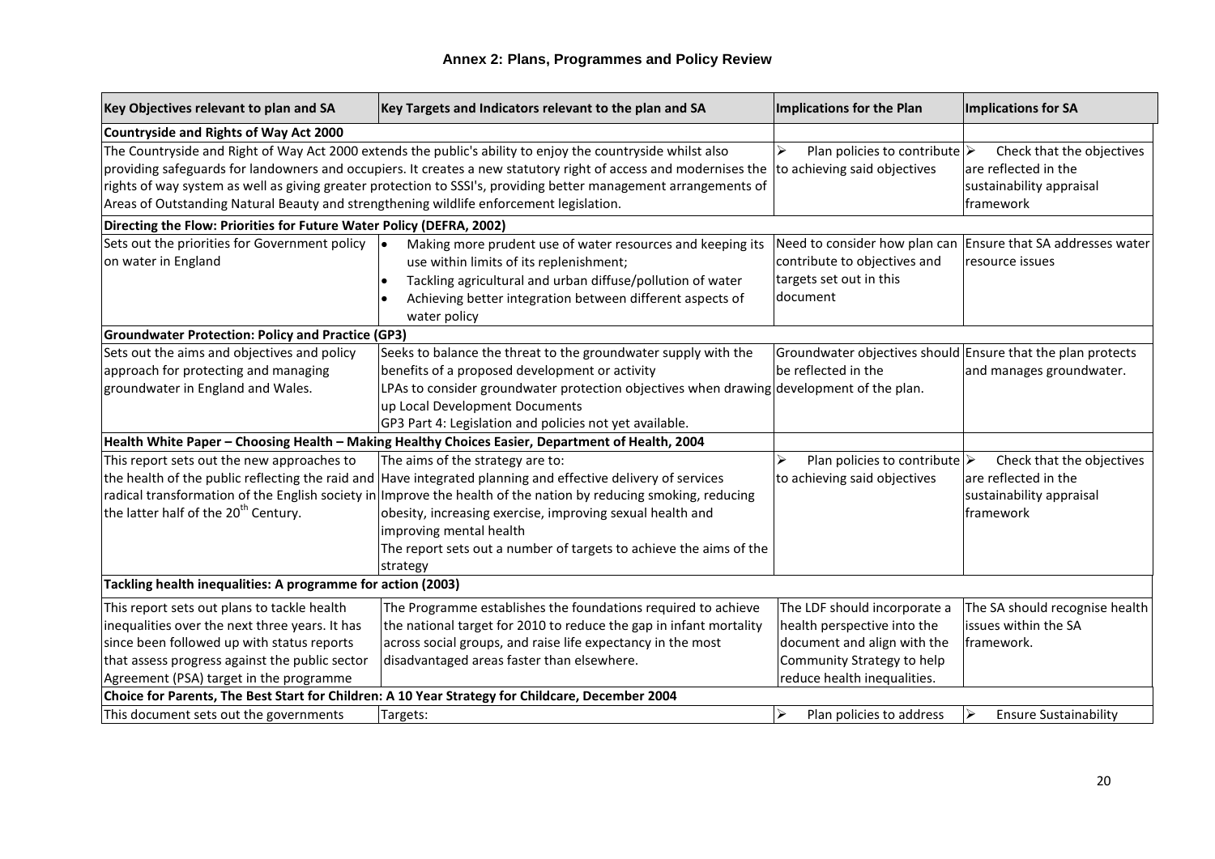## Annex 2: Plans, Programmes and Policy Review

| Key Objectives relevant to plan and SA | Key Targets and Indicators relevant to the plan and SA | Implications for the Plan | Implications for SA |
|---|---|---|---|
| **Countryside and Rights of Way Act 2000** | | | |
| The Countryside and Right of Way Act 2000 extends the public's ability to enjoy the countryside whilst also providing safeguards for landowners and occupiers. It creates a new statutory right of access and modernises the rights of way system as well as giving greater protection to SSSI's, providing better management arrangements of Areas of Outstanding Natural Beauty and strengthening wildlife enforcement legislation. | | ➢ Plan policies to contribute to achieving said objectives | ➢ Check that the objectives are reflected in the sustainability appraisal framework |
| **Directing the Flow: Priorities for Future Water Policy (DEFRA, 2002)** | | | |
| Sets out the priorities for Government policy on water in England | • Making more prudent use of water resources and keeping its use within limits of its replenishment;<br>• Tackling agricultural and urban diffuse/pollution of water<br>• Achieving better integration between different aspects of water policy | Need to consider how plan can contribute to objectives and targets set out in this document | Ensure that SA addresses water resource issues |
| **Groundwater Protection: Policy and Practice (GP3)** | | | |
| Sets out the aims and objectives and policy approach for protecting and managing groundwater in England and Wales. | Seeks to balance the threat to the groundwater supply with the benefits of a proposed development or activity<br>LPAs to consider groundwater protection objectives when drawing up Local Development Documents<br>GP3 Part 4: Legislation and policies not yet available. | Groundwater objectives should be reflected in the development of the plan. | Ensure that the plan protects and manages groundwater. |
| **Health White Paper – Choosing Health – Making Healthy Choices Easier, Department of Health, 2004** | | | |
| This report sets out the new approaches to the health of the public reflecting the raid and radical transformation of the English society in the latter half of the 20th Century. | The aims of the strategy are to:<br>Have integrated planning and effective delivery of services<br>Improve the health of the nation by reducing smoking, reducing obesity, increasing exercise, improving sexual health and improving mental health<br>The report sets out a number of targets to achieve the aims of the strategy | ➢ Plan policies to contribute to achieving said objectives | ➢ Check that the objectives are reflected in the sustainability appraisal framework |
| **Tackling health inequalities: A programme for action (2003)** | | | |
| This report sets out plans to tackle health inequalities over the next three years. It has since been followed up with status reports that assess progress against the public sector Agreement (PSA) target in the programme | The Programme establishes the foundations required to achieve the national target for 2010 to reduce the gap in infant mortality across social groups, and raise life expectancy in the most disadvantaged areas faster than elsewhere. | The LDF should incorporate a health perspective into the document and align with the Community Strategy to help reduce health inequalities. | The SA should recognise health issues within the SA framework. |
| **Choice for Parents, The Best Start for Children: A 10 Year Strategy for Childcare, December 2004** | | | |
| This document sets out the governments | Targets: | ➢ Plan policies to address | ➢ Ensure Sustainability |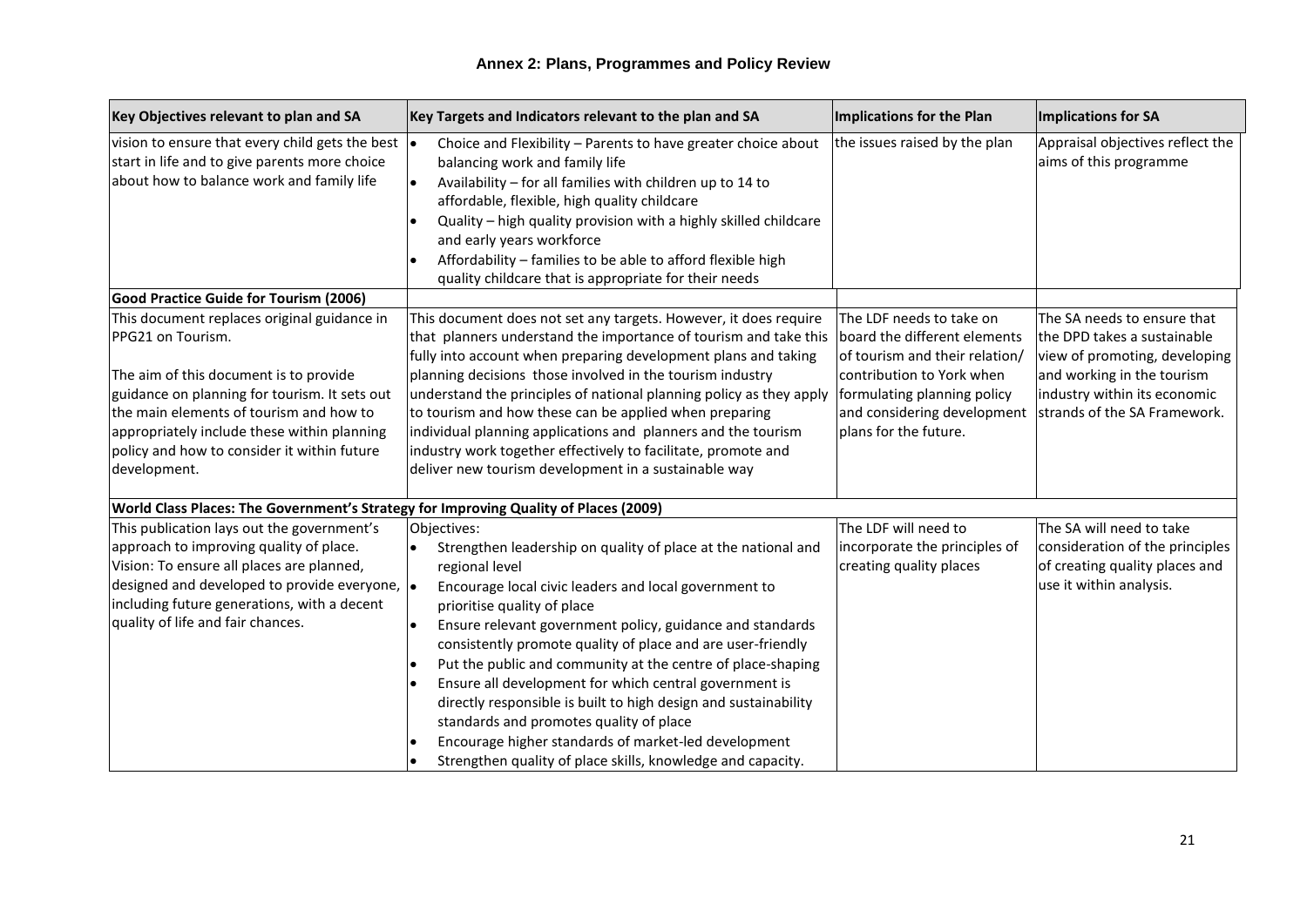## Annex 2: Plans, Programmes and Policy Review

| Key Objectives relevant to plan and SA | Key Targets and Indicators relevant to the plan and SA | Implications for the Plan | Implications for SA |
|---|---|---|---|
| vision to ensure that every child gets the best start in life and to give parents more choice about how to balance work and family life | • Choice and Flexibility – Parents to have greater choice about balancing work and family life<br>• Availability – for all families with children up to 14 to affordable, flexible, high quality childcare<br>• Quality – high quality provision with a highly skilled childcare and early years workforce<br>• Affordability – families to be able to afford flexible high quality childcare that is appropriate for their needs | the issues raised by the plan | Appraisal objectives reflect the aims of this programme |
| **Good Practice Guide for Tourism (2006)** | | | |
| This document replaces original guidance in PPG21 on Tourism.<br><br>The aim of this document is to provide guidance on planning for tourism. It sets out the main elements of tourism and how to appropriately include these within planning policy and how to consider it within future development. | This document does not set any targets. However, it does require that planners understand the importance of tourism and take this fully into account when preparing development plans and taking planning decisions those involved in the tourism industry understand the principles of national planning policy as they apply to tourism and how these can be applied when preparing individual planning applications and planners and the tourism industry work together effectively to facilitate, promote and deliver new tourism development in a sustainable way | The LDF needs to take on board the different elements of tourism and their relation/ contribution to York when formulating planning policy and considering development plans for the future. | The SA needs to ensure that the DPD takes a sustainable view of promoting, developing and working in the tourism industry within its economic strands of the SA Framework. |
| **World Class Places: The Government's Strategy for Improving Quality of Places (2009)** | | | |
| This publication lays out the government's approach to improving quality of place. Vision: To ensure all places are planned, designed and developed to provide everyone, including future generations, with a decent quality of life and fair chances. | Objectives:<br>• Strengthen leadership on quality of place at the national and regional level<br>• Encourage local civic leaders and local government to prioritise quality of place<br>• Ensure relevant government policy, guidance and standards consistently promote quality of place and are user-friendly<br>• Put the public and community at the centre of place-shaping<br>• Ensure all development for which central government is directly responsible is built to high design and sustainability standards and promotes quality of place<br>• Encourage higher standards of market-led development<br>• Strengthen quality of place skills, knowledge and capacity. | The LDF will need to incorporate the principles of creating quality places | The SA will need to take consideration of the principles of creating quality places and use it within analysis. |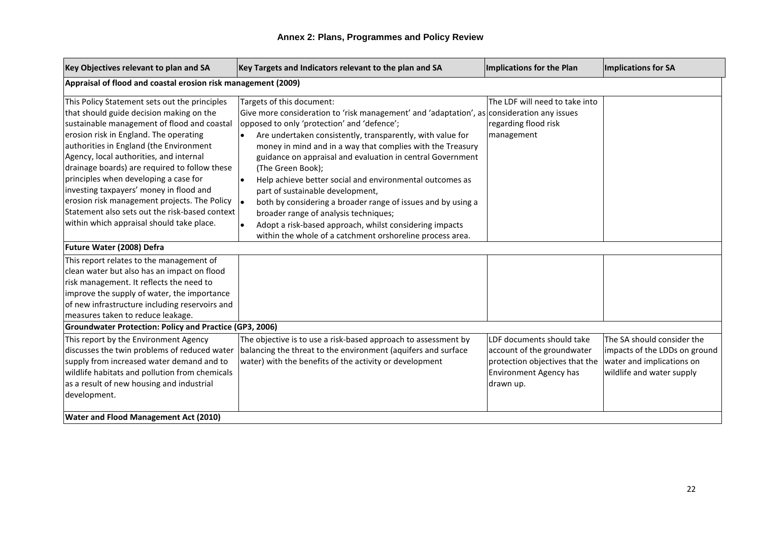## Annex 2: Plans, Programmes and Policy Review

| Key Objectives relevant to plan and SA | Key Targets and Indicators relevant to the plan and SA | Implications for the Plan | Implications for SA |
|---|---|---|---|
| **Appraisal of flood and coastal erosion risk management (2009)** | | | |
| This Policy Statement sets out the principles that should guide decision making on the sustainable management of flood and coastal erosion risk in England. The operating authorities in England (the Environment Agency, local authorities, and internal drainage boards) are required to follow these principles when developing a case for investing taxpayers' money in flood and erosion risk management projects. The Policy Statement also sets out the risk-based context within which appraisal should take place. | Targets of this document:<br>Give more consideration to 'risk management' and 'adaptation', as opposed to only 'protection' and 'defence';<br>• Are undertaken consistently, transparently, with value for money in mind and in a way that complies with the Treasury guidance on appraisal and evaluation in central Government (The Green Book);<br>• Help achieve better social and environmental outcomes as part of sustainable development,<br>• both by considering a broader range of issues and by using a broader range of analysis techniques;<br>• Adopt a risk-based approach, whilst considering impacts within the whole of a catchment orshoreline process area. | The LDF will need to take into consideration any issues regarding flood risk management | |
| **Future Water (2008) Defra** | | | |
| This report relates to the management of clean water but also has an impact on flood risk management. It reflects the need to improve the supply of water, the importance of new infrastructure including reservoirs and measures taken to reduce leakage. | | | |
| **Groundwater Protection: Policy and Practice (GP3, 2006)** | | | |
| This report by the Environment Agency discusses the twin problems of reduced water supply from increased water demand and to wildlife habitats and pollution from chemicals as a result of new housing and industrial development. | The objective is to use a risk-based approach to assessment by balancing the threat to the environment (aquifers and surface water) with the benefits of the activity or development | LDF documents should take account of the groundwater protection objectives that the Environment Agency has drawn up. | The SA should consider the impacts of the LDDs on ground water and implications on wildlife and water supply |
| **Water and Flood Management Act (2010)** | | | |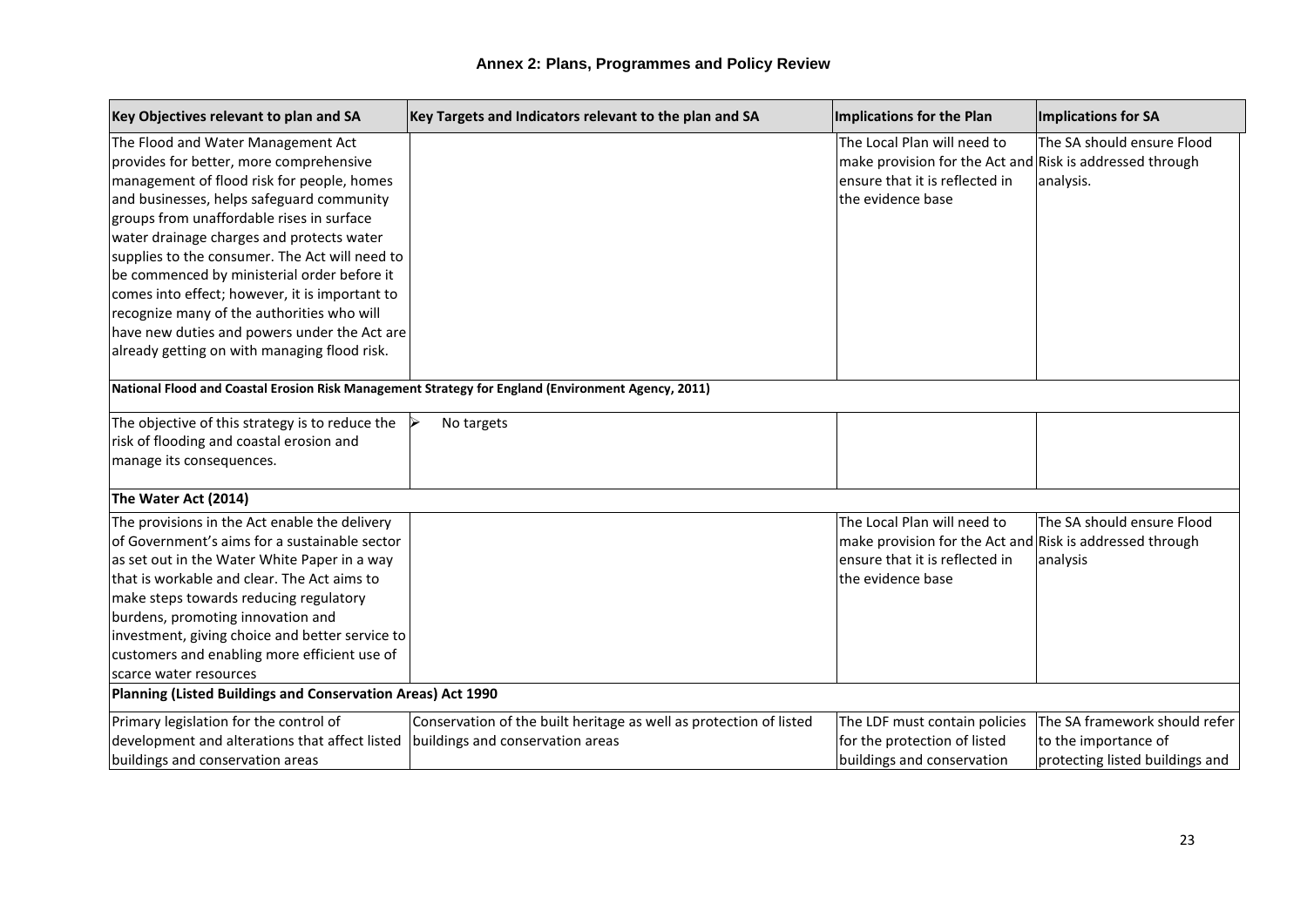# Annex 2: Plans, Programmes and Policy Review

| Key Objectives relevant to plan and SA | Key Targets and Indicators relevant to the plan and SA | Implications for the Plan | Implications for SA |
|---|---|---|---|
| The Flood and Water Management Act provides for better, more comprehensive management of flood risk for people, homes and businesses, helps safeguard community groups from unaffordable rises in surface water drainage charges and protects water supplies to the consumer. The Act will need to be commenced by ministerial order before it comes into effect; however, it is important to recognize many of the authorities who will have new duties and powers under the Act are already getting on with managing flood risk. | | The Local Plan will need to make provision for the Act and ensure that it is reflected in the evidence base | The SA should ensure Flood Risk is addressed through analysis. |
| **National Flood and Coastal Erosion Risk Management Strategy for England (Environment Agency, 2011)** | | | |
| The objective of this strategy is to reduce the risk of flooding and coastal erosion and manage its consequences. | ➢ No targets | | |
| **The Water Act (2014)** | | | |
| The provisions in the Act enable the delivery of Government's aims for a sustainable sector as set out in the Water White Paper in a way that is workable and clear. The Act aims to make steps towards reducing regulatory burdens, promoting innovation and investment, giving choice and better service to customers and enabling more efficient use of scarce water resources | | The Local Plan will need to make provision for the Act and ensure that it is reflected in the evidence base | The SA should ensure Flood Risk is addressed through analysis |
| **Planning (Listed Buildings and Conservation Areas) Act 1990** | | | |
| Primary legislation for the control of development and alterations that affect listed buildings and conservation areas | Conservation of the built heritage as well as protection of listed buildings and conservation areas | The LDF must contain policies for the protection of listed buildings and conservation | The SA framework should refer to the importance of protecting listed buildings and |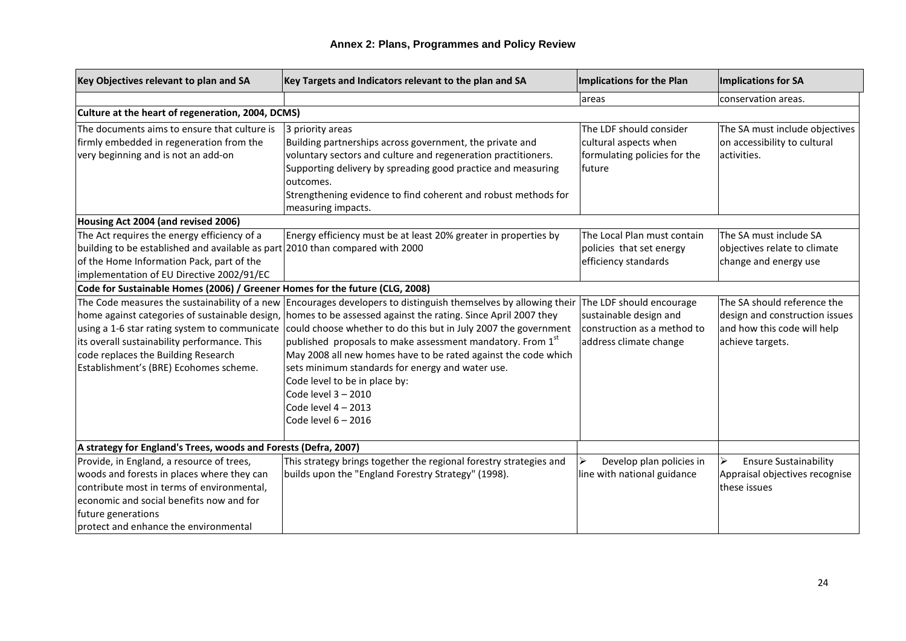## Annex 2: Plans, Programmes and Policy Review

| Key Objectives relevant to plan and SA | Key Targets and Indicators relevant to the plan and SA | Implications for the Plan | Implications for SA |
|---|---|---|---|
| | | areas | conservation areas. |
| **Culture at the heart of regeneration, 2004, DCMS)** | | | |
| The documents aims to ensure that culture is firmly embedded in regeneration from the very beginning and is not an add-on | 3 priority areas<br>Building partnerships across government, the private and voluntary sectors and culture and regeneration practitioners.<br>Supporting delivery by spreading good practice and measuring outcomes.<br>Strengthening evidence to find coherent and robust methods for measuring impacts. | The LDF should consider cultural aspects when formulating policies for the future | The SA must include objectives on accessibility to cultural activities. |
| **Housing Act 2004 (and revised 2006)** | | | |
| The Act requires the energy efficiency of a building to be established and available as part of the Home Information Pack, part of the implementation of EU Directive 2002/91/EC | Energy efficiency must be at least 20% greater in properties by 2010 than compared with 2000 | The Local Plan must contain policies that set energy efficiency standards | The SA must include SA objectives relate to climate change and energy use |
| **Code for Sustainable Homes (2006) / Greener Homes for the future (CLG, 2008)** | | | |
| The Code measures the sustainability of a new home against categories of sustainable design, using a 1-6 star rating system to communicate its overall sustainability performance. This code replaces the Building Research Establishment's (BRE) Ecohomes scheme. | Encourages developers to distinguish themselves by allowing their homes to be assessed against the rating. Since April 2007 they could choose whether to do this but in July 2007 the government published proposals to make assessment mandatory. From 1st May 2008 all new homes have to be rated against the code which sets minimum standards for energy and water use.<br>Code level to be in place by:<br>Code level 3 – 2010<br>Code level 4 – 2013<br>Code level 6 – 2016 | The LDF should encourage sustainable design and construction as a method to address climate change | The SA should reference the design and construction issues and how this code will help achieve targets. |
| **A strategy for England's Trees, woods and Forests (Defra, 2007)** | | | |
| Provide, in England, a resource of trees, woods and forests in places where they can contribute most in terms of environmental, economic and social benefits now and for future generations<br>protect and enhance the environmental | This strategy brings together the regional forestry strategies and builds upon the "England Forestry Strategy" (1998). | ➢ Develop plan policies in line with national guidance | ➢ Ensure Sustainability Appraisal objectives recognise these issues |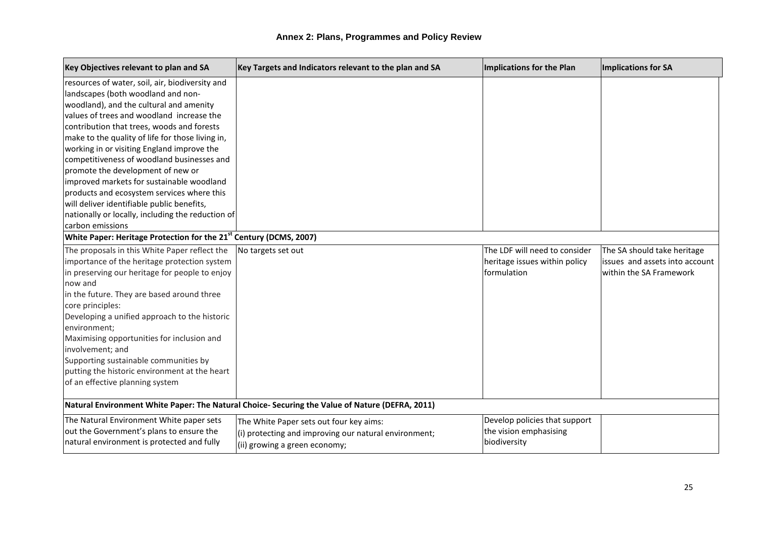## Annex 2: Plans, Programmes and Policy Review

| Key Objectives relevant to plan and SA | Key Targets and Indicators relevant to the plan and SA | Implications for the Plan | Implications for SA |
|---|---|---|---|
| resources of water, soil, air, biodiversity and landscapes (both woodland and non-woodland), and the cultural and amenity values of trees and woodland increase the contribution that trees, woods and forests make to the quality of life for those living in, working in or visiting England improve the competitiveness of woodland businesses and promote the development of new or improved markets for sustainable woodland products and ecosystem services where this will deliver identifiable public benefits, nationally or locally, including the reduction of carbon emissions | | | |
| **White Paper: Heritage Protection for the 21st Century (DCMS, 2007)** | | | |
| The proposals in this White Paper reflect the importance of the heritage protection system in preserving our heritage for people to enjoy now and in the future. They are based around three core principles: Developing a unified approach to the historic environment; Maximising opportunities for inclusion and involvement; and Supporting sustainable communities by putting the historic environment at the heart of an effective planning system | No targets set out | The LDF will need to consider heritage issues within policy formulation | The SA should take heritage issues and assets into account within the SA Framework |
| **Natural Environment White Paper: The Natural Choice- Securing the Value of Nature (DEFRA, 2011)** | | | |
| The Natural Environment White paper sets out the Government's plans to ensure the natural environment is protected and fully | The White Paper sets out four key aims: (i) protecting and improving our natural environment; (ii) growing a green economy; | Develop policies that support the vision emphasising biodiversity | |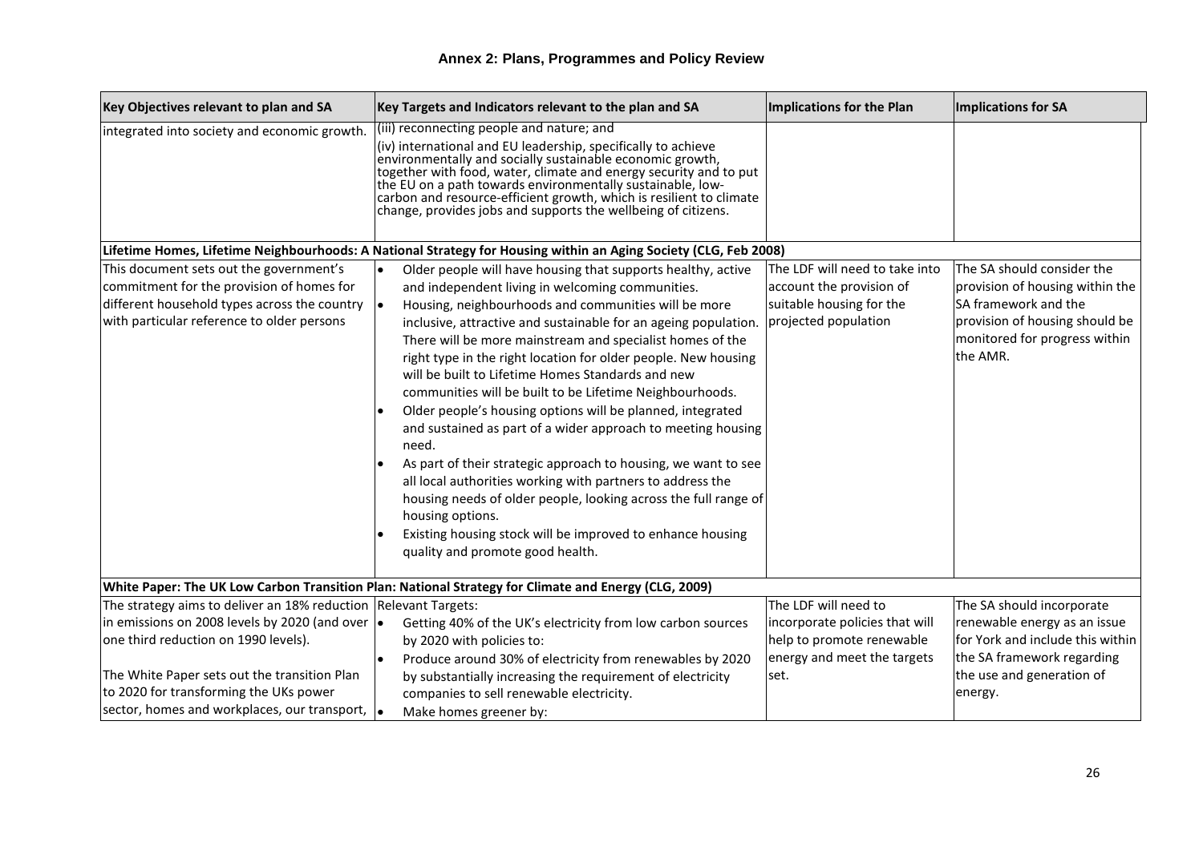## Annex 2: Plans, Programmes and Policy Review

| Key Objectives relevant to plan and SA | Key Targets and Indicators relevant to the plan and SA | Implications for the Plan | Implications for SA |
|---|---|---|---|
| integrated into society and economic growth. | (iii) reconnecting people and nature; and<br>(iv) international and EU leadership, specifically to achieve environmentally and socially sustainable economic growth, together with food, water, climate and energy security and to put the EU on a path towards environmentally sustainable, low-carbon and resource-efficient growth, which is resilient to climate change, provides jobs and supports the wellbeing of citizens. | | |
| **Lifetime Homes, Lifetime Neighbourhoods: A National Strategy for Housing within an Aging Society (CLG, Feb 2008)** | | | |
| This document sets out the government's commitment for the provision of homes for different household types across the country with particular reference to older persons | • Older people will have housing that supports healthy, active and independent living in welcoming communities.<br>• Housing, neighbourhoods and communities will be more inclusive, attractive and sustainable for an ageing population. There will be more mainstream and specialist homes of the right type in the right location for older people. New housing will be built to Lifetime Homes Standards and new communities will be built to be Lifetime Neighbourhoods.<br>• Older people's housing options will be planned, integrated and sustained as part of a wider approach to meeting housing need.<br>• As part of their strategic approach to housing, we want to see all local authorities working with partners to address the housing needs of older people, looking across the full range of housing options.<br>• Existing housing stock will be improved to enhance housing quality and promote good health. | The LDF will need to take into account the provision of suitable housing for the projected population | The SA should consider the provision of housing within the SA framework and the provision of housing should be monitored for progress within the AMR. |
| **White Paper: The UK Low Carbon Transition Plan: National Strategy for Climate and Energy (CLG, 2009)** | | | |
| The strategy aims to deliver an 18% reduction in emissions on 2008 levels by 2020 (and over one third reduction on 1990 levels).<br><br>The White Paper sets out the transition Plan to 2020 for transforming the UKs power sector, homes and workplaces, our transport, | Relevant Targets:<br>• Getting 40% of the UK's electricity from low carbon sources by 2020 with policies to:<br>• Produce around 30% of electricity from renewables by 2020 by substantially increasing the requirement of electricity companies to sell renewable electricity.<br>• Make homes greener by: | The LDF will need to incorporate policies that will help to promote renewable energy and meet the targets set. | The SA should incorporate renewable energy as an issue for York and include this within the SA framework regarding the use and generation of energy. |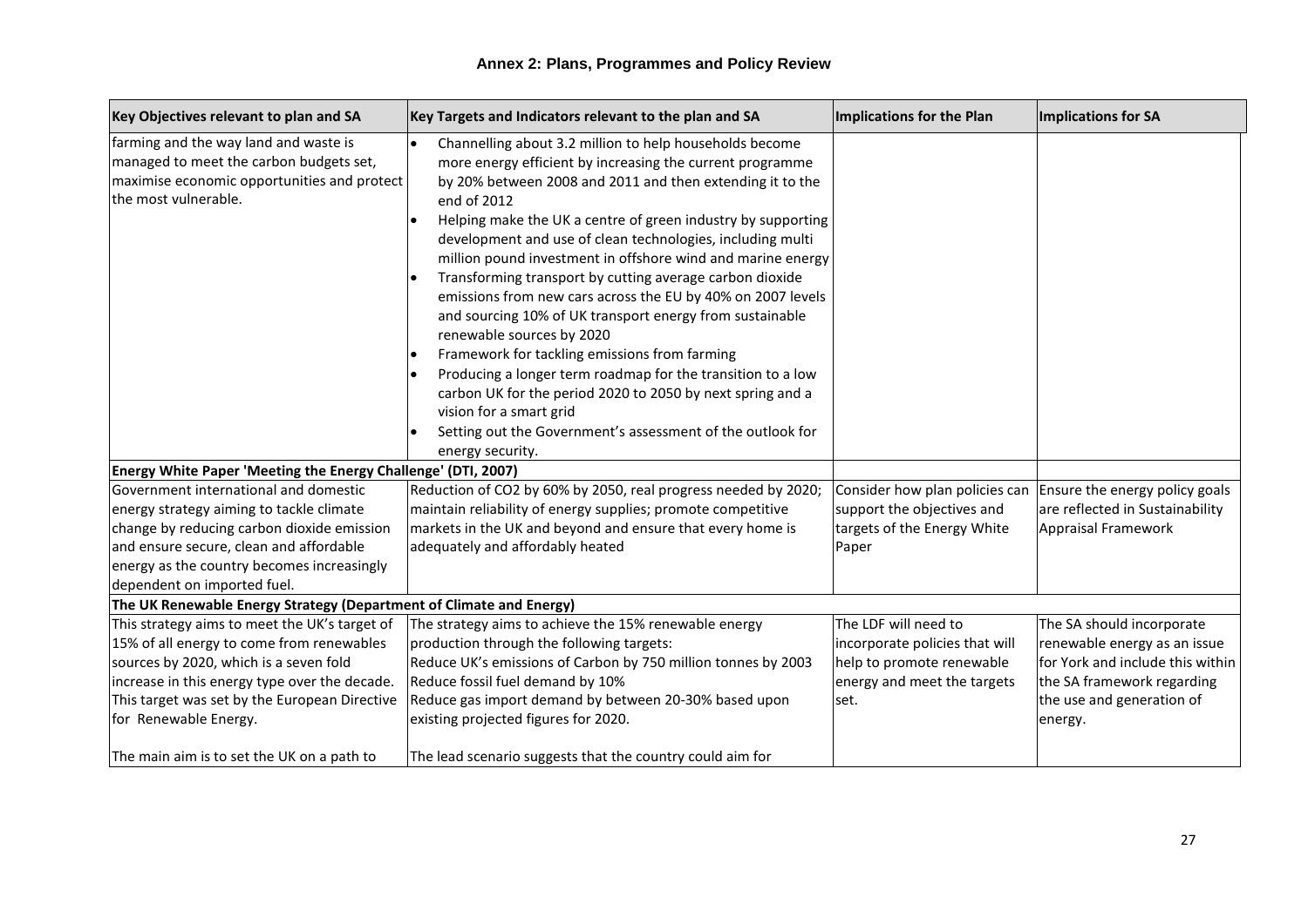# Annex 2: Plans, Programmes and Policy Review

| Key Objectives relevant to plan and SA | Key Targets and Indicators relevant to the plan and SA | Implications for the Plan | Implications for SA |
|---|---|---|---|
| farming and the way land and waste is managed to meet the carbon budgets set, maximise economic opportunities and protect the most vulnerable. | • Channelling about 3.2 million to help households become more energy efficient by increasing the current programme by 20% between 2008 and 2011 and then extending it to the end of 2012<br>• Helping make the UK a centre of green industry by supporting development and use of clean technologies, including multi million pound investment in offshore wind and marine energy<br>• Transforming transport by cutting average carbon dioxide emissions from new cars across the EU by 40% on 2007 levels and sourcing 10% of UK transport energy from sustainable renewable sources by 2020<br>• Framework for tackling emissions from farming<br>• Producing a longer term roadmap for the transition to a low carbon UK for the period 2020 to 2050 by next spring and a vision for a smart grid<br>• Setting out the Government's assessment of the outlook for energy security. | | |
| **Energy White Paper 'Meeting the Energy Challenge' (DTI, 2007)** | | | |
| Government international and domestic energy strategy aiming to tackle climate change by reducing carbon dioxide emission and ensure secure, clean and affordable energy as the country becomes increasingly dependent on imported fuel. | Reduction of CO2 by 60% by 2050, real progress needed by 2020; maintain reliability of energy supplies; promote competitive markets in the UK and beyond and ensure that every home is adequately and affordably heated | Consider how plan policies can support the objectives and targets of the Energy White Paper | Ensure the energy policy goals are reflected in Sustainability Appraisal Framework |
| **The UK Renewable Energy Strategy (Department of Climate and Energy)** | | | |
| This strategy aims to meet the UK's target of 15% of all energy to come from renewables sources by 2020, which is a seven fold increase in this energy type over the decade. This target was set by the European Directive for Renewable Energy.<br><br>The main aim is to set the UK on a path to | The strategy aims to achieve the 15% renewable energy production through the following targets:<br>Reduce UK's emissions of Carbon by 750 million tonnes by 2003<br>Reduce fossil fuel demand by 10%<br>Reduce gas import demand by between 20-30% based upon existing projected figures for 2020.<br><br>The lead scenario suggests that the country could aim for | The LDF will need to incorporate policies that will help to promote renewable energy and meet the targets set. | The SA should incorporate renewable energy as an issue for York and include this within the SA framework regarding the use and generation of energy. |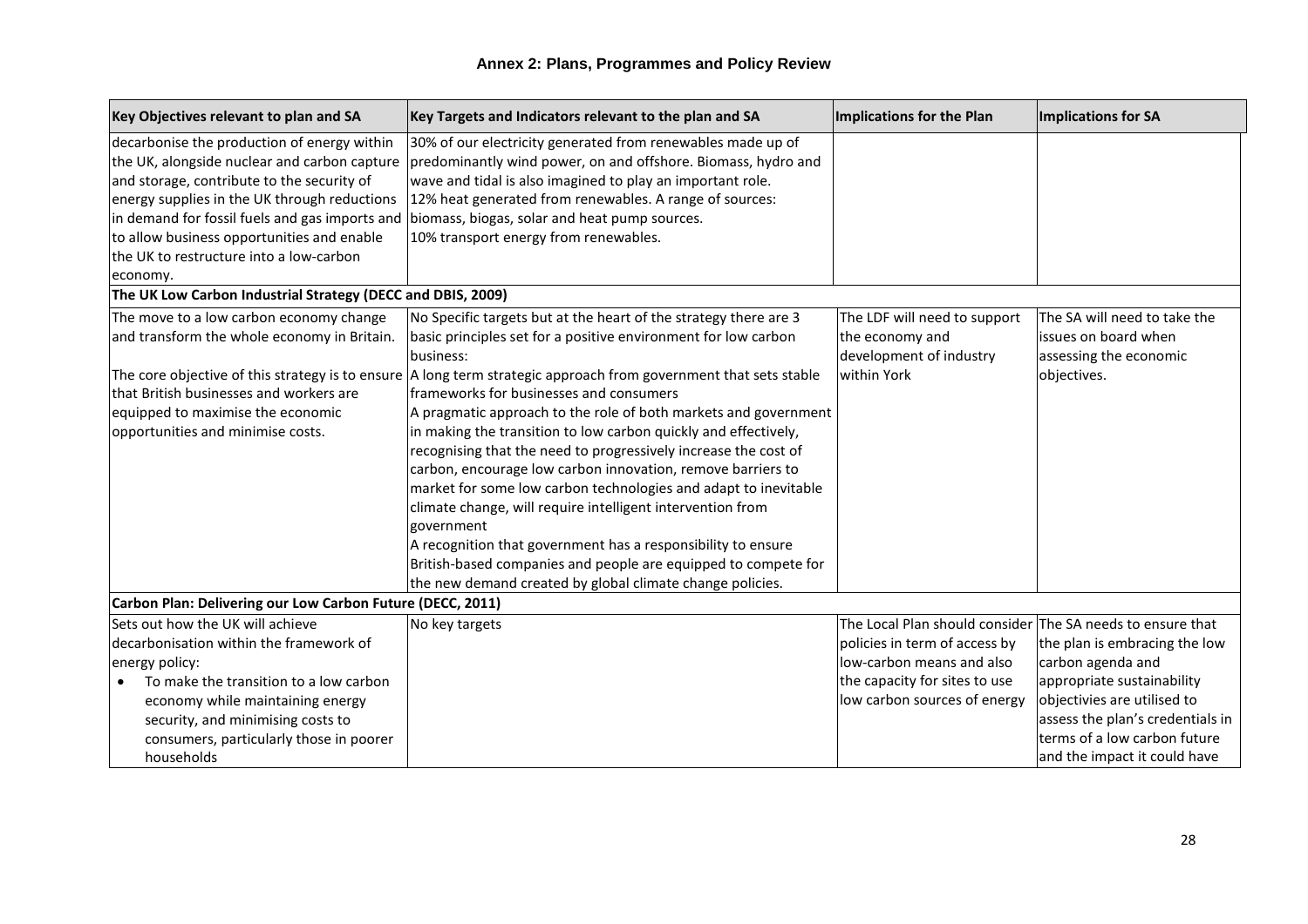## Annex 2: Plans, Programmes and Policy Review

| Key Objectives relevant to plan and SA | Key Targets and Indicators relevant to the plan and SA | Implications for the Plan | Implications for SA |
|---|---|---|---|
| decarbonise the production of energy within the UK, alongside nuclear and carbon capture and storage, contribute to the security of energy supplies in the UK through reductions in demand for fossil fuels and gas imports and to allow business opportunities and enable the UK to restructure into a low-carbon economy. | 30% of our electricity generated from renewables made up of predominantly wind power, on and offshore. Biomass, hydro and wave and tidal is also imagined to play an important role.<br>12% heat generated from renewables. A range of sources: biomass, biogas, solar and heat pump sources.<br>10% transport energy from renewables. | | |
| **The UK Low Carbon Industrial Strategy (DECC and DBIS, 2009)** | | | |
| The move to a low carbon economy change and transform the whole economy in Britain.<br><br>The core objective of this strategy is to ensure that British businesses and workers are equipped to maximise the economic opportunities and minimise costs. | No Specific targets but at the heart of the strategy there are 3 basic principles set for a positive environment for low carbon business:<br>A long term strategic approach from government that sets stable frameworks for businesses and consumers<br>A pragmatic approach to the role of both markets and government in making the transition to low carbon quickly and effectively, recognising that the need to progressively increase the cost of carbon, encourage low carbon innovation, remove barriers to market for some low carbon technologies and adapt to inevitable climate change, will require intelligent intervention from government<br>A recognition that government has a responsibility to ensure British-based companies and people are equipped to compete for the new demand created by global climate change policies. | The LDF will need to support the economy and development of industry within York | The SA will need to take the issues on board when assessing the economic objectives. |
| **Carbon Plan: Delivering our Low Carbon Future (DECC, 2011)** | | | |
| Sets out how the UK will achieve decarbonisation within the framework of energy policy:<br>• To make the transition to a low carbon economy while maintaining energy security, and minimising costs to consumers, particularly those in poorer households | No key targets | The Local Plan should consider policies in term of access by low-carbon means and also the capacity for sites to use low carbon sources of energy | The SA needs to ensure that the plan is embracing the low carbon agenda and appropriate sustainability objectivies are utilised to assess the plan's credentials in terms of a low carbon future and the impact it could have |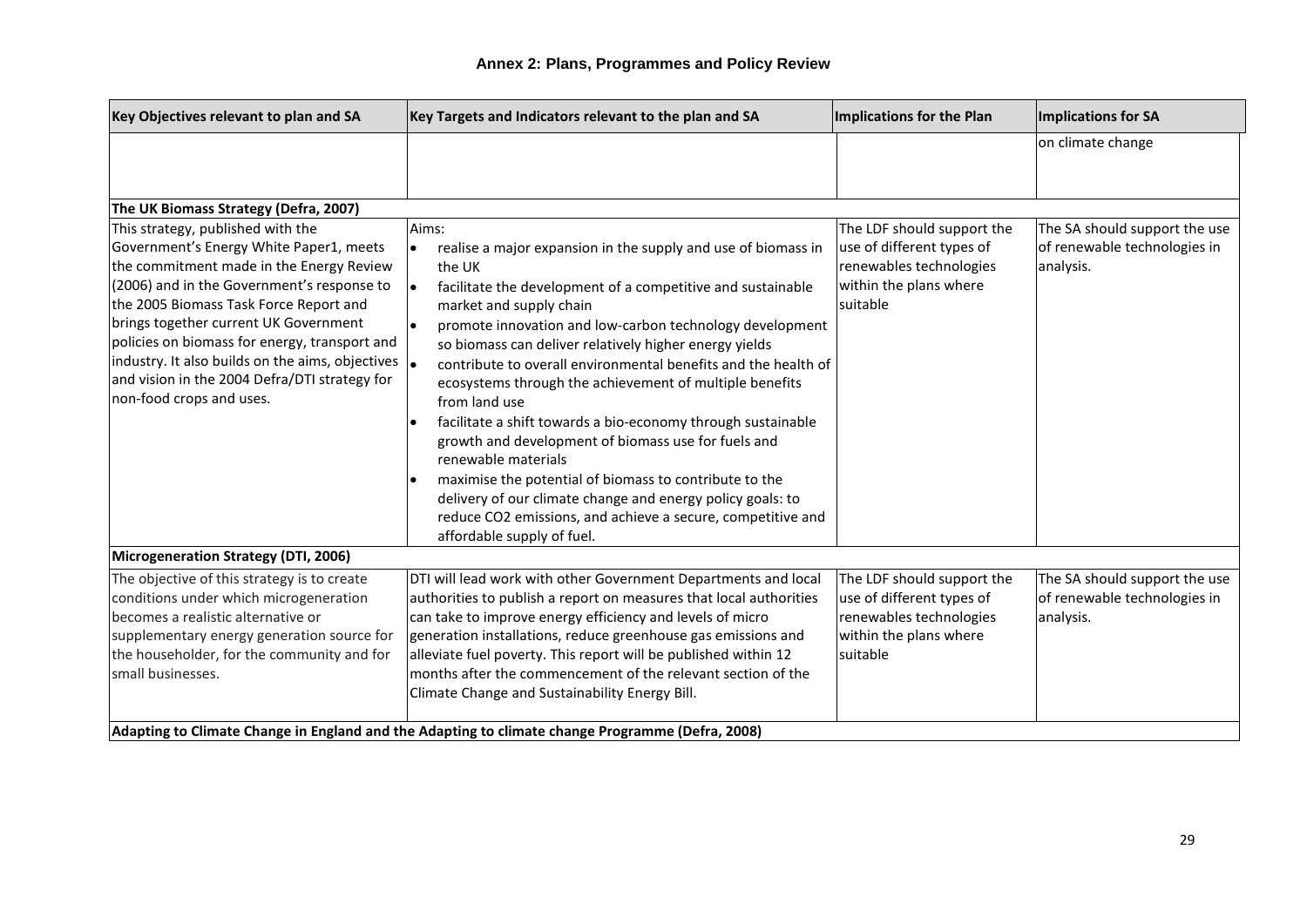## Annex 2: Plans, Programmes and Policy Review

| Key Objectives relevant to plan and SA | Key Targets and Indicators relevant to the plan and SA | Implications for the Plan | Implications for SA |
|---|---|---|---|
| | | | on climate change |
| **The UK Biomass Strategy (Defra, 2007)** | | | |
| This strategy, published with the Government's Energy White Paper1, meets the commitment made in the Energy Review (2006) and in the Government's response to the 2005 Biomass Task Force Report and brings together current UK Government policies on biomass for energy, transport and industry. It also builds on the aims, objectives and vision in the 2004 Defra/DTI strategy for non-food crops and uses. | Aims:<br>• realise a major expansion in the supply and use of biomass in the UK<br>• facilitate the development of a competitive and sustainable market and supply chain<br>• promote innovation and low-carbon technology development so biomass can deliver relatively higher energy yields<br>• contribute to overall environmental benefits and the health of ecosystems through the achievement of multiple benefits from land use<br>• facilitate a shift towards a bio-economy through sustainable growth and development of biomass use for fuels and renewable materials<br>• maximise the potential of biomass to contribute to the delivery of our climate change and energy policy goals: to reduce CO2 emissions, and achieve a secure, competitive and affordable supply of fuel. | The LDF should support the use of different types of renewables technologies within the plans where suitable | The SA should support the use of renewable technologies in analysis. |
| **Microgeneration Strategy (DTI, 2006)** | | | |
| The objective of this strategy is to create conditions under which microgeneration becomes a realistic alternative or supplementary energy generation source for the householder, for the community and for small businesses. | DTI will lead work with other Government Departments and local authorities to publish a report on measures that local authorities can take to improve energy efficiency and levels of micro generation installations, reduce greenhouse gas emissions and alleviate fuel poverty. This report will be published within 12 months after the commencement of the relevant section of the Climate Change and Sustainability Energy Bill. | The LDF should support the use of different types of renewables technologies within the plans where suitable | The SA should support the use of renewable technologies in analysis. |
| **Adapting to Climate Change in England and the Adapting to climate change Programme (Defra, 2008)** | | | |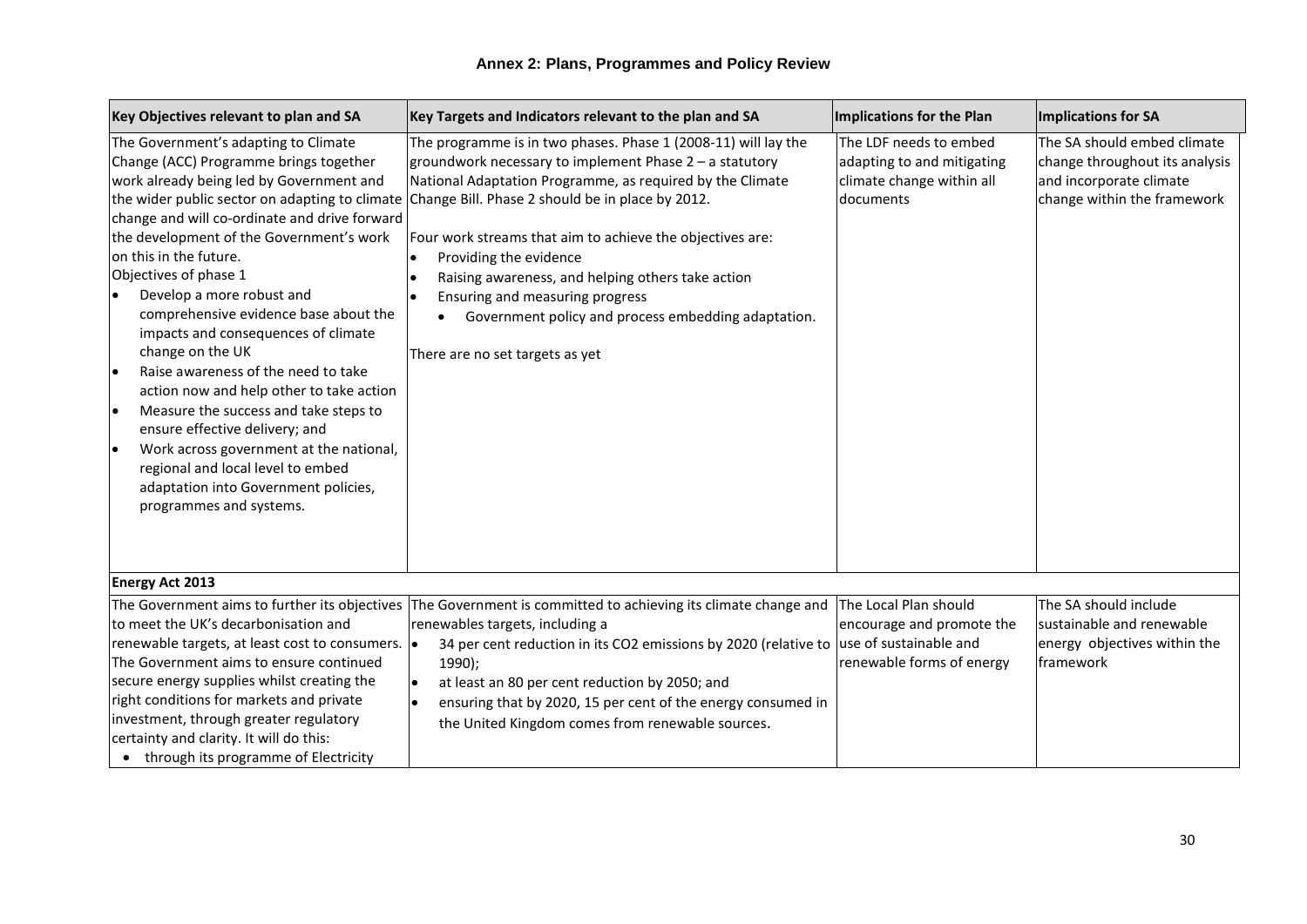## Annex 2: Plans, Programmes and Policy Review

| Key Objectives relevant to plan and SA | Key Targets and Indicators relevant to the plan and SA | Implications for the Plan | Implications for SA |
|---|---|---|---|
| The Government's adapting to Climate Change (ACC) Programme brings together work already being led by Government and the wider public sector on adapting to climate change and will co-ordinate and drive forward the development of the Government's work on this in the future.<br>Objectives of phase 1<br>• Develop a more robust and comprehensive evidence base about the impacts and consequences of climate change on the UK<br>• Raise awareness of the need to take action now and help other to take action<br>• Measure the success and take steps to ensure effective delivery; and<br>• Work across government at the national, regional and local level to embed adaptation into Government policies, programmes and systems. | The programme is in two phases. Phase 1 (2008-11) will lay the groundwork necessary to implement Phase 2 – a statutory National Adaptation Programme, as required by the Climate Change Bill. Phase 2 should be in place by 2012.<br><br>Four work streams that aim to achieve the objectives are:<br>• Providing the evidence<br>• Raising awareness, and helping others take action<br>• Ensuring and measuring progress<br>• Government policy and process embedding adaptation.<br><br>There are no set targets as yet | The LDF needs to embed adapting to and mitigating climate change within all documents | The SA should embed climate change throughout its analysis and incorporate climate change within the framework |
| **Energy Act 2013** | | | |
| The Government aims to further its objectives to meet the UK's decarbonisation and renewable targets, at least cost to consumers. The Government aims to ensure continued secure energy supplies whilst creating the right conditions for markets and private investment, through greater regulatory certainty and clarity. It will do this:<br>• through its programme of Electricity | The Government is committed to achieving its climate change and renewables targets, including a<br>• 34 per cent reduction in its $CO_2$ emissions by 2020 (relative to 1990);<br>• at least an 80 per cent reduction by 2050; and<br>• ensuring that by 2020, 15 per cent of the energy consumed in the United Kingdom comes from renewable sources. | The Local Plan should encourage and promote the use of sustainable and renewable forms of energy | The SA should include sustainable and renewable energy objectives within the framework |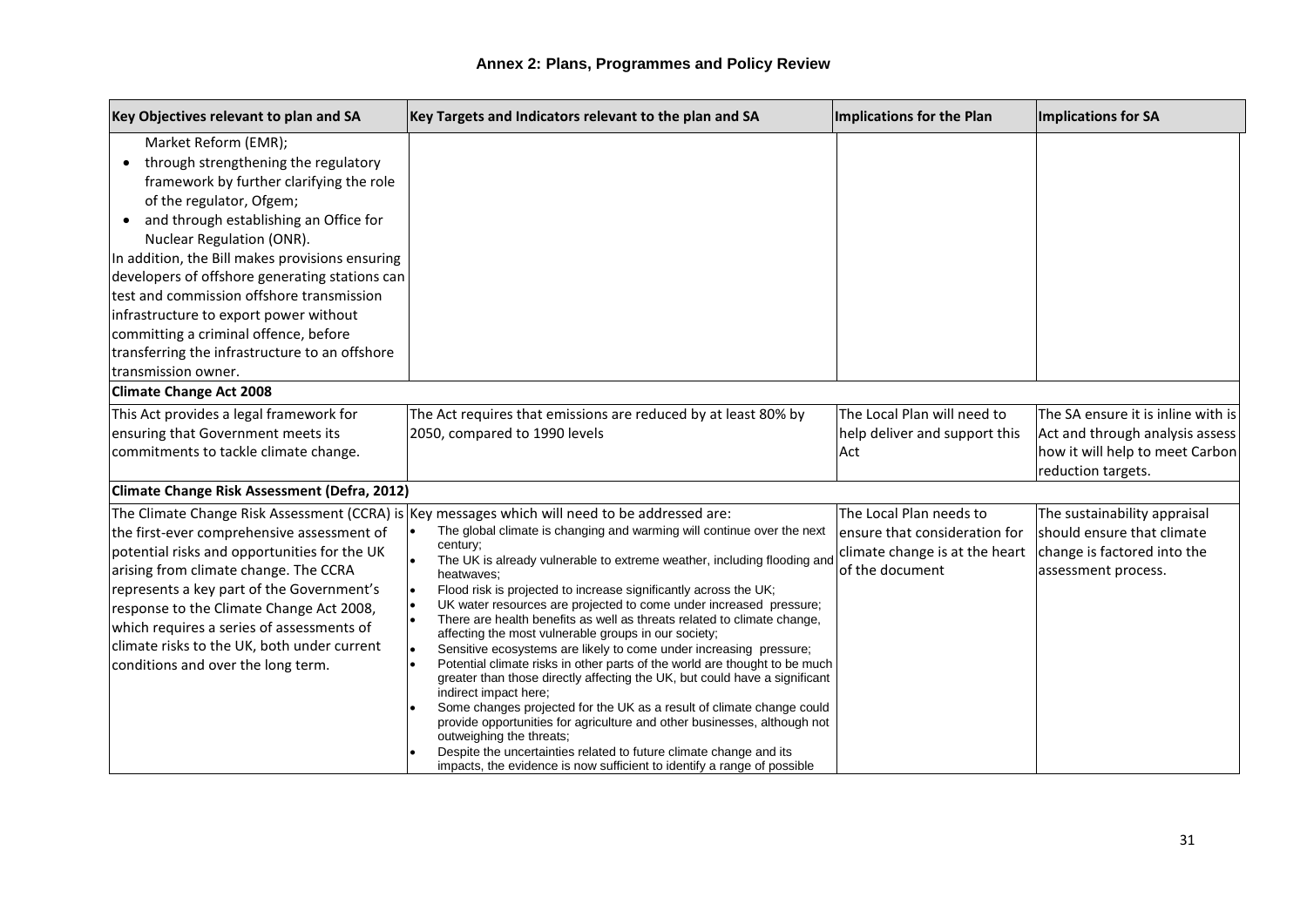## Annex 2: Plans, Programmes and Policy Review

| Key Objectives relevant to plan and SA | Key Targets and Indicators relevant to the plan and SA | Implications for the Plan | Implications for SA |
|---|---|---|---|
| Market Reform (EMR);<br>• through strengthening the regulatory framework by further clarifying the role of the regulator, Ofgem;<br>• and through establishing an Office for Nuclear Regulation (ONR).<br>In addition, the Bill makes provisions ensuring developers of offshore generating stations can test and commission offshore transmission infrastructure to export power without committing a criminal offence, before transferring the infrastructure to an offshore transmission owner. | | | |
| **Climate Change Act 2008** | | | |
| This Act provides a legal framework for ensuring that Government meets its commitments to tackle climate change. | The Act requires that emissions are reduced by at least 80% by 2050, compared to 1990 levels | The Local Plan will need to help deliver and support this Act | The SA ensure it is inline with is Act and through analysis assess how it will help to meet Carbon reduction targets. |
| **Climate Change Risk Assessment (Defra, 2012)** | | | |
| The Climate Change Risk Assessment (CCRA) is the first-ever comprehensive assessment of potential risks and opportunities for the UK arising from climate change. The CCRA represents a key part of the Government's response to the Climate Change Act 2008, which requires a series of assessments of climate risks to the UK, both under current conditions and over the long term. | Key messages which will need to be addressed are:<br>• The global climate is changing and warming will continue over the next century;<br>• The UK is already vulnerable to extreme weather, including flooding and heatwaves;<br>• Flood risk is projected to increase significantly across the UK;<br>• UK water resources are projected to come under increased pressure;<br>• There are health benefits as well as threats related to climate change, affecting the most vulnerable groups in our society;<br>• Sensitive ecosystems are likely to come under increasing pressure;<br>• Potential climate risks in other parts of the world are thought to be much greater than those directly affecting the UK, but could have a significant indirect impact here;<br>• Some changes projected for the UK as a result of climate change could provide opportunities for agriculture and other businesses, although not outweighing the threats;<br>• Despite the uncertainties related to future climate change and its impacts, the evidence is now sufficient to identify a range of possible | The Local Plan needs to ensure that consideration for climate change is at the heart of the document | The sustainability appraisal should ensure that climate change is factored into the assessment process. |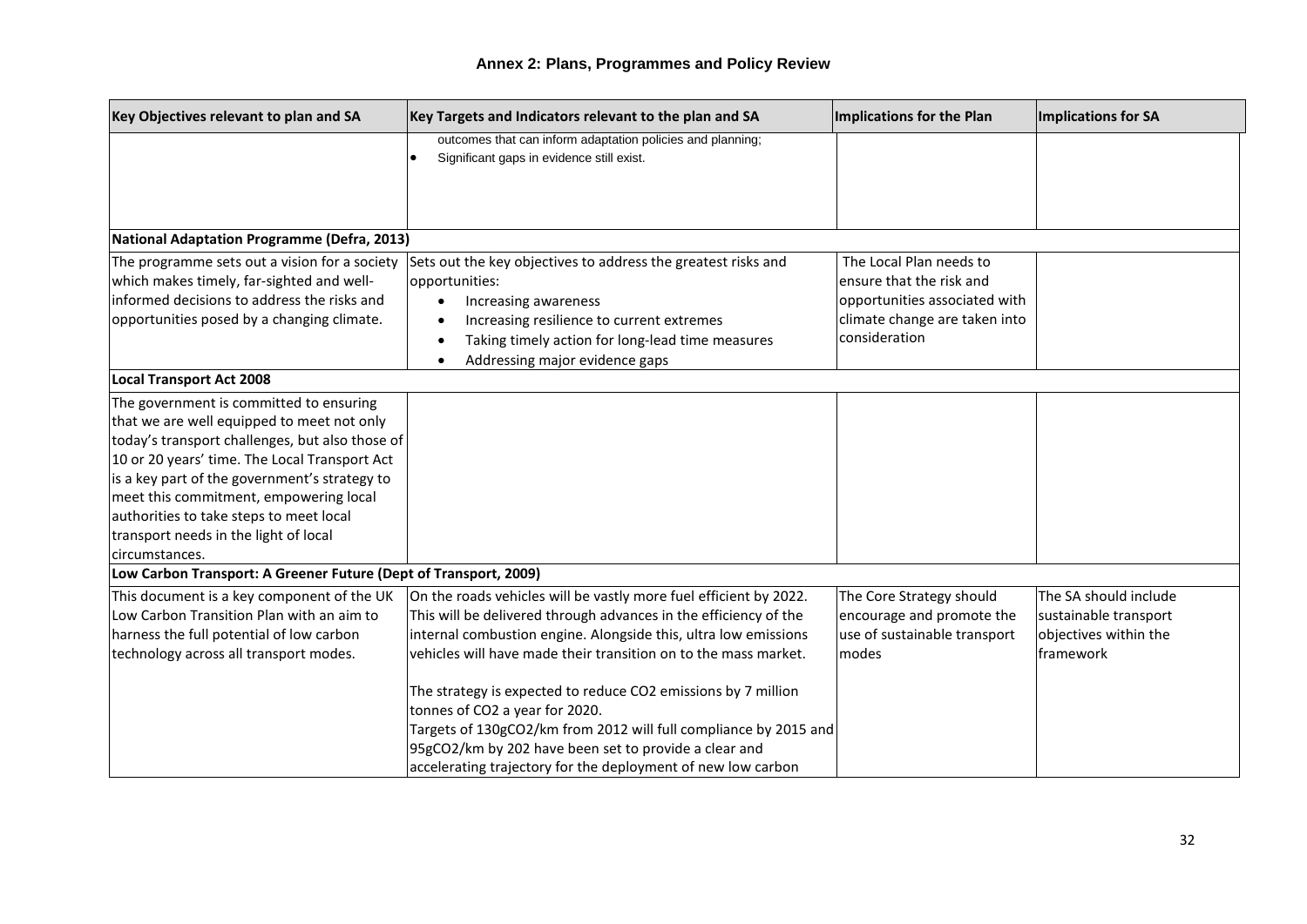## Annex 2: Plans, Programmes and Policy Review

| Key Objectives relevant to plan and SA | Key Targets and Indicators relevant to the plan and SA | Implications for the Plan | Implications for SA |
|---|---|---|---|
| | outcomes that can inform adaptation policies and planning;<br>• Significant gaps in evidence still exist. | | |
| **National Adaptation Programme (Defra, 2013)** | | | |
| The programme sets out a vision for a society which makes timely, far-sighted and well-informed decisions to address the risks and opportunities posed by a changing climate. | Sets out the key objectives to address the greatest risks and opportunities:<br>• Increasing awareness<br>• Increasing resilience to current extremes<br>• Taking timely action for long-lead time measures<br>• Addressing major evidence gaps | The Local Plan needs to ensure that the risk and opportunities associated with climate change are taken into consideration | |
| **Local Transport Act 2008** | | | |
| The government is committed to ensuring that we are well equipped to meet not only today's transport challenges, but also those of 10 or 20 years' time. The Local Transport Act is a key part of the government's strategy to meet this commitment, empowering local authorities to take steps to meet local transport needs in the light of local circumstances. | | | |
| **Low Carbon Transport: A Greener Future (Dept of Transport, 2009)** | | | |
| This document is a key component of the UK Low Carbon Transition Plan with an aim to harness the full potential of low carbon technology across all transport modes. | On the roads vehicles will be vastly more fuel efficient by 2022. This will be delivered through advances in the efficiency of the internal combustion engine. Alongside this, ultra low emissions vehicles will have made their transition on to the mass market.<br><br>The strategy is expected to reduce CO2 emissions by 7 million tonnes of CO2 a year for 2020.<br>Targets of 130gCO2/km from 2012 will full compliance by 2015 and 95gCO2/km by 202 have been set to provide a clear and accelerating trajectory for the deployment of new low carbon | The Core Strategy should encourage and promote the use of sustainable transport modes | The SA should include sustainable transport objectives within the framework |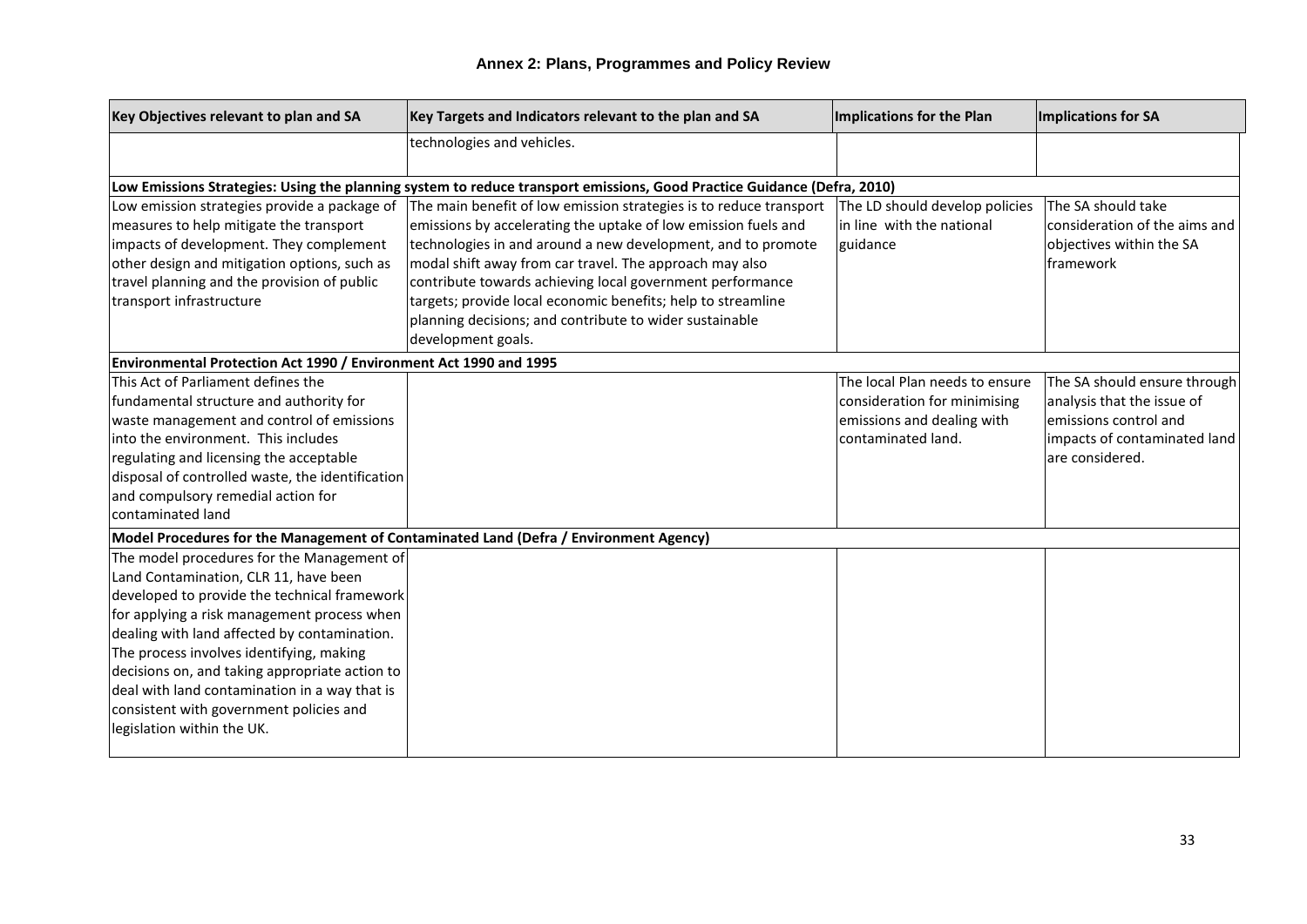# Annex 2: Plans, Programmes and Policy Review

| Key Objectives relevant to plan and SA | Key Targets and Indicators relevant to the plan and SA | Implications for the Plan | Implications for SA |
|---|---|---|---|
| | technologies and vehicles. | | |
| **Low Emissions Strategies: Using the planning system to reduce transport emissions, Good Practice Guidance (Defra, 2010)** | | | |
| Low emission strategies provide a package of measures to help mitigate the transport impacts of development. They complement other design and mitigation options, such as travel planning and the provision of public transport infrastructure | The main benefit of low emission strategies is to reduce transport emissions by accelerating the uptake of low emission fuels and technologies in and around a new development, and to promote modal shift away from car travel. The approach may also contribute towards achieving local government performance targets; provide local economic benefits; help to streamline planning decisions; and contribute to wider sustainable development goals. | The LD should develop policies in line with the national guidance | The SA should take consideration of the aims and objectives within the SA framework |
| **Environmental Protection Act 1990 / Environment Act 1990 and 1995** | | | |
| This Act of Parliament defines the fundamental structure and authority for waste management and control of emissions into the environment. This includes regulating and licensing the acceptable disposal of controlled waste, the identification and compulsory remedial action for contaminated land | | The local Plan needs to ensure consideration for minimising emissions and dealing with contaminated land. | The SA should ensure through analysis that the issue of emissions control and impacts of contaminated land are considered. |
| **Model Procedures for the Management of Contaminated Land (Defra / Environment Agency)** | | | |
| The model procedures for the Management of Land Contamination, CLR 11, have been developed to provide the technical framework for applying a risk management process when dealing with land affected by contamination. The process involves identifying, making decisions on, and taking appropriate action to deal with land contamination in a way that is consistent with government policies and legislation within the UK. | | | |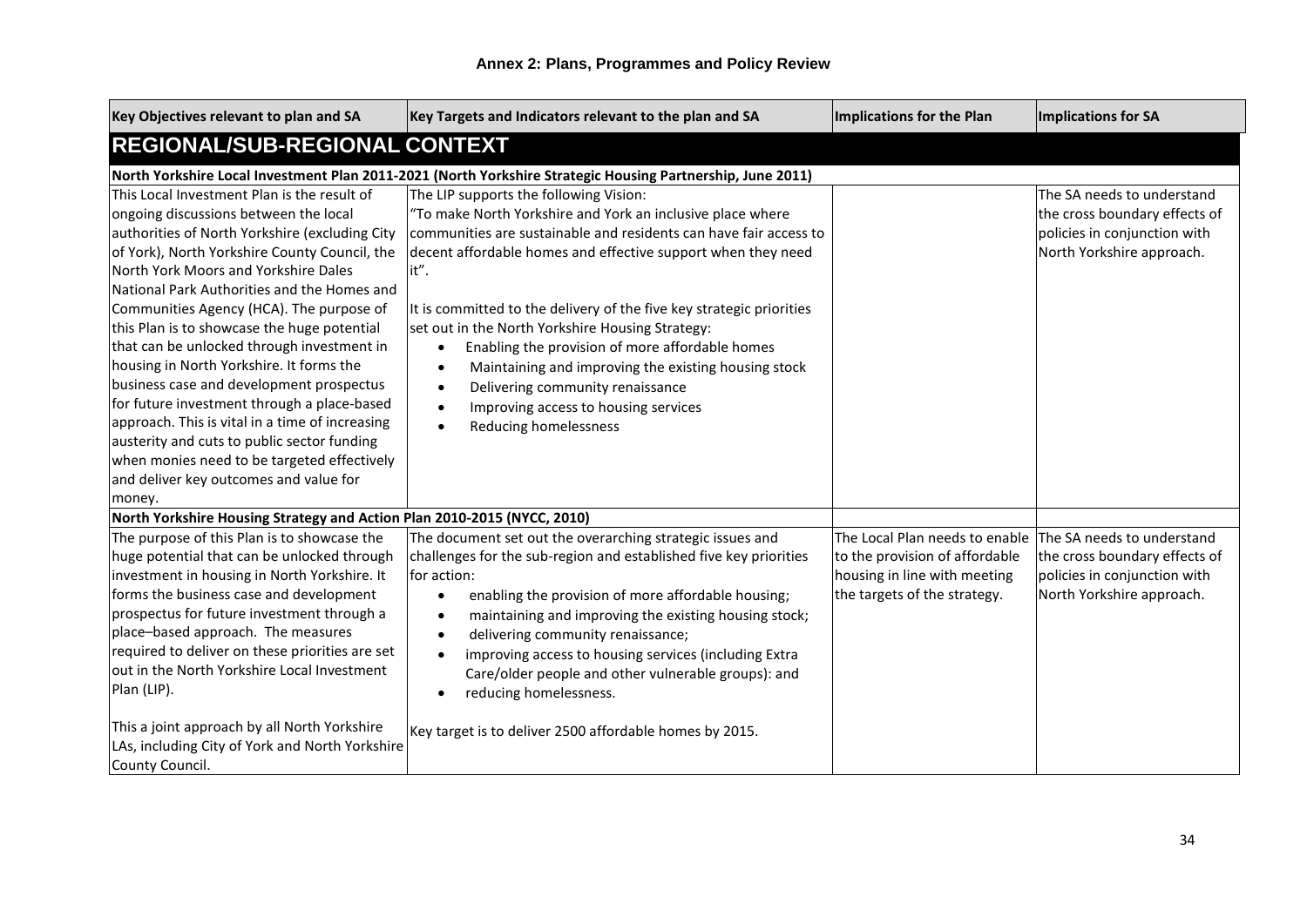# Annex 2: Plans, Programmes and Policy Review

| Key Objectives relevant to plan and SA | Key Targets and Indicators relevant to the plan and SA | Implications for the Plan | Implications for SA |
|---|---|---|---|
| **REGIONAL/SUB-REGIONAL CONTEXT** | | | |
| **North Yorkshire Local Investment Plan 2011-2021 (North Yorkshire Strategic Housing Partnership, June 2011)** | | | |
| This Local Investment Plan is the result of ongoing discussions between the local authorities of North Yorkshire (excluding City of York), North Yorkshire County Council, the North York Moors and Yorkshire Dales National Park Authorities and the Homes and Communities Agency (HCA). The purpose of this Plan is to showcase the huge potential that can be unlocked through investment in housing in North Yorkshire. It forms the business case and development prospectus for future investment through a place-based approach. This is vital in a time of increasing austerity and cuts to public sector funding when monies need to be targeted effectively and deliver key outcomes and value for money. | The LIP supports the following Vision:<br>"To make North Yorkshire and York an inclusive place where communities are sustainable and residents can have fair access to decent affordable homes and effective support when they need it".<br><br>It is committed to the delivery of the five key strategic priorities set out in the North Yorkshire Housing Strategy:<br>• Enabling the provision of more affordable homes<br>• Maintaining and improving the existing housing stock<br>• Delivering community renaissance<br>• Improving access to housing services<br>• Reducing homelessness | | The SA needs to understand the cross boundary effects of policies in conjunction with North Yorkshire approach. |
| **North Yorkshire Housing Strategy and Action Plan 2010-2015 (NYCC, 2010)** | | | |
| The purpose of this Plan is to showcase the huge potential that can be unlocked through investment in housing in North Yorkshire. It forms the business case and development prospectus for future investment through a place–based approach. The measures required to deliver on these priorities are set out in the North Yorkshire Local Investment Plan (LIP).<br><br>This a joint approach by all North Yorkshire LAs, including City of York and North Yorkshire County Council. | The document set out the overarching strategic issues and challenges for the sub-region and established five key priorities for action:<br>• enabling the provision of more affordable housing;<br>• maintaining and improving the existing housing stock;<br>• delivering community renaissance;<br>• improving access to housing services (including Extra Care/older people and other vulnerable groups): and<br>• reducing homelessness.<br><br>Key target is to deliver 2500 affordable homes by 2015. | The Local Plan needs to enable to the provision of affordable housing in line with meeting the targets of the strategy. | The SA needs to understand the cross boundary effects of policies in conjunction with North Yorkshire approach. |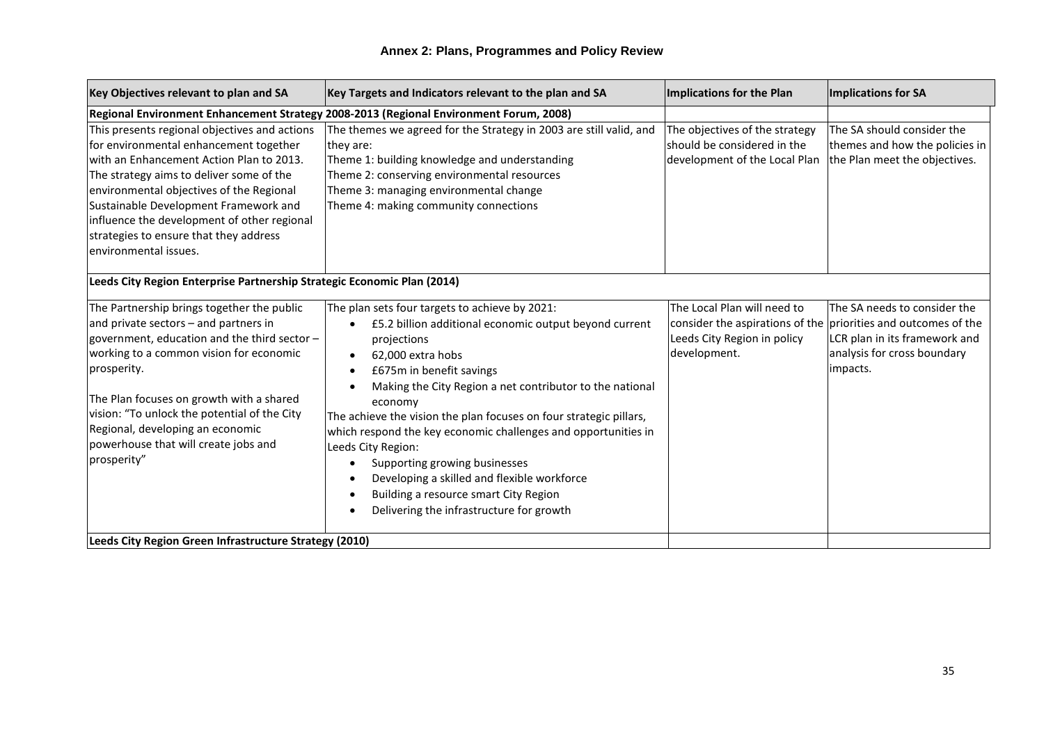## Annex 2: Plans, Programmes and Policy Review

| Key Objectives relevant to plan and SA | Key Targets and Indicators relevant to the plan and SA | Implications for the Plan | Implications for SA |
|---|---|---|---|
| **Regional Environment Enhancement Strategy 2008-2013 (Regional Environment Forum, 2008)** | | | |
| This presents regional objectives and actions for environmental enhancement together with an Enhancement Action Plan to 2013. The strategy aims to deliver some of the environmental objectives of the Regional Sustainable Development Framework and influence the development of other regional strategies to ensure that they address environmental issues. | The themes we agreed for the Strategy in 2003 are still valid, and they are:<br>Theme 1: building knowledge and understanding<br>Theme 2: conserving environmental resources<br>Theme 3: managing environmental change<br>Theme 4: making community connections | The objectives of the strategy should be considered in the development of the Local Plan | The SA should consider the themes and how the policies in the Plan meet the objectives. |
| **Leeds City Region Enterprise Partnership Strategic Economic Plan (2014)** | | | |
| The Partnership brings together the public and private sectors – and partners in government, education and the third sector – working to a common vision for economic prosperity.<br><br>The Plan focuses on growth with a shared vision: "To unlock the potential of the City Regional, developing an economic powerhouse that will create jobs and prosperity" | The plan sets four targets to achieve by 2021:<br>• £5.2 billion additional economic output beyond current projections<br>• 62,000 extra hobs<br>• £675m in benefit savings<br>• Making the City Region a net contributor to the national economy<br>The achieve the vision the plan focuses on four strategic pillars, which respond the key economic challenges and opportunities in Leeds City Region:<br>• Supporting growing businesses<br>• Developing a skilled and flexible workforce<br>• Building a resource smart City Region<br>• Delivering the infrastructure for growth | The Local Plan will need to consider the aspirations of the Leeds City Region in policy development. | The SA needs to consider the priorities and outcomes of the LCR plan in its framework and analysis for cross boundary impacts. |
| **Leeds City Region Green Infrastructure Strategy (2010)** | | | |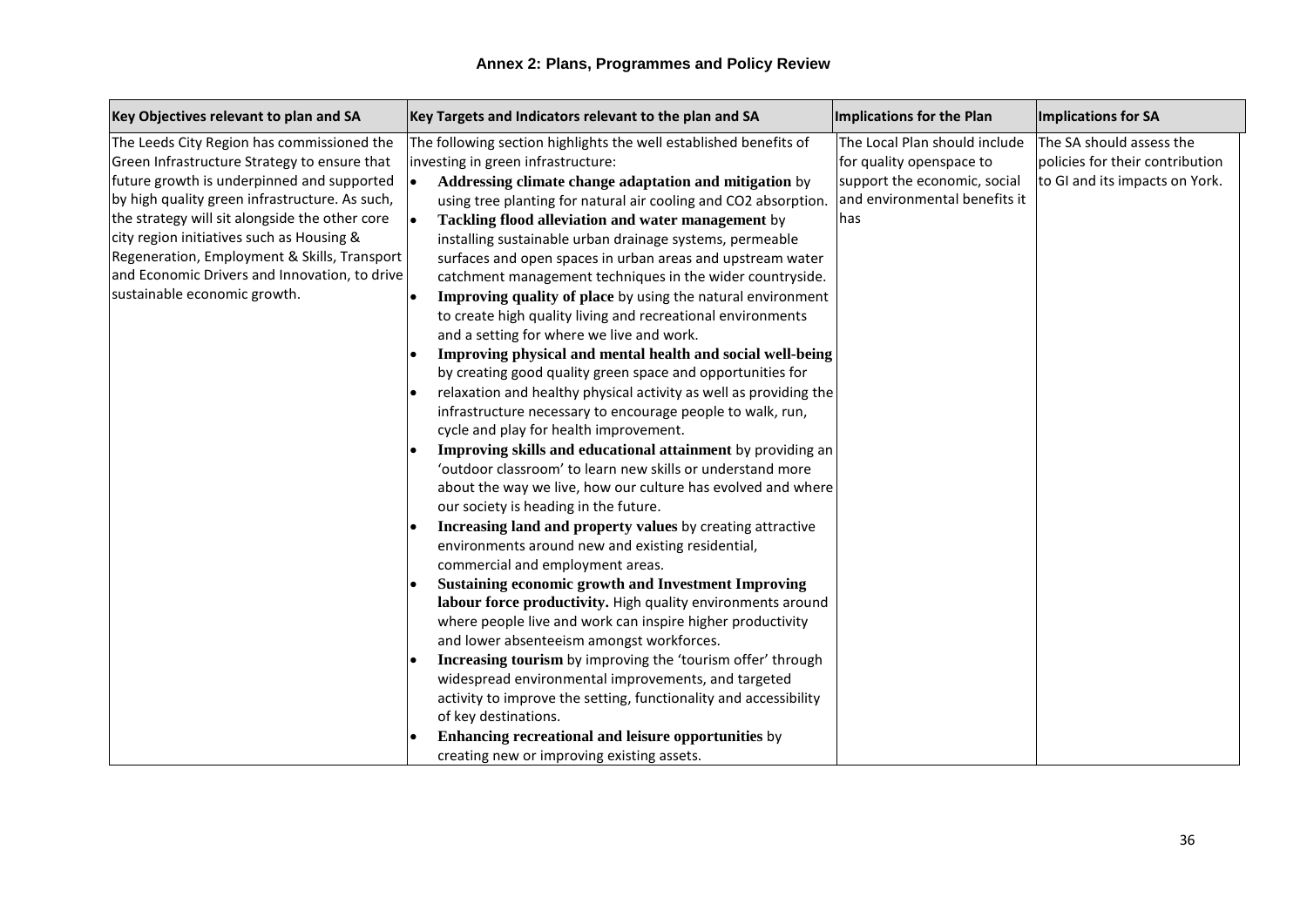# Annex 2: Plans, Programmes and Policy Review

| Key Objectives relevant to plan and SA | Key Targets and Indicators relevant to the plan and SA | Implications for the Plan | Implications for SA |
|---|---|---|---|
| The Leeds City Region has commissioned the Green Infrastructure Strategy to ensure that future growth is underpinned and supported by high quality green infrastructure. As such, the strategy will sit alongside the other core city region initiatives such as Housing & Regeneration, Employment & Skills, Transport and Economic Drivers and Innovation, to drive sustainable economic growth. | The following section highlights the well established benefits of investing in green infrastructure:<br>• **Addressing climate change adaptation and mitigation** by using tree planting for natural air cooling and CO2 absorption.<br>• **Tackling flood alleviation and water management** by installing sustainable urban drainage systems, permeable surfaces and open spaces in urban areas and upstream water catchment management techniques in the wider countryside.<br>• **Improving quality of place** by using the natural environment to create high quality living and recreational environments and a setting for where we live and work.<br>• **Improving physical and mental health and social well-being** by creating good quality green space and opportunities for<br>• relaxation and healthy physical activity as well as providing the infrastructure necessary to encourage people to walk, run, cycle and play for health improvement.<br>• **Improving skills and educational attainment** by providing an 'outdoor classroom' to learn new skills or understand more about the way we live, how our culture has evolved and where our society is heading in the future.<br>• **Increasing land and property values** by creating attractive environments around new and existing residential, commercial and employment areas.<br>• **Sustaining economic growth and Investment Improving labour force productivity.** High quality environments around where people live and work can inspire higher productivity and lower absenteeism amongst workforces.<br>• **Increasing tourism** by improving the 'tourism offer' through widespread environmental improvements, and targeted activity to improve the setting, functionality and accessibility of key destinations.<br>• **Enhancing recreational and leisure opportunities** by creating new or improving existing assets. | The Local Plan should include for quality openspace to support the economic, social and environmental benefits it has | The SA should assess the policies for their contribution to GI and its impacts on York. |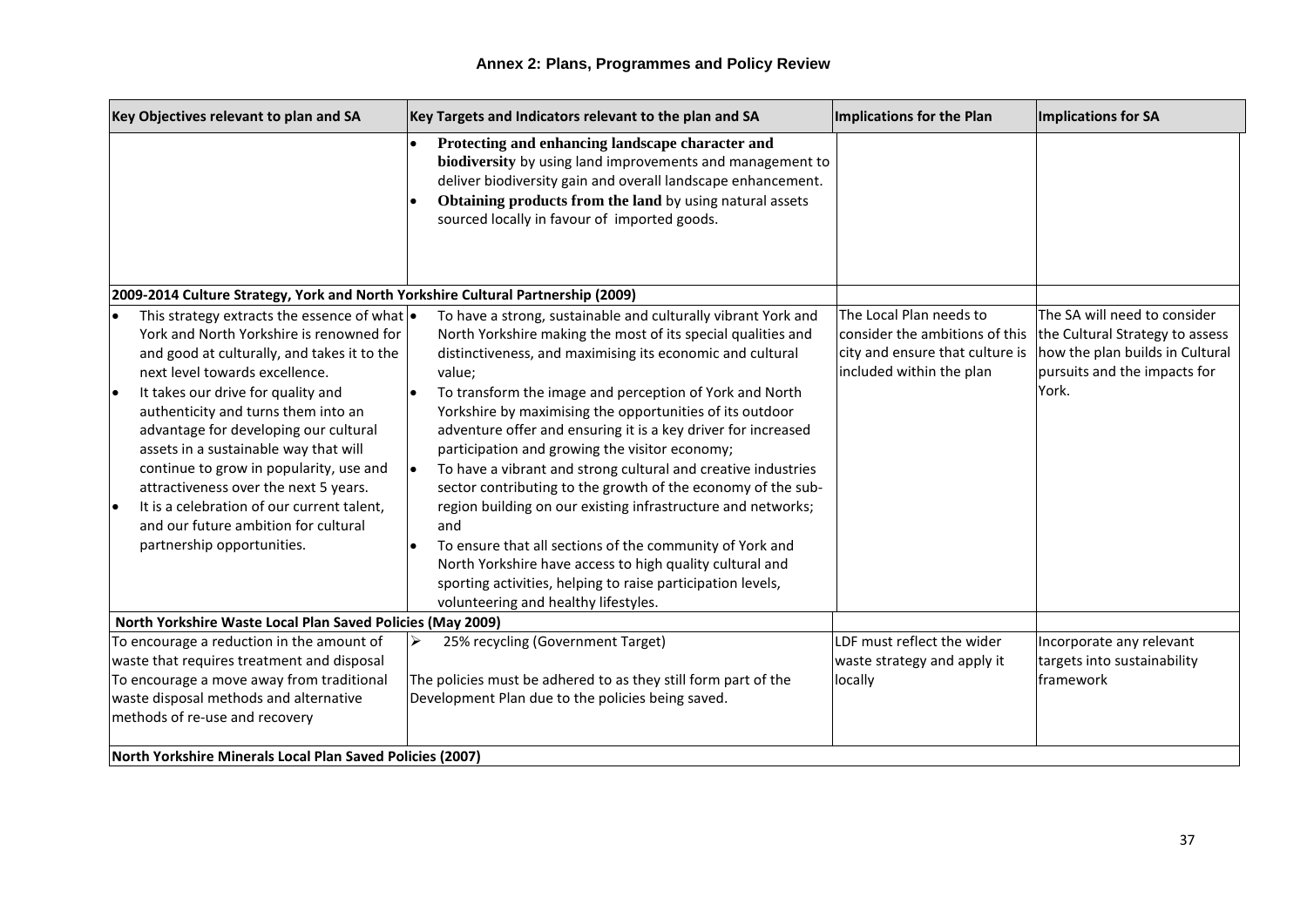## Annex 2: Plans, Programmes and Policy Review

| Key Objectives relevant to plan and SA | Key Targets and Indicators relevant to the plan and SA | Implications for the Plan | Implications for SA |
|---|---|---|---|
| | • **Protecting and enhancing landscape character and biodiversity** by using land improvements and management to deliver biodiversity gain and overall landscape enhancement.<br>• **Obtaining products from the land** by using natural assets sourced locally in favour of imported goods. | | |
| **2009-2014 Culture Strategy, York and North Yorkshire Cultural Partnership (2009)** | | | |
| • This strategy extracts the essence of what York and North Yorkshire is renowned for and good at culturally, and takes it to the next level towards excellence.<br>• It takes our drive for quality and authenticity and turns them into an advantage for developing our cultural assets in a sustainable way that will continue to grow in popularity, use and attractiveness over the next 5 years.<br>• It is a celebration of our current talent, and our future ambition for cultural partnership opportunities. | • To have a strong, sustainable and culturally vibrant York and North Yorkshire making the most of its special qualities and distinctiveness, and maximising its economic and cultural value;<br>• To transform the image and perception of York and North Yorkshire by maximising the opportunities of its outdoor adventure offer and ensuring it is a key driver for increased participation and growing the visitor economy;<br>• To have a vibrant and strong cultural and creative industries sector contributing to the growth of the economy of the sub-region building on our existing infrastructure and networks; and<br>• To ensure that all sections of the community of York and North Yorkshire have access to high quality cultural and sporting activities, helping to raise participation levels, volunteering and healthy lifestyles. | The Local Plan needs to consider the ambitions of this city and ensure that culture is included within the plan | The SA will need to consider the Cultural Strategy to assess how the plan builds in Cultural pursuits and the impacts for York. |
| **North Yorkshire Waste Local Plan Saved Policies (May 2009)** | | | |
| To encourage a reduction in the amount of waste that requires treatment and disposal<br>To encourage a move away from traditional waste disposal methods and alternative methods of re-use and recovery | ➢ 25% recycling (Government Target)<br><br>The policies must be adhered to as they still form part of the Development Plan due to the policies being saved. | LDF must reflect the wider waste strategy and apply it locally | Incorporate any relevant targets into sustainability framework |
| **North Yorkshire Minerals Local Plan Saved Policies (2007)** | | | |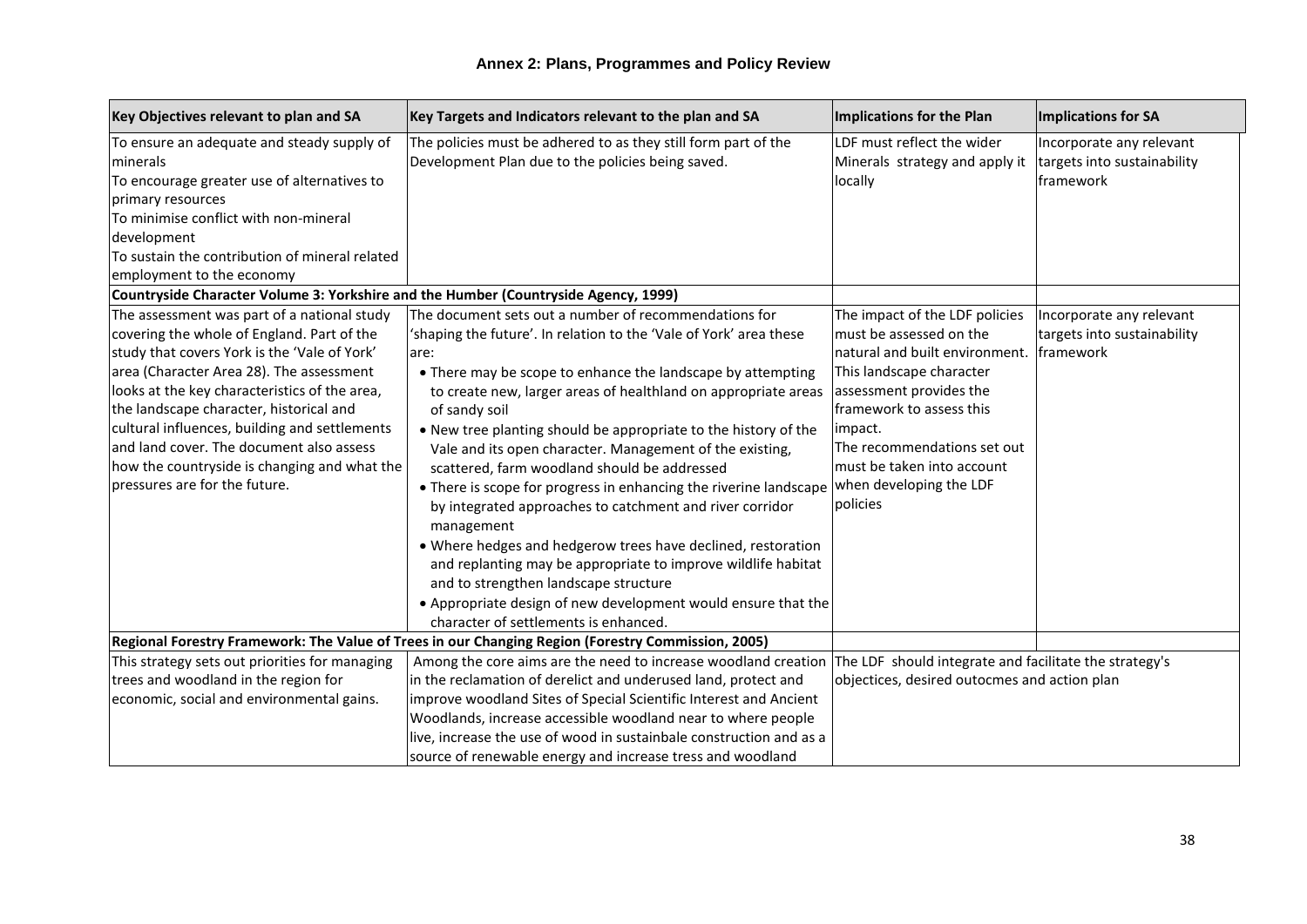## Annex 2: Plans, Programmes and Policy Review

| Key Objectives relevant to plan and SA | Key Targets and Indicators relevant to the plan and SA | Implications for the Plan | Implications for SA |
|---|---|---|---|
| To ensure an adequate and steady supply of minerals<br>To encourage greater use of alternatives to primary resources<br>To minimise conflict with non-mineral development<br>To sustain the contribution of mineral related employment to the economy | The policies must be adhered to as they still form part of the Development Plan due to the policies being saved. | LDF must reflect the wider Minerals strategy and apply it locally | Incorporate any relevant targets into sustainability framework |
| **Countryside Character Volume 3: Yorkshire and the Humber (Countryside Agency, 1999)** | | | |
| The assessment was part of a national study covering the whole of England. Part of the study that covers York is the 'Vale of York' area (Character Area 28). The assessment looks at the key characteristics of the area, the landscape character, historical and cultural influences, building and settlements and land cover. The document also assess how the countryside is changing and what the pressures are for the future. | The document sets out a number of recommendations for 'shaping the future'. In relation to the 'Vale of York' area these are:<br>• There may be scope to enhance the landscape by attempting to create new, larger areas of healthland on appropriate areas of sandy soil<br>• New tree planting should be appropriate to the history of the Vale and its open character. Management of the existing, scattered, farm woodland should be addressed<br>• There is scope for progress in enhancing the riverine landscape by integrated approaches to catchment and river corridor management<br>• Where hedges and hedgerow trees have declined, restoration and replanting may be appropriate to improve wildlife habitat and to strengthen landscape structure<br>• Appropriate design of new development would ensure that the character of settlements is enhanced. | The impact of the LDF policies must be assessed on the natural and built environment. This landscape character assessment provides the framework to assess this impact.<br>The recommendations set out must be taken into account when developing the LDF policies | Incorporate any relevant targets into sustainability framework |
| **Regional Forestry Framework: The Value of Trees in our Changing Region (Forestry Commission, 2005)** | | | |
| This strategy sets out priorities for managing trees and woodland in the region for economic, social and environmental gains. | Among the core aims are the need to increase woodland creation in the reclamation of derelict and underused land, protect and improve woodland Sites of Special Scientific Interest and Ancient Woodlands, increase accessible woodland near to where people live, increase the use of wood in sustainbale construction and as a source of renewable energy and increase tress and woodland | The LDF should integrate and facilitate the strategy's objectices, desired outocmes and action plan | |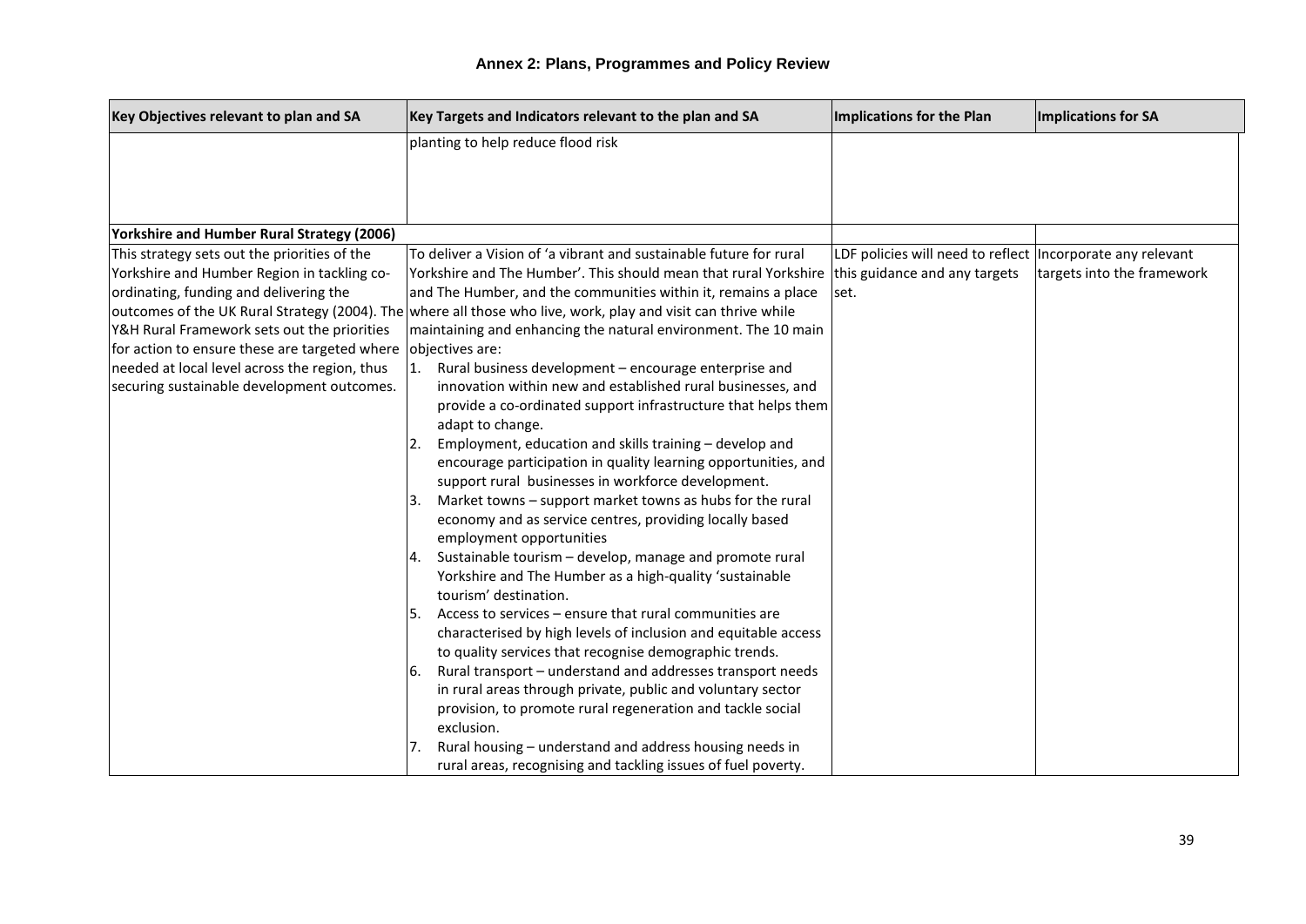# Annex 2: Plans, Programmes and Policy Review

| Key Objectives relevant to plan and SA | Key Targets and Indicators relevant to the plan and SA | Implications for the Plan | Implications for SA |
|---|---|---|---|
| | planting to help reduce flood risk | | |
| **Yorkshire and Humber Rural Strategy (2006)** | | | |
| This strategy sets out the priorities of the Yorkshire and Humber Region in tackling co-ordinating, funding and delivering the outcomes of the UK Rural Strategy (2004). The Y&H Rural Framework sets out the priorities for action to ensure these are targeted where needed at local level across the region, thus securing sustainable development outcomes. | To deliver a Vision of 'a vibrant and sustainable future for rural Yorkshire and The Humber'. This should mean that rural Yorkshire and The Humber, and the communities within it, remains a place where all those who live, work, play and visit can thrive while maintaining and enhancing the natural environment. The 10 main objectives are:<br>1. Rural business development – encourage enterprise and innovation within new and established rural businesses, and provide a co-ordinated support infrastructure that helps them adapt to change.<br>2. Employment, education and skills training – develop and encourage participation in quality learning opportunities, and support rural businesses in workforce development.<br>3. Market towns – support market towns as hubs for the rural economy and as service centres, providing locally based employment opportunities<br>4. Sustainable tourism – develop, manage and promote rural Yorkshire and The Humber as a high-quality 'sustainable tourism' destination.<br>5. Access to services – ensure that rural communities are characterised by high levels of inclusion and equitable access to quality services that recognise demographic trends.<br>6. Rural transport – understand and addresses transport needs in rural areas through private, public and voluntary sector provision, to promote rural regeneration and tackle social exclusion.<br>7. Rural housing – understand and address housing needs in rural areas, recognising and tackling issues of fuel poverty. | LDF policies will need to reflect this guidance and any targets set. | Incorporate any relevant targets into the framework |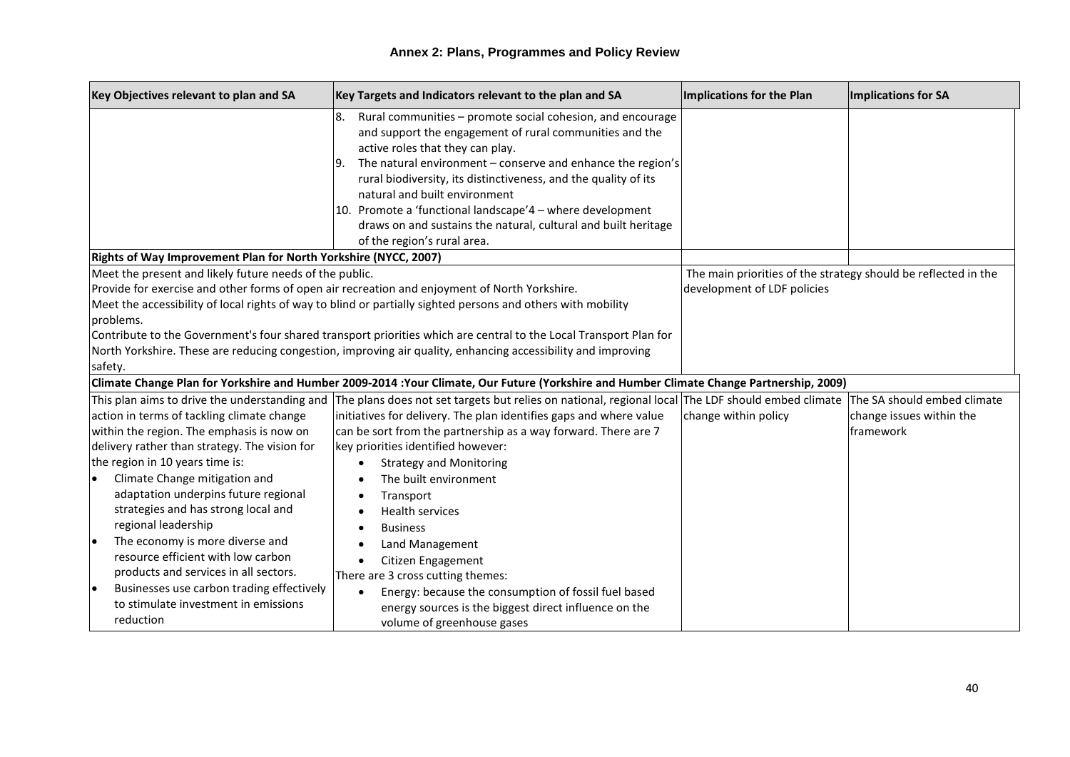## Annex 2: Plans, Programmes and Policy Review

| Key Objectives relevant to plan and SA | Key Targets and Indicators relevant to the plan and SA | Implications for the Plan | Implications for SA |
|---|---|---|---|
| | 8. Rural communities – promote social cohesion, and encourage and support the engagement of rural communities and the active roles that they can play.<br>9. The natural environment – conserve and enhance the region's rural biodiversity, its distinctiveness, and the quality of its natural and built environment<br>10. Promote a 'functional landscape'4 – where development draws on and sustains the natural, cultural and built heritage of the region's rural area. | | |
| **Rights of Way Improvement Plan for North Yorkshire (NYCC, 2007)** | | | |
| Meet the present and likely future needs of the public.<br>Provide for exercise and other forms of open air recreation and enjoyment of North Yorkshire.<br>Meet the accessibility of local rights of way to blind or partially sighted persons and others with mobility problems.<br>Contribute to the Government's four shared transport priorities which are central to the Local Transport Plan for North Yorkshire. These are reducing congestion, improving air quality, enhancing accessibility and improving safety. | | The main priorities of the strategy should be reflected in the development of LDF policies | |
| **Climate Change Plan for Yorkshire and Humber 2009-2014 :Your Climate, Our Future (Yorkshire and Humber Climate Change Partnership, 2009)** | | | |
| This plan aims to drive the understanding and action in terms of tackling climate change within the region. The emphasis is now on delivery rather than strategy. The vision for the region in 10 years time is:<br>• Climate Change mitigation and adaptation underpins future regional strategies and has strong local and regional leadership<br>• The economy is more diverse and resource efficient with low carbon products and services in all sectors.<br>• Businesses use carbon trading effectively to stimulate investment in emissions reduction | The plans does not set targets but relies on national, regional local initiatives for delivery. The plan identifies gaps and where value can be sort from the partnership as a way forward. There are 7 key priorities identified however:<br>• Strategy and Monitoring<br>• The built environment<br>• Transport<br>• Health services<br>• Business<br>• Land Management<br>• Citizen Engagement<br>There are 3 cross cutting themes:<br>• Energy: because the consumption of fossil fuel based energy sources is the biggest direct influence on the volume of greenhouse gases | The LDF should embed climate change within policy | The SA should embed climate change issues within the framework |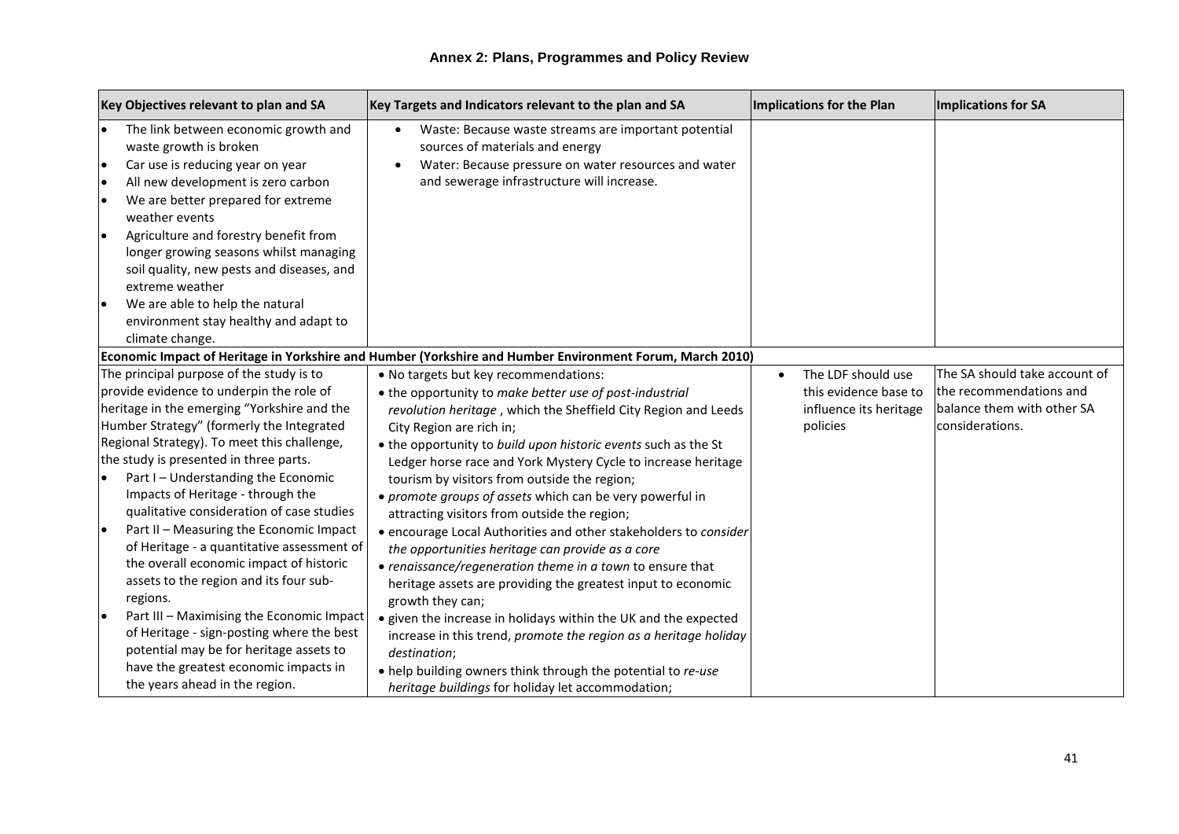## Annex 2: Plans, Programmes and Policy Review

| Key Objectives relevant to plan and SA | Key Targets and Indicators relevant to the plan and SA | Implications for the Plan | Implications for SA |
|---|---|---|---|
| • The link between economic growth and waste growth is broken<br>• Car use is reducing year on year<br>• All new development is zero carbon<br>• We are better prepared for extreme weather events<br>• Agriculture and forestry benefit from longer growing seasons whilst managing soil quality, new pests and diseases, and extreme weather<br>• We are able to help the natural environment stay healthy and adapt to climate change. | • Waste: Because waste streams are important potential sources of materials and energy<br>• Water: Because pressure on water resources and water and sewerage infrastructure will increase. | | |
| **Economic Impact of Heritage in Yorkshire and Humber (Yorkshire and Humber Environment Forum, March 2010)** | | | |
| The principal purpose of the study is to provide evidence to underpin the role of heritage in the emerging "Yorkshire and the Humber Strategy" (formerly the Integrated Regional Strategy). To meet this challenge, the study is presented in three parts.<br>• Part I – Understanding the Economic Impacts of Heritage - through the qualitative consideration of case studies<br>• Part II – Measuring the Economic Impact of Heritage - a quantitative assessment of the overall economic impact of historic assets to the region and its four sub-regions.<br>• Part III – Maximising the Economic Impact of Heritage - sign-posting where the best potential may be for heritage assets to have the greatest economic impacts in the years ahead in the region. | • No targets but key recommendations:<br>• the opportunity to *make better use of post-industrial revolution heritage* , which the Sheffield City Region and Leeds City Region are rich in;<br>• the opportunity to *build upon historic events* such as the St Ledger horse race and York Mystery Cycle to increase heritage tourism by visitors from outside the region;<br>• *promote groups of assets* which can be very powerful in attracting visitors from outside the region;<br>• encourage Local Authorities and other stakeholders to *consider the opportunities heritage can provide as a core*<br>• *renaissance/regeneration theme in a town* to ensure that heritage assets are providing the greatest input to economic growth they can;<br>• given the increase in holidays within the UK and the expected increase in this trend, *promote the region as a heritage holiday destination*;<br>• help building owners think through the potential to *re-use heritage buildings* for holiday let accommodation; | • The LDF should use this evidence base to influence its heritage policies | The SA should take account of the recommendations and balance them with other SA considerations. |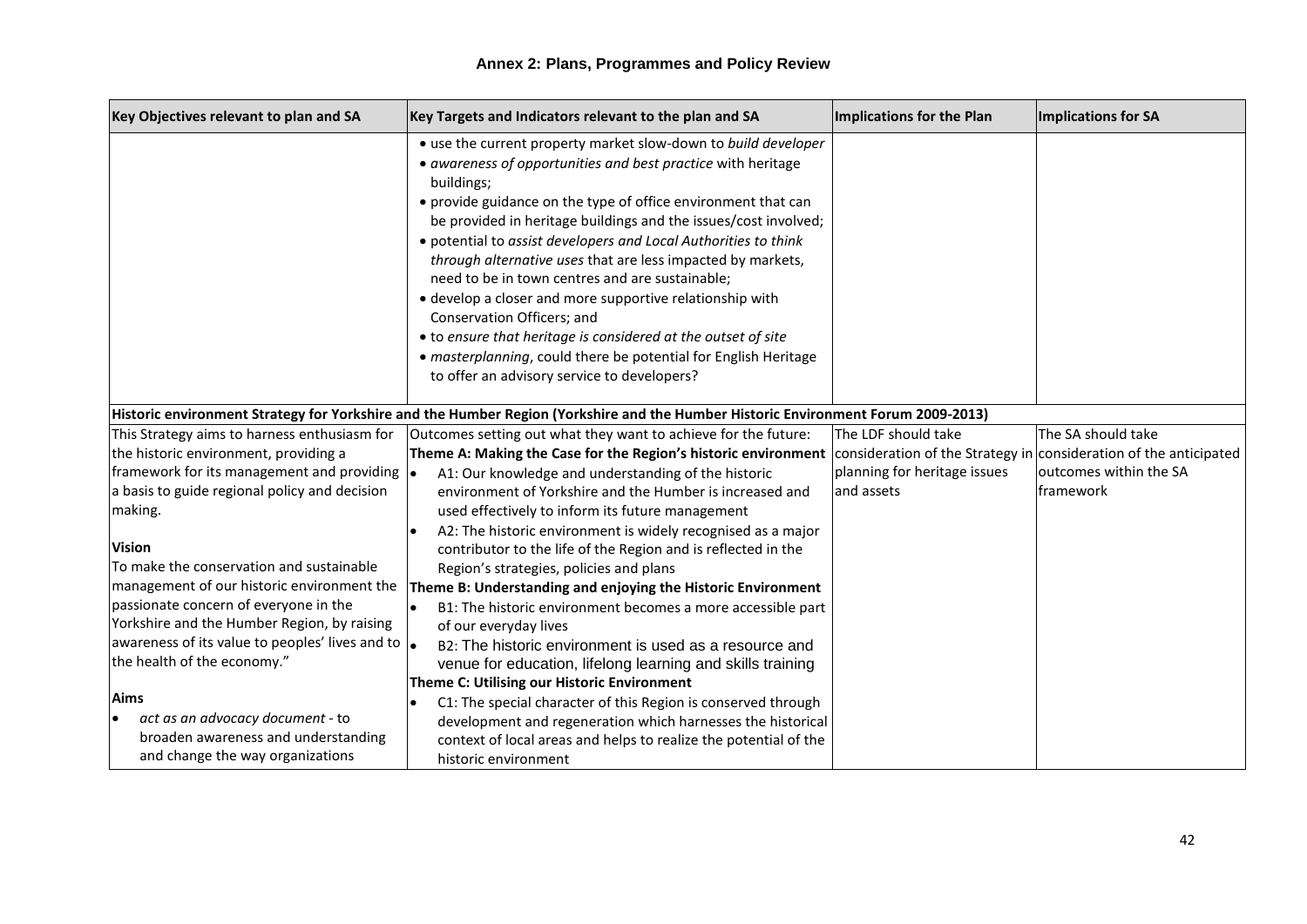## Annex 2: Plans, Programmes and Policy Review

| Key Objectives relevant to plan and SA | Key Targets and Indicators relevant to the plan and SA | Implications for the Plan | Implications for SA |
|---|---|---|---|
| | • use the current property market slow-down to *build developer*<br>• *awareness of opportunities and best practice* with heritage buildings;<br>• provide guidance on the type of office environment that can be provided in heritage buildings and the issues/cost involved;<br>• potential to *assist developers and Local Authorities to think through alternative uses* that are less impacted by markets, need to be in town centres and are sustainable;<br>• develop a closer and more supportive relationship with Conservation Officers; and<br>• to *ensure that heritage is considered at the outset of site*<br>• *masterplanning*, could there be potential for English Heritage to offer an advisory service to developers? | | |
| **Historic environment Strategy for Yorkshire and the Humber Region (Yorkshire and the Humber Historic Environment Forum 2009-2013)** | | | |
| This Strategy aims to harness enthusiasm for the historic environment, providing a framework for its management and providing a basis to guide regional policy and decision making.<br><br>**Vision**<br>To make the conservation and sustainable management of our historic environment the passionate concern of everyone in the Yorkshire and the Humber Region, by raising awareness of its value to peoples' lives and to the health of the economy."<br><br>**Aims**<br>• *act as an advocacy document* - to broaden awareness and understanding and change the way organizations | Outcomes setting out what they want to achieve for the future:<br>**Theme A: Making the Case for the Region's historic environment**<br>• A1: Our knowledge and understanding of the historic environment of Yorkshire and the Humber is increased and used effectively to inform its future management<br>• A2: The historic environment is widely recognised as a major contributor to the life of the Region and is reflected in the Region's strategies, policies and plans<br>**Theme B: Understanding and enjoying the Historic Environment**<br>• B1: The historic environment becomes a more accessible part of our everyday lives<br>• B2: The historic environment is used as a resource and venue for education, lifelong learning and skills training<br>**Theme C: Utilising our Historic Environment**<br>• C1: The special character of this Region is conserved through development and regeneration which harnesses the historical context of local areas and helps to realize the potential of the historic environment | The LDF should take consideration of the Strategy in planning for heritage issues and assets | The SA should take consideration of the anticipated outcomes within the SA framework |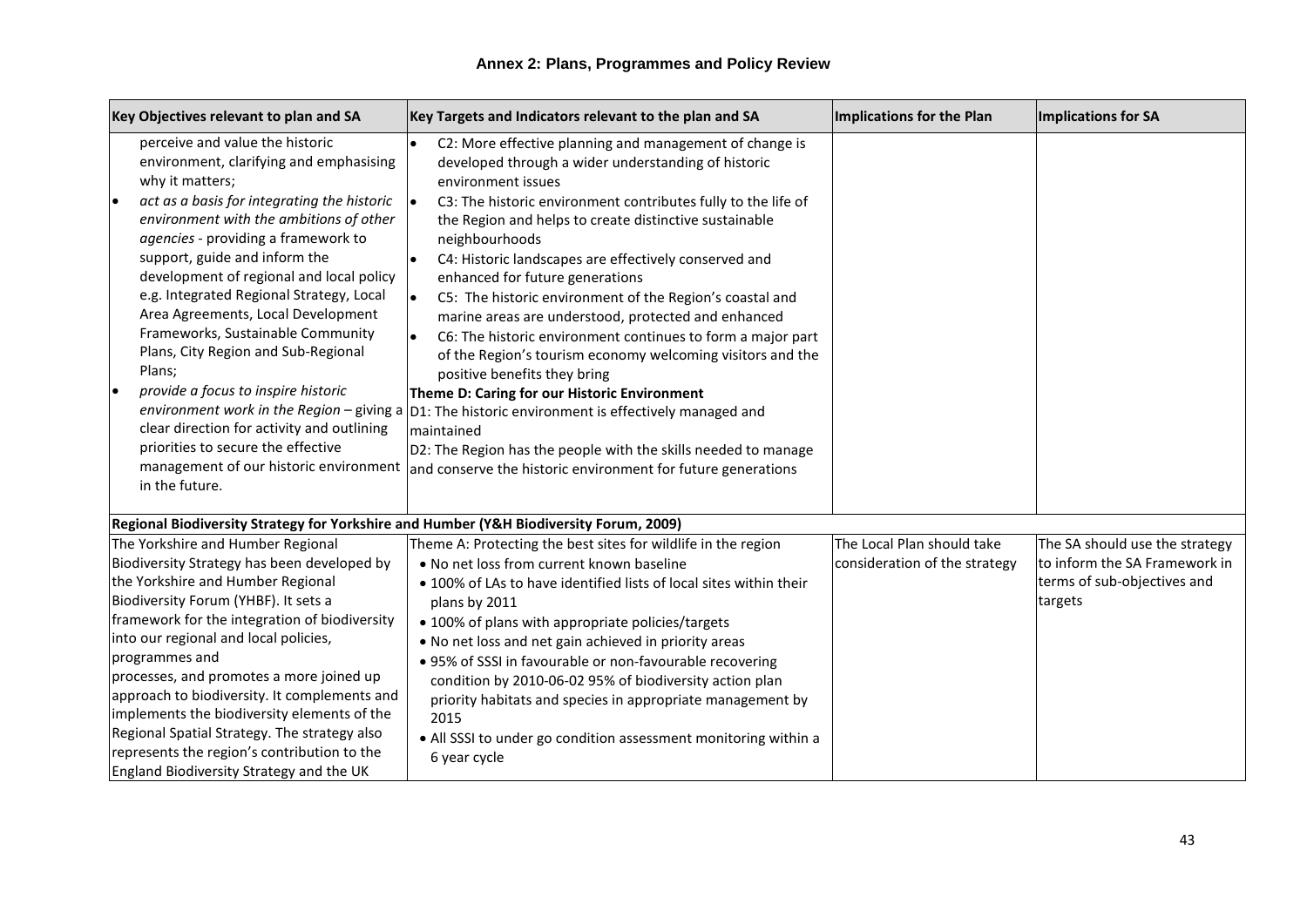## Annex 2: Plans, Programmes and Policy Review

| Key Objectives relevant to plan and SA | Key Targets and Indicators relevant to the plan and SA | Implications for the Plan | Implications for SA |
|---|---|---|---|
| perceive and value the historic environment, clarifying and emphasising why it matters;<br>• *act as a basis for integrating the historic environment with the ambitions of other agencies* - providing a framework to support, guide and inform the development of regional and local policy e.g. Integrated Regional Strategy, Local Area Agreements, Local Development Frameworks, Sustainable Community Plans, City Region and Sub-Regional Plans;<br>• *provide a focus to inspire historic environment work in the Region* – giving a clear direction for activity and outlining priorities to secure the effective management of our historic environment in the future. | • C2: More effective planning and management of change is developed through a wider understanding of historic environment issues<br>• C3: The historic environment contributes fully to the life of the Region and helps to create distinctive sustainable neighbourhoods<br>• C4: Historic landscapes are effectively conserved and enhanced for future generations<br>• C5: The historic environment of the Region's coastal and marine areas are understood, protected and enhanced<br>• C6: The historic environment continues to form a major part of the Region's tourism economy welcoming visitors and the positive benefits they bring<br>**Theme D: Caring for our Historic Environment**<br>D1: The historic environment is effectively managed and maintained<br>D2: The Region has the people with the skills needed to manage and conserve the historic environment for future generations | | |
| **Regional Biodiversity Strategy for Yorkshire and Humber (Y&H Biodiversity Forum, 2009)** | | | |
| The Yorkshire and Humber Regional Biodiversity Strategy has been developed by the Yorkshire and Humber Regional Biodiversity Forum (YHBF). It sets a framework for the integration of biodiversity into our regional and local policies, programmes and processes, and promotes a more joined up approach to biodiversity. It complements and implements the biodiversity elements of the Regional Spatial Strategy. The strategy also represents the region's contribution to the England Biodiversity Strategy and the UK | Theme A: Protecting the best sites for wildlife in the region<br>• No net loss from current known baseline<br>• 100% of LAs to have identified lists of local sites within their plans by 2011<br>• 100% of plans with appropriate policies/targets<br>• No net loss and net gain achieved in priority areas<br>• 95% of SSSI in favourable or non-favourable recovering condition by 2010-06-02 95% of biodiversity action plan priority habitats and species in appropriate management by 2015<br>• All SSSI to under go condition assessment monitoring within a 6 year cycle | The Local Plan should take consideration of the strategy | The SA should use the strategy to inform the SA Framework in terms of sub-objectives and targets |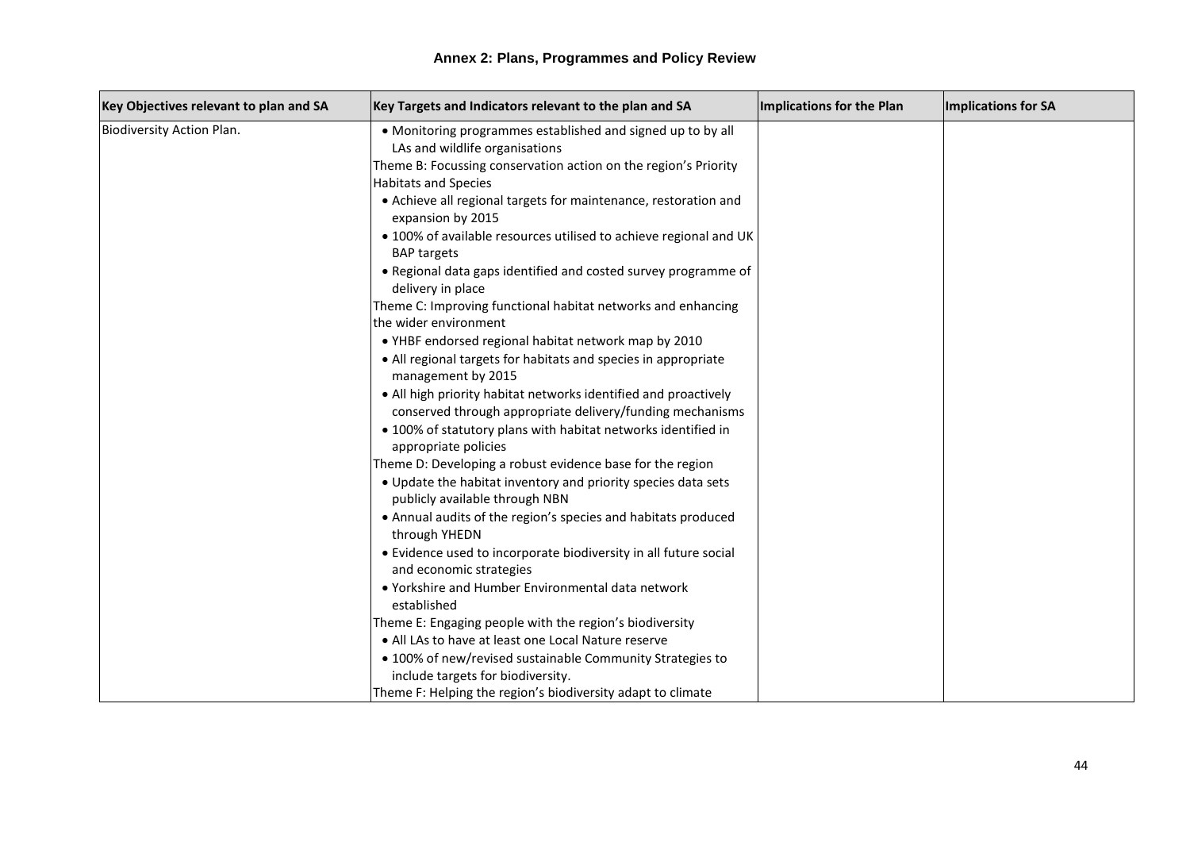## Annex 2: Plans, Programmes and Policy Review

| Key Objectives relevant to plan and SA | Key Targets and Indicators relevant to the plan and SA | Implications for the Plan | Implications for SA |
|---|---|---|---|
| Biodiversity Action Plan. | • Monitoring programmes established and signed up to by all LAs and wildlife organisations<br>Theme B: Focussing conservation action on the region's Priority Habitats and Species<br>• Achieve all regional targets for maintenance, restoration and expansion by 2015<br>• 100% of available resources utilised to achieve regional and UK BAP targets<br>• Regional data gaps identified and costed survey programme of delivery in place<br>Theme C: Improving functional habitat networks and enhancing the wider environment<br>• YHBF endorsed regional habitat network map by 2010<br>• All regional targets for habitats and species in appropriate management by 2015<br>• All high priority habitat networks identified and proactively conserved through appropriate delivery/funding mechanisms<br>• 100% of statutory plans with habitat networks identified in appropriate policies<br>Theme D: Developing a robust evidence base for the region<br>• Update the habitat inventory and priority species data sets publicly available through NBN<br>• Annual audits of the region's species and habitats produced through YHEDN<br>• Evidence used to incorporate biodiversity in all future social and economic strategies<br>• Yorkshire and Humber Environmental data network established<br>Theme E: Engaging people with the region's biodiversity<br>• All LAs to have at least one Local Nature reserve<br>• 100% of new/revised sustainable Community Strategies to include targets for biodiversity.<br>Theme F: Helping the region's biodiversity adapt to climate | | |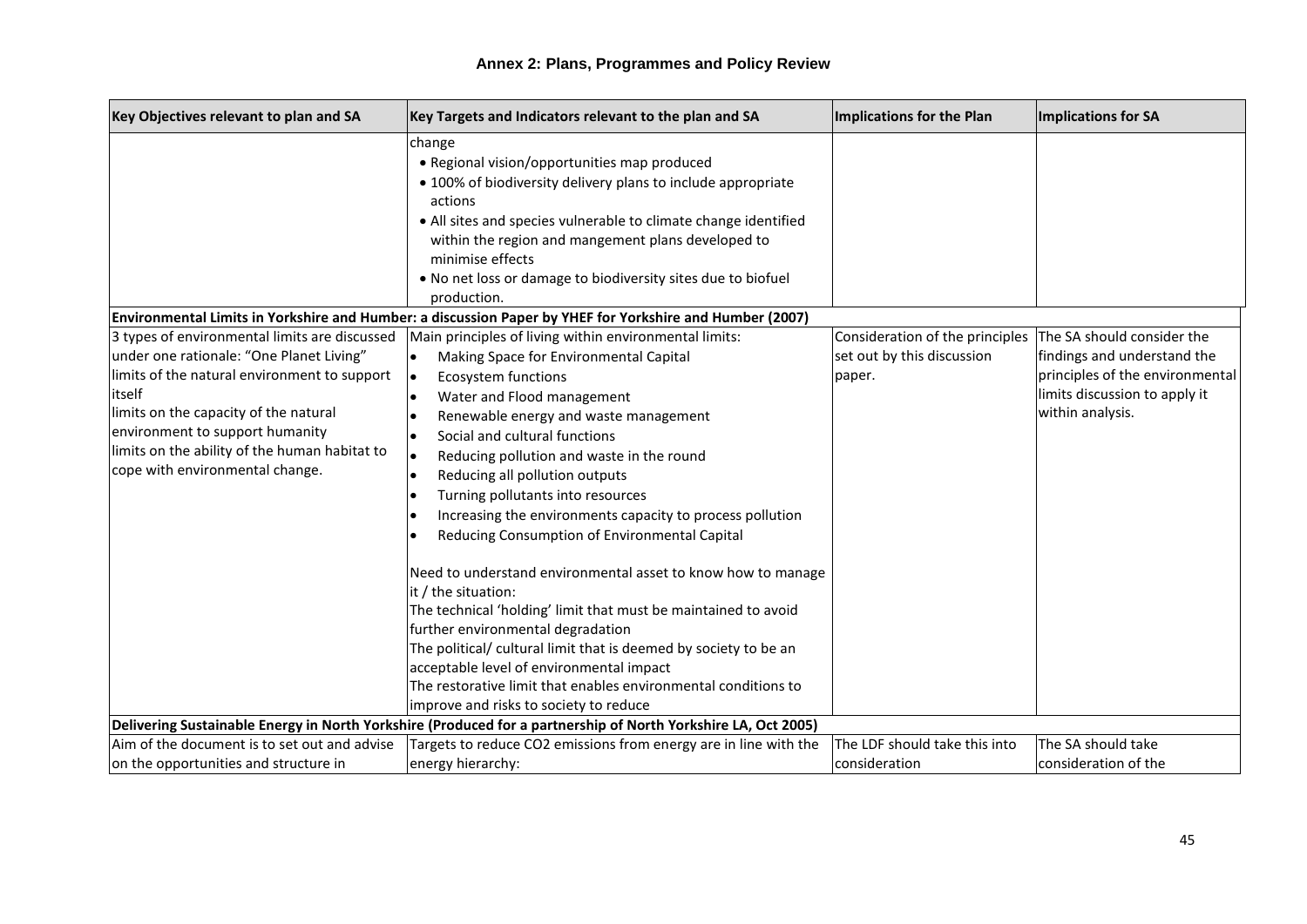## Annex 2: Plans, Programmes and Policy Review

| Key Objectives relevant to plan and SA | Key Targets and Indicators relevant to the plan and SA | Implications for the Plan | Implications for SA |
|---|---|---|---|
| | change<br>• Regional vision/opportunities map produced<br>• 100% of biodiversity delivery plans to include appropriate actions<br>• All sites and species vulnerable to climate change identified within the region and mangement plans developed to minimise effects<br>• No net loss or damage to biodiversity sites due to biofuel production. | | |
| **Environmental Limits in Yorkshire and Humber: a discussion Paper by YHEF for Yorkshire and Humber (2007)** | | | |
| 3 types of environmental limits are discussed under one rationale: "One Planet Living"<br>limits of the natural environment to support itself<br>limits on the capacity of the natural environment to support humanity<br>limits on the ability of the human habitat to cope with environmental change. | Main principles of living within environmental limits:<br>• Making Space for Environmental Capital<br>• Ecosystem functions<br>• Water and Flood management<br>• Renewable energy and waste management<br>• Social and cultural functions<br>• Reducing pollution and waste in the round<br>• Reducing all pollution outputs<br>• Turning pollutants into resources<br>• Increasing the environments capacity to process pollution<br>• Reducing Consumption of Environmental Capital<br><br>Need to understand environmental asset to know how to manage it / the situation:<br>The technical 'holding' limit that must be maintained to avoid further environmental degradation<br>The political/ cultural limit that is deemed by society to be an acceptable level of environmental impact<br>The restorative limit that enables environmental conditions to improve and risks to society to reduce | Consideration of the principles set out by this discussion paper. | The SA should consider the findings and understand the principles of the environmental limits discussion to apply it within analysis. |
| **Delivering Sustainable Energy in North Yorkshire (Produced for a partnership of North Yorkshire LA, Oct 2005)** | | | |
| Aim of the document is to set out and advise on the opportunities and structure in | Targets to reduce CO2 emissions from energy are in line with the energy hierarchy: | The LDF should take this into consideration | The SA should take consideration of the |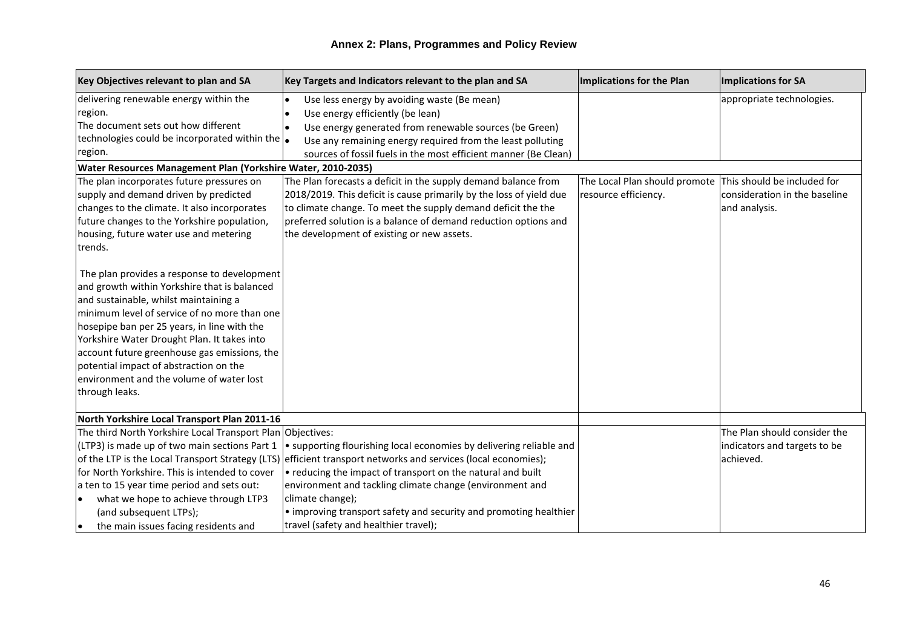## Annex 2: Plans, Programmes and Policy Review

| Key Objectives relevant to plan and SA | Key Targets and Indicators relevant to the plan and SA | Implications for the Plan | Implications for SA |
|---|---|---|---|
| delivering renewable energy within the region.<br>The document sets out how different technologies could be incorporated within the region. | • Use less energy by avoiding waste (Be mean)<br>• Use energy efficiently (be lean)<br>• Use energy generated from renewable sources (be Green)<br>• Use any remaining energy required from the least polluting sources of fossil fuels in the most efficient manner (Be Clean) | | appropriate technologies. |
| **Water Resources Management Plan (Yorkshire Water, 2010-2035)** | | | |
| The plan incorporates future pressures on supply and demand driven by predicted changes to the climate. It also incorporates future changes to the Yorkshire population, housing, future water use and metering trends.<br><br>The plan provides a response to development and growth within Yorkshire that is balanced and sustainable, whilst maintaining a minimum level of service of no more than one hosepipe ban per 25 years, in line with the Yorkshire Water Drought Plan. It takes into account future greenhouse gas emissions, the potential impact of abstraction on the environment and the volume of water lost through leaks. | The Plan forecasts a deficit in the supply demand balance from 2018/2019. This deficit is cause primarily by the loss of yield due to climate change. To meet the supply demand deficit the the preferred solution is a balance of demand reduction options and the development of existing or new assets. | The Local Plan should promote resource efficiency. | This should be included for consideration in the baseline and analysis. |
| **North Yorkshire Local Transport Plan 2011-16** | | | |
| The third North Yorkshire Local Transport Plan (LTP3) is made up of two main sections Part 1 of the LTP is the Local Transport Strategy (LTS) for North Yorkshire. This is intended to cover a ten to 15 year time period and sets out:<br>• what we hope to achieve through LTP3 (and subsequent LTPs);<br>• the main issues facing residents and | Objectives:<br>• supporting flourishing local economies by delivering reliable and efficient transport networks and services (local economies);<br>• reducing the impact of transport on the natural and built environment and tackling climate change (environment and climate change);<br>• improving transport safety and security and promoting healthier travel (safety and healthier travel); | | The Plan should consider the indicators and targets to be achieved. |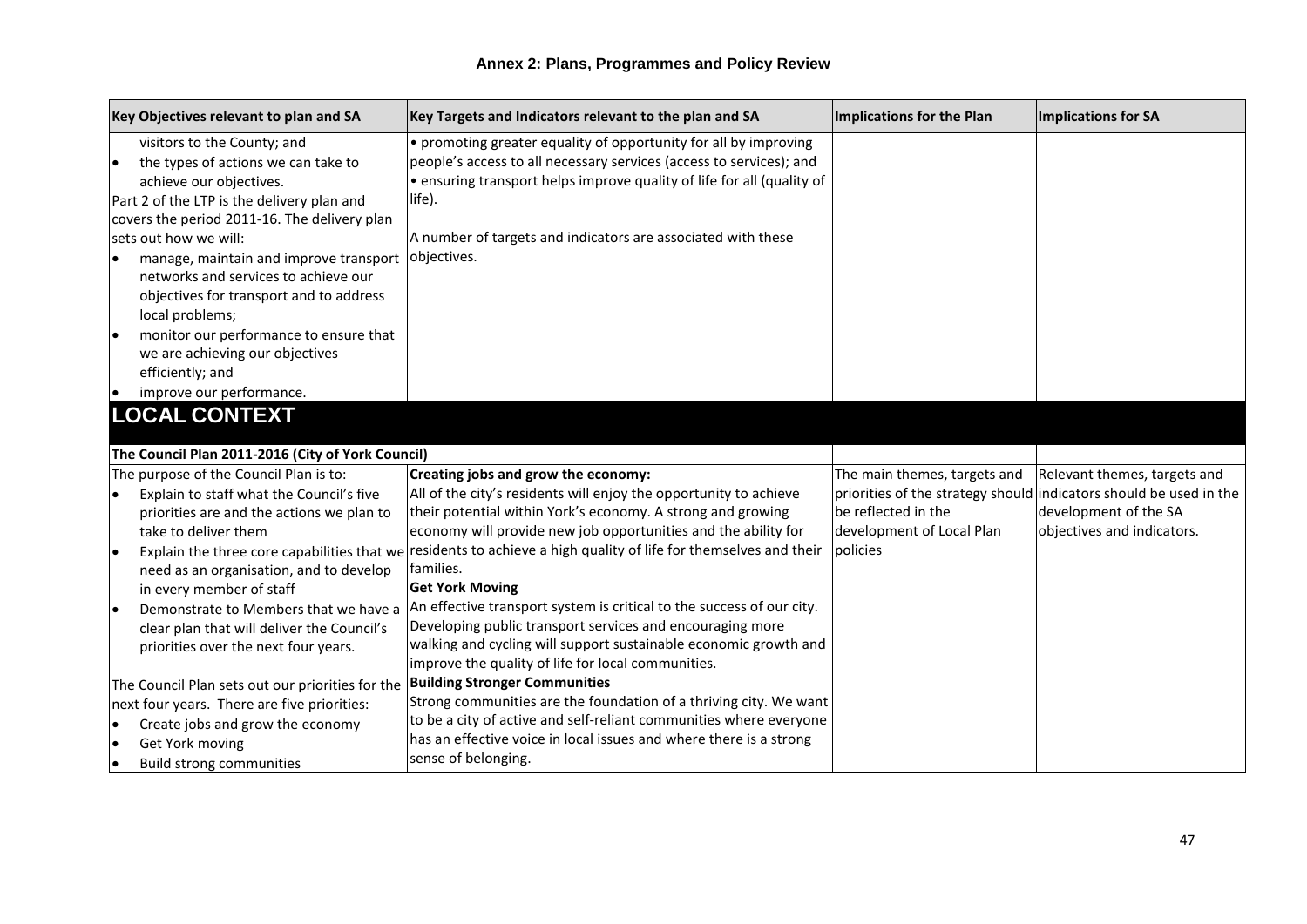# Annex 2: Plans, Programmes and Policy Review

| Key Objectives relevant to plan and SA | Key Targets and Indicators relevant to the plan and SA | Implications for the Plan | Implications for SA |
|---|---|---|---|
| visitors to the County; and<br>• the types of actions we can take to achieve our objectives.<br>Part 2 of the LTP is the delivery plan and covers the period 2011-16. The delivery plan sets out how we will:<br>• manage, maintain and improve transport networks and services to achieve our objectives for transport and to address local problems;<br>• monitor our performance to ensure that we are achieving our objectives efficiently; and<br>• improve our performance. | • promoting greater equality of opportunity for all by improving people's access to all necessary services (access to services); and<br>• ensuring transport helps improve quality of life for all (quality of life).<br><br>A number of targets and indicators are associated with these objectives. | | |
| **LOCAL CONTEXT** | | | |
| **The Council Plan 2011-2016 (City of York Council)** | | | |
| The purpose of the Council Plan is to:<br>• Explain to staff what the Council's five priorities are and the actions we plan to take to deliver them<br>• Explain the three core capabilities that we need as an organisation, and to develop in every member of staff<br>• Demonstrate to Members that we have a clear plan that will deliver the Council's priorities over the next four years.<br><br>The Council Plan sets out our priorities for the next four years. There are five priorities:<br>• Create jobs and grow the economy<br>• Get York moving<br>• Build strong communities | **Creating jobs and grow the economy:**<br>All of the city's residents will enjoy the opportunity to achieve their potential within York's economy. A strong and growing economy will provide new job opportunities and the ability for residents to achieve a high quality of life for themselves and their families.<br>**Get York Moving**<br>An effective transport system is critical to the success of our city. Developing public transport services and encouraging more walking and cycling will support sustainable economic growth and improve the quality of life for local communities.<br>**Building Stronger Communities**<br>Strong communities are the foundation of a thriving city. We want to be a city of active and self-reliant communities where everyone has an effective voice in local issues and where there is a strong sense of belonging. | The main themes, targets and priorities of the strategy should be reflected in the development of Local Plan policies | Relevant themes, targets and indicators should be used in the development of the SA objectives and indicators. |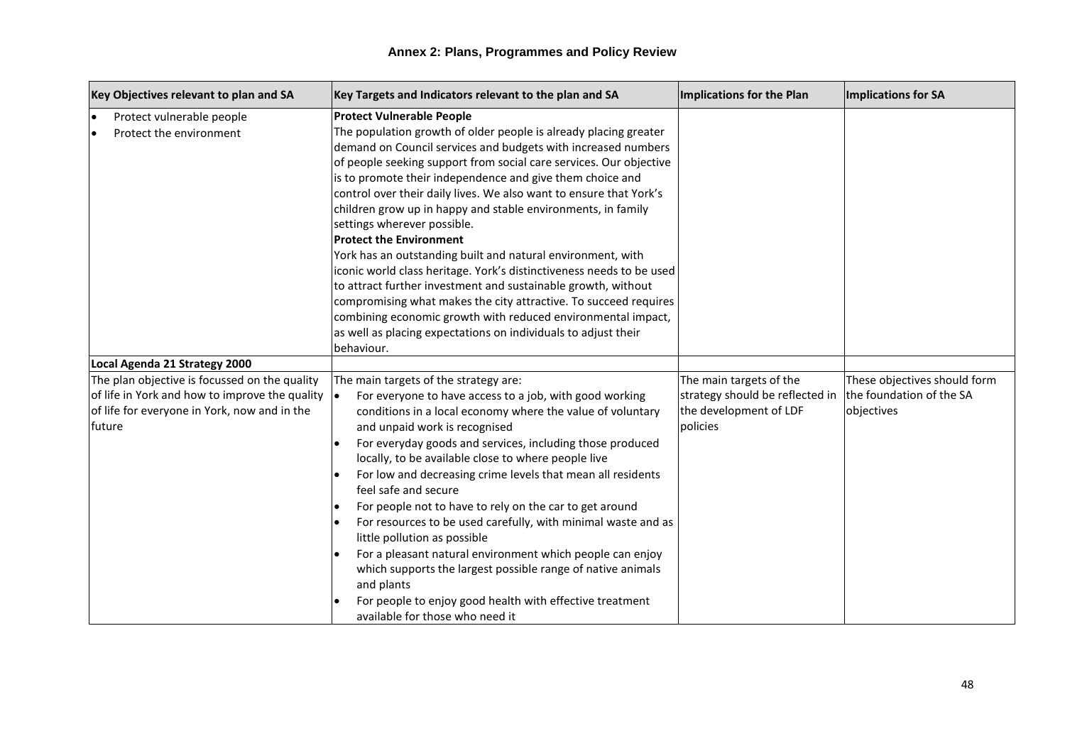## Annex 2: Plans, Programmes and Policy Review

| Key Objectives relevant to plan and SA | Key Targets and Indicators relevant to the plan and SA | Implications for the Plan | Implications for SA |
|---|---|---|---|
| • Protect vulnerable people<br>• Protect the environment | **Protect Vulnerable People**<br>The population growth of older people is already placing greater demand on Council services and budgets with increased numbers of people seeking support from social care services. Our objective is to promote their independence and give them choice and control over their daily lives. We also want to ensure that York's children grow up in happy and stable environments, in family settings wherever possible.<br>**Protect the Environment**<br>York has an outstanding built and natural environment, with iconic world class heritage. York's distinctiveness needs to be used to attract further investment and sustainable growth, without compromising what makes the city attractive. To succeed requires combining economic growth with reduced environmental impact, as well as placing expectations on individuals to adjust their behaviour. | | |
| **Local Agenda 21 Strategy 2000** | | | |
| The plan objective is focussed on the quality of life in York and how to improve the quality of life for everyone in York, now and in the future | The main targets of the strategy are:<br>• For everyone to have access to a job, with good working conditions in a local economy where the value of voluntary and unpaid work is recognised<br>• For everyday goods and services, including those produced locally, to be available close to where people live<br>• For low and decreasing crime levels that mean all residents feel safe and secure<br>• For people not to have to rely on the car to get around<br>• For resources to be used carefully, with minimal waste and as little pollution as possible<br>• For a pleasant natural environment which people can enjoy which supports the largest possible range of native animals and plants<br>• For people to enjoy good health with effective treatment available for those who need it | The main targets of the strategy should be reflected in the development of LDF policies | These objectives should form the foundation of the SA objectives |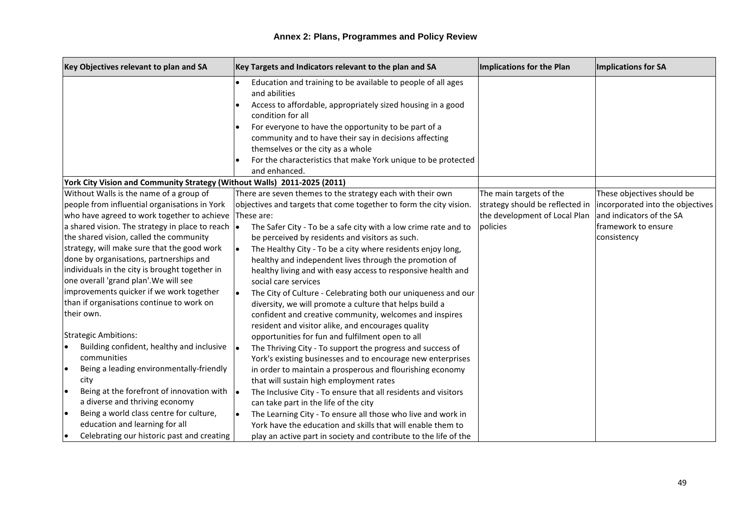## Annex 2: Plans, Programmes and Policy Review

| Key Objectives relevant to plan and SA | Key Targets and Indicators relevant to the plan and SA | Implications for the Plan | Implications for SA |
|---|---|---|---|
| | • Education and training to be available to people of all ages and abilities<br>• Access to affordable, appropriately sized housing in a good condition for all<br>• For everyone to have the opportunity to be part of a community and to have their say in decisions affecting themselves or the city as a whole<br>• For the characteristics that make York unique to be protected and enhanced. | | |
| **York City Vision and Community Strategy (Without Walls) 2011-2025 (2011)** | | | |
| Without Walls is the name of a group of people from influential organisations in York who have agreed to work together to achieve a shared vision. The strategy in place to reach the shared vision, called the community strategy, will make sure that the good work done by organisations, partnerships and individuals in the city is brought together in one overall 'grand plan'.We will see improvements quicker if we work together than if organisations continue to work on their own.<br><br>Strategic Ambitions:<br>• Building confident, healthy and inclusive communities<br>• Being a leading environmentally-friendly city<br>• Being at the forefront of innovation with a diverse and thriving economy<br>• Being a world class centre for culture, education and learning for all<br>• Celebrating our historic past and creating | There are seven themes to the strategy each with their own objectives and targets that come together to form the city vision. These are:<br>• The Safer City - To be a safe city with a low crime rate and to be perceived by residents and visitors as such.<br>• The Healthy City - To be a city where residents enjoy long, healthy and independent lives through the promotion of healthy living and with easy access to responsive health and social care services<br>• The City of Culture - Celebrating both our uniqueness and our diversity, we will promote a culture that helps build a confident and creative community, welcomes and inspires resident and visitor alike, and encourages quality opportunities for fun and fulfilment open to all<br>• The Thriving City - To support the progress and success of York's existing businesses and to encourage new enterprises in order to maintain a prosperous and flourishing economy that will sustain high employment rates<br>• The Inclusive City - To ensure that all residents and visitors can take part in the life of the city<br>• The Learning City - To ensure all those who live and work in York have the education and skills that will enable them to play an active part in society and contribute to the life of the | The main targets of the strategy should be reflected in the development of Local Plan policies | These objectives should be incorporated into the objectives and indicators of the SA framework to ensure consistency |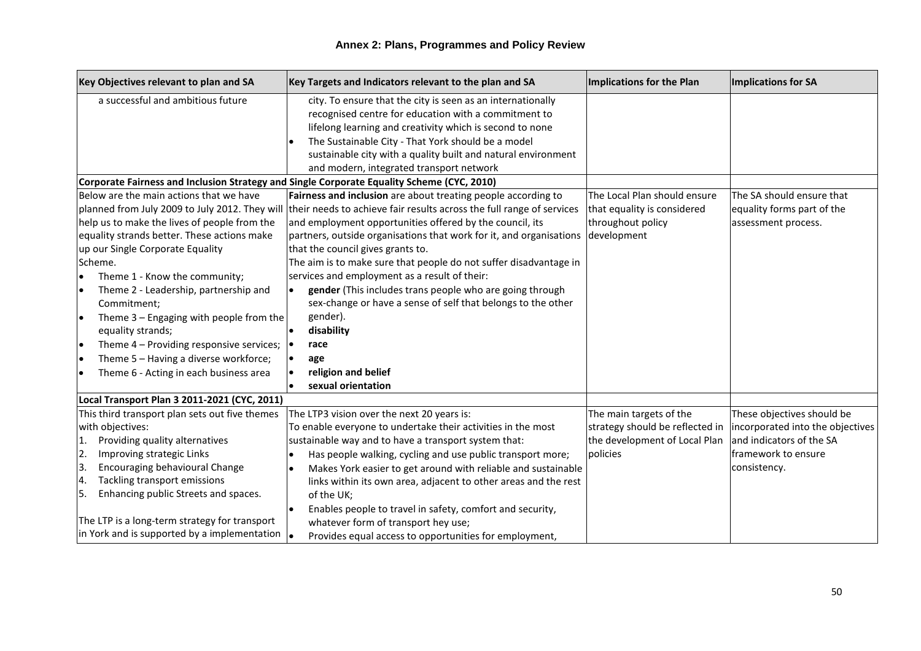## Annex 2: Plans, Programmes and Policy Review

| Key Objectives relevant to plan and SA | Key Targets and Indicators relevant to the plan and SA | Implications for the Plan | Implications for SA |
|---|---|---|---|
| a successful and ambitious future | city. To ensure that the city is seen as an internationally recognised centre for education with a commitment to lifelong learning and creativity which is second to none<br>• The Sustainable City - That York should be a model sustainable city with a quality built and natural environment and modern, integrated transport network | | |
| **Corporate Fairness and Inclusion Strategy and Single Corporate Equality Scheme (CYC, 2010)** | | | |
| Below are the main actions that we have planned from July 2009 to July 2012. They will help us to make the lives of people from the equality strands better. These actions make up our Single Corporate Equality Scheme.<br>• Theme 1 - Know the community;<br>• Theme 2 - Leadership, partnership and Commitment;<br>• Theme 3 – Engaging with people from the equality strands;<br>• Theme 4 – Providing responsive services;<br>• Theme 5 – Having a diverse workforce;<br>• Theme 6 - Acting in each business area | **Fairness and inclusion** are about treating people according to their needs to achieve fair results across the full range of services and employment opportunities offered by the council, its partners, outside organisations that work for it, and organisations that the council gives grants to.<br>The aim is to make sure that people do not suffer disadvantage in services and employment as a result of their:<br>• **gender** (This includes trans people who are going through sex-change or have a sense of self that belongs to the other gender).<br>• **disability**<br>• **race**<br>• **age**<br>• **religion and belief**<br>• **sexual orientation** | The Local Plan should ensure that equality is considered throughout policy development | The SA should ensure that equality forms part of the assessment process. |
| **Local Transport Plan 3 2011-2021 (CYC, 2011)** | | | |
| This third transport plan sets out five themes with objectives:<br>1. Providing quality alternatives<br>2. Improving strategic Links<br>3. Encouraging behavioural Change<br>4. Tackling transport emissions<br>5. Enhancing public Streets and spaces.<br><br>The LTP is a long-term strategy for transport in York and is supported by a implementation | The LTP3 vision over the next 20 years is:<br>To enable everyone to undertake their activities in the most sustainable way and to have a transport system that:<br>• Has people walking, cycling and use public transport more;<br>• Makes York easier to get around with reliable and sustainable links within its own area, adjacent to other areas and the rest of the UK;<br>• Enables people to travel in safety, comfort and security, whatever form of transport hey use;<br>• Provides equal access to opportunities for employment, | The main targets of the strategy should be reflected in the development of Local Plan policies | These objectives should be incorporated into the objectives and indicators of the SA framework to ensure consistency. |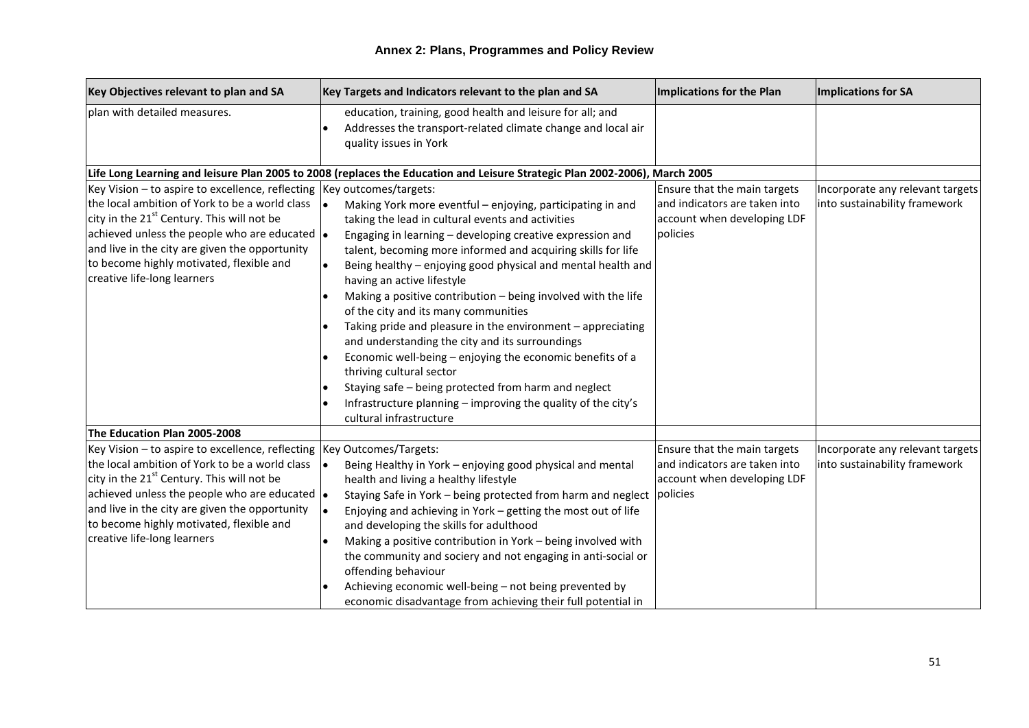# Annex 2: Plans, Programmes and Policy Review

| Key Objectives relevant to plan and SA | Key Targets and Indicators relevant to the plan and SA | Implications for the Plan | Implications for SA |
|---|---|---|---|
| plan with detailed measures. | education, training, good health and leisure for all; and<br>• Addresses the transport-related climate change and local air quality issues in York | | |
| **Life Long Learning and leisure Plan 2005 to 2008 (replaces the Education and Leisure Strategic Plan 2002-2006), March 2005** | | | |
| Key Vision – to aspire to excellence, reflecting the local ambition of York to be a world class city in the 21st Century. This will not be achieved unless the people who are educated and live in the city are given the opportunity to become highly motivated, flexible and creative life-long learners | Key outcomes/targets:<br>• Making York more eventful – enjoying, participating in and taking the lead in cultural events and activities<br>• Engaging in learning – developing creative expression and talent, becoming more informed and acquiring skills for life<br>• Being healthy – enjoying good physical and mental health and having an active lifestyle<br>• Making a positive contribution – being involved with the life of the city and its many communities<br>• Taking pride and pleasure in the environment – appreciating and understanding the city and its surroundings<br>• Economic well-being – enjoying the economic benefits of a thriving cultural sector<br>• Staying safe – being protected from harm and neglect<br>• Infrastructure planning – improving the quality of the city's cultural infrastructure | Ensure that the main targets and indicators are taken into account when developing LDF policies | Incorporate any relevant targets into sustainability framework |
| **The Education Plan 2005-2008** | | | |
| Key Vision – to aspire to excellence, reflecting the local ambition of York to be a world class city in the 21st Century. This will not be achieved unless the people who are educated and live in the city are given the opportunity to become highly motivated, flexible and creative life-long learners | Key Outcomes/Targets:<br>• Being Healthy in York – enjoying good physical and mental health and living a healthy lifestyle<br>• Staying Safe in York – being protected from harm and neglect<br>• Enjoying and achieving in York – getting the most out of life and developing the skills for adulthood<br>• Making a positive contribution in York – being involved with the community and sociery and not engaging in anti-social or offending behaviour<br>• Achieving economic well-being – not being prevented by economic disadvantage from achieving their full potential in | Ensure that the main targets and indicators are taken into account when developing LDF policies | Incorporate any relevant targets into sustainability framework |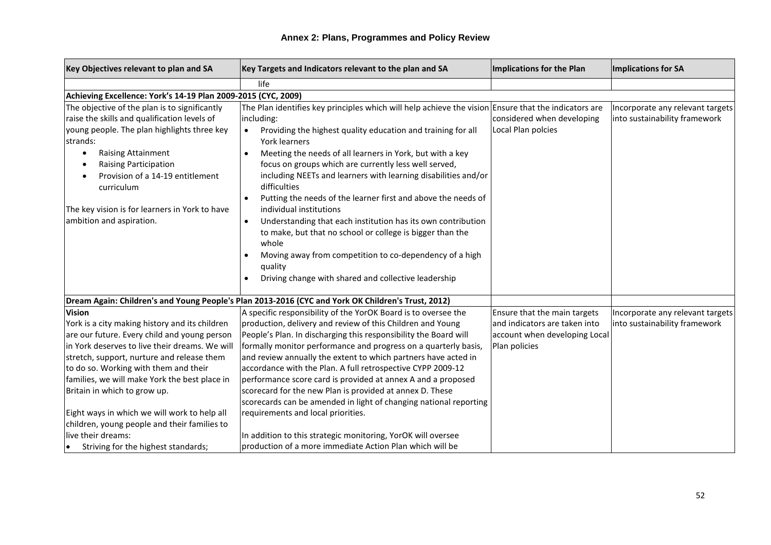## Annex 2: Plans, Programmes and Policy Review

| Key Objectives relevant to plan and SA | Key Targets and Indicators relevant to the plan and SA | Implications for the Plan | Implications for SA |
|---|---|---|---|
| | life | | |
| **Achieving Excellence: York's 14-19 Plan 2009-2015 (CYC, 2009)** | | | |
| The objective of the plan is to significantly raise the skills and qualification levels of young people. The plan highlights three key strands: <br>• Raising Attainment <br>• Raising Participation <br>• Provision of a 14-19 entitlement curriculum <br><br>The key vision is for learners in York to have ambition and aspiration. | The Plan identifies key principles which will help achieve the vision including: <br>• Providing the highest quality education and training for all York learners <br>• Meeting the needs of all learners in York, but with a key focus on groups which are currently less well served, including NEETs and learners with learning disabilities and/or difficulties <br>• Putting the needs of the learner first and above the needs of individual institutions <br>• Understanding that each institution has its own contribution to make, but that no school or college is bigger than the whole <br>• Moving away from competition to co-dependency of a high quality <br>• Driving change with shared and collective leadership | Ensure that the indicators are considered when developing Local Plan polcies | Incorporate any relevant targets into sustainability framework |
| **Dream Again: Children's and Young People's Plan 2013-2016 (CYC and York OK Children's Trust, 2012)** | | | |
| **Vision** <br>York is a city making history and its children are our future. Every child and young person in York deserves to live their dreams. We will stretch, support, nurture and release them to do so. Working with them and their families, we will make York the best place in Britain in which to grow up. <br><br>Eight ways in which we will work to help all children, young people and their families to live their dreams: <br>• Striving for the highest standards; | A specific responsibility of the YorOK Board is to oversee the production, delivery and review of this Children and Young People's Plan. In discharging this responsibility the Board will formally monitor performance and progress on a quarterly basis, and review annually the extent to which partners have acted in accordance with the Plan. A full retrospective CYPP 2009-12 performance score card is provided at annex A and a proposed scorecard for the new Plan is provided at annex D. These scorecards can be amended in light of changing national reporting requirements and local priorities. <br><br>In addition to this strategic monitoring, YorOK will oversee production of a more immediate Action Plan which will be | Ensure that the main targets and indicators are taken into account when developing Local Plan policies | Incorporate any relevant targets into sustainability framework |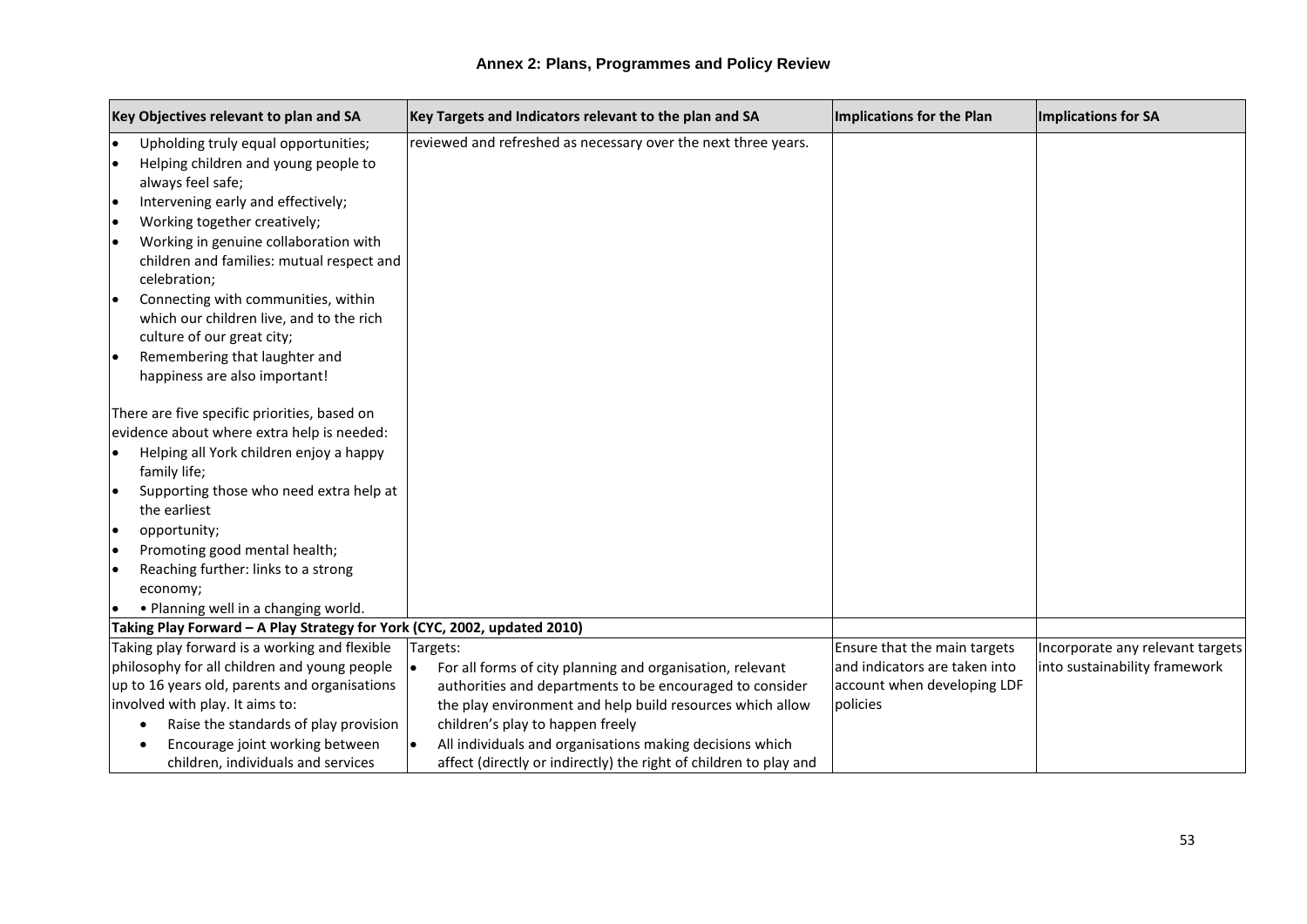## Annex 2: Plans, Programmes and Policy Review

| Key Objectives relevant to plan and SA | Key Targets and Indicators relevant to the plan and SA | Implications for the Plan | Implications for SA |
|---|---|---|---|
| • Upholding truly equal opportunities;<br>• Helping children and young people to always feel safe;<br>• Intervening early and effectively;<br>• Working together creatively;<br>• Working in genuine collaboration with children and families: mutual respect and celebration;<br>• Connecting with communities, within which our children live, and to the rich culture of our great city;<br>• Remembering that laughter and happiness are also important!<br><br>There are five specific priorities, based on evidence about where extra help is needed:<br>• Helping all York children enjoy a happy family life;<br>• Supporting those who need extra help at the earliest<br>• opportunity;<br>• Promoting good mental health;<br>• Reaching further: links to a strong economy;<br>• • Planning well in a changing world. | reviewed and refreshed as necessary over the next three years. | | |
| **Taking Play Forward – A Play Strategy for York (CYC, 2002, updated 2010)** | | | |
| Taking play forward is a working and flexible philosophy for all children and young people up to 16 years old, parents and organisations involved with play. It aims to:<br>• Raise the standards of play provision<br>• Encourage joint working between children, individuals and services | Targets:<br>• For all forms of city planning and organisation, relevant authorities and departments to be encouraged to consider the play environment and help build resources which allow children's play to happen freely<br>• All individuals and organisations making decisions which affect (directly or indirectly) the right of children to play and | Ensure that the main targets and indicators are taken into account when developing LDF policies | Incorporate any relevant targets into sustainability framework |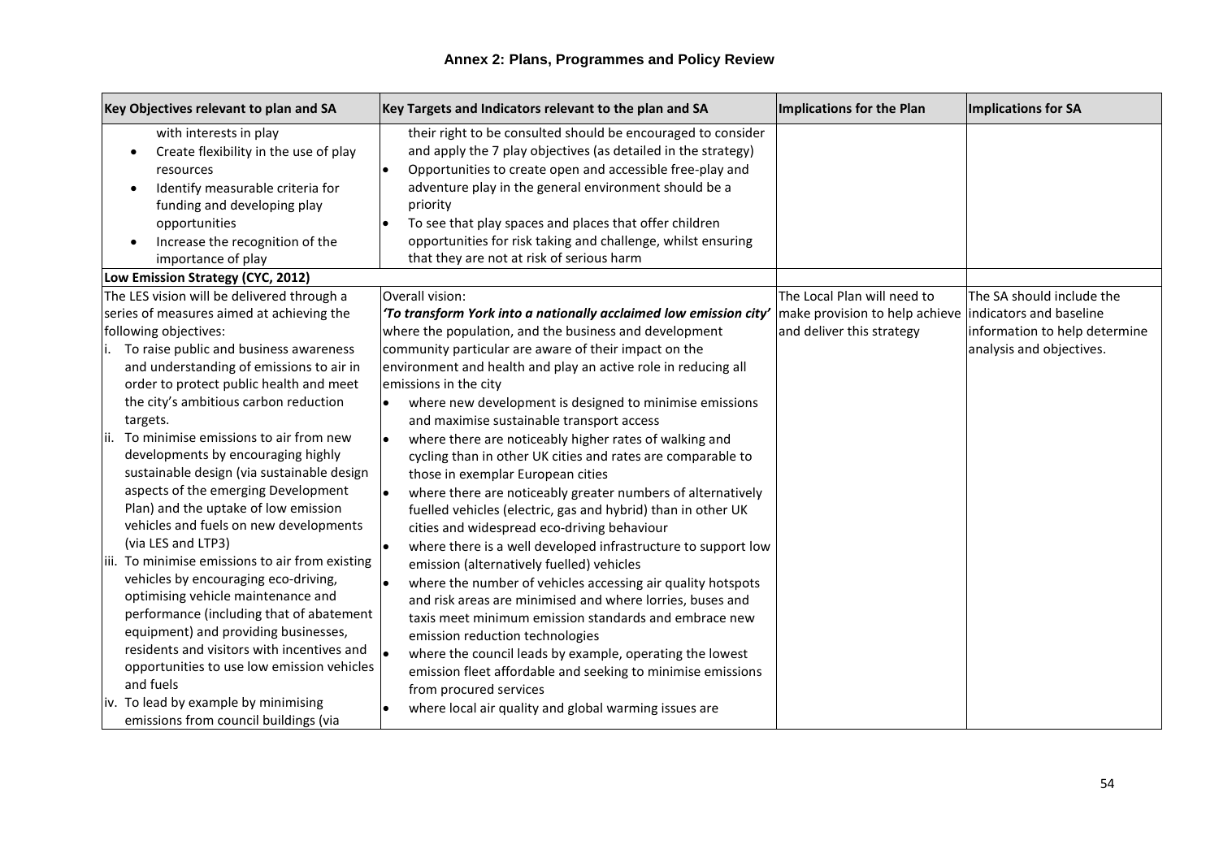## Annex 2: Plans, Programmes and Policy Review

| Key Objectives relevant to plan and SA | Key Targets and Indicators relevant to the plan and SA | Implications for the Plan | Implications for SA |
|---|---|---|---|
| with interests in play<br>• Create flexibility in the use of play resources<br>• Identify measurable criteria for funding and developing play opportunities<br>• Increase the recognition of the importance of play | their right to be consulted should be encouraged to consider and apply the 7 play objectives (as detailed in the strategy)<br>• Opportunities to create open and accessible free-play and adventure play in the general environment should be a priority<br>• To see that play spaces and places that offer children opportunities for risk taking and challenge, whilst ensuring that they are not at risk of serious harm | | |
| **Low Emission Strategy (CYC, 2012)** | | | |
| The LES vision will be delivered through a series of measures aimed at achieving the following objectives:<br>i. To raise public and business awareness and understanding of emissions to air in order to protect public health and meet the city's ambitious carbon reduction targets.<br>ii. To minimise emissions to air from new developments by encouraging highly sustainable design (via sustainable design aspects of the emerging Development Plan) and the uptake of low emission vehicles and fuels on new developments (via LES and LTP3)<br>iii. To minimise emissions to air from existing vehicles by encouraging eco-driving, optimising vehicle maintenance and performance (including that of abatement equipment) and providing businesses, residents and visitors with incentives and opportunities to use low emission vehicles and fuels<br>iv. To lead by example by minimising emissions from council buildings (via | Overall vision:<br>***'To transform York into a nationally acclaimed low emission city'*** where the population, and the business and development community particular are aware of their impact on the environment and health and play an active role in reducing all emissions in the city<br>• where new development is designed to minimise emissions and maximise sustainable transport access<br>• where there are noticeably higher rates of walking and cycling than in other UK cities and rates are comparable to those in exemplar European cities<br>• where there are noticeably greater numbers of alternatively fuelled vehicles (electric, gas and hybrid) than in other UK cities and widespread eco-driving behaviour<br>• where there is a well developed infrastructure to support low emission (alternatively fuelled) vehicles<br>• where the number of vehicles accessing air quality hotspots and risk areas are minimised and where lorries, buses and taxis meet minimum emission standards and embrace new emission reduction technologies<br>• where the council leads by example, operating the lowest emission fleet affordable and seeking to minimise emissions from procured services<br>• where local air quality and global warming issues are | The Local Plan will need to make provision to help achieve and deliver this strategy | The SA should include the indicators and baseline information to help determine analysis and objectives. |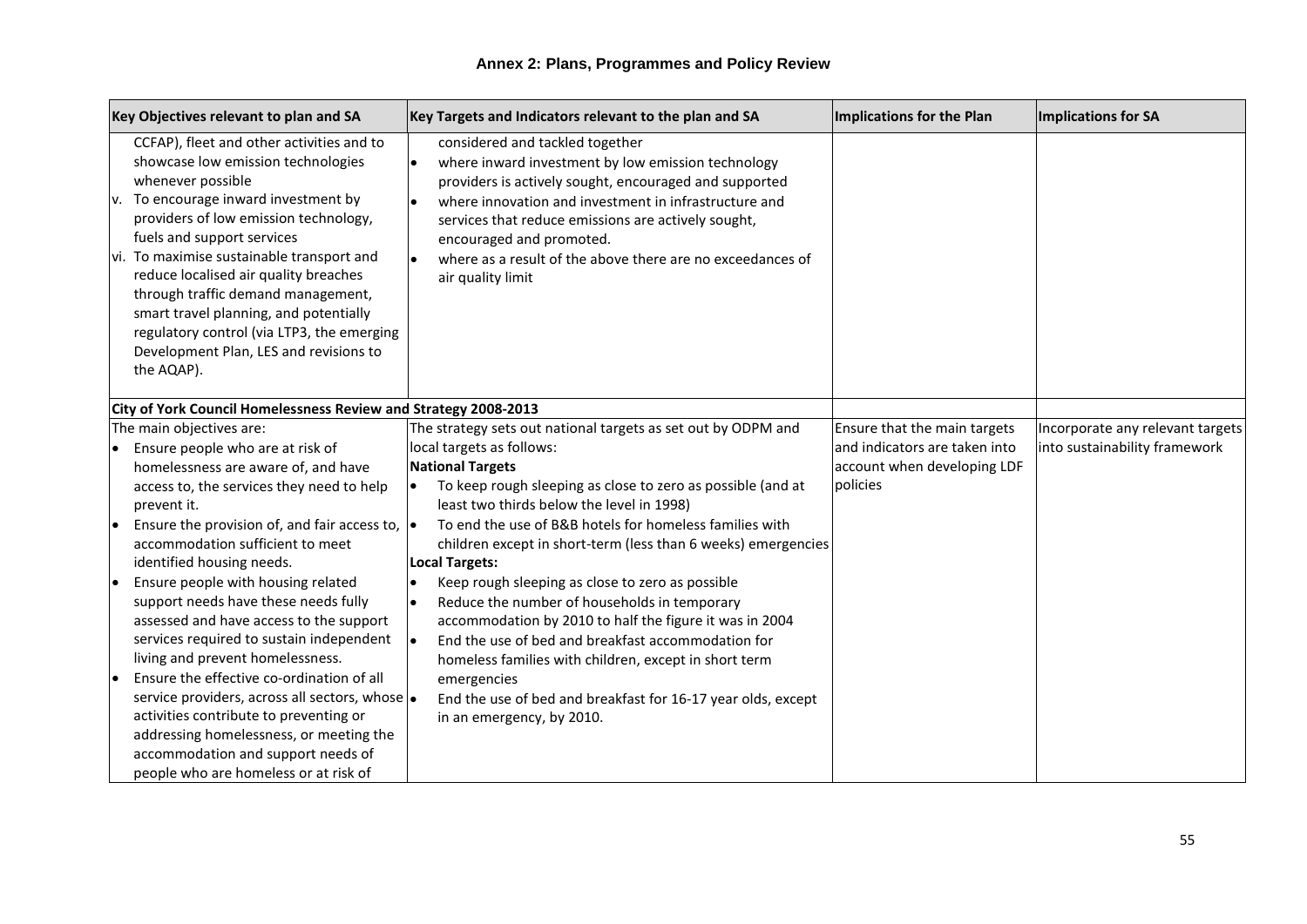## Annex 2: Plans, Programmes and Policy Review

| Key Objectives relevant to plan and SA | Key Targets and Indicators relevant to the plan and SA | Implications for the Plan | Implications for SA |
|---|---|---|---|
| CCFAP), fleet and other activities and to showcase low emission technologies whenever possible<br>v. To encourage inward investment by providers of low emission technology, fuels and support services<br>vi. To maximise sustainable transport and reduce localised air quality breaches through traffic demand management, smart travel planning, and potentially regulatory control (via LTP3, the emerging Development Plan, LES and revisions to the AQAP). | considered and tackled together<br>• where inward investment by low emission technology providers is actively sought, encouraged and supported<br>• where innovation and investment in infrastructure and services that reduce emissions are actively sought, encouraged and promoted.<br>• where as a result of the above there are no exceedances of air quality limit | | |
| **City of York Council Homelessness Review and Strategy 2008-2013** | | | |
| The main objectives are:<br>• Ensure people who are at risk of homelessness are aware of, and have access to, the services they need to help prevent it.<br>• Ensure the provision of, and fair access to, accommodation sufficient to meet identified housing needs.<br>• Ensure people with housing related support needs have these needs fully assessed and have access to the support services required to sustain independent living and prevent homelessness.<br>• Ensure the effective co-ordination of all service providers, across all sectors, whose activities contribute to preventing or addressing homelessness, or meeting the accommodation and support needs of people who are homeless or at risk of | The strategy sets out national targets as set out by ODPM and local targets as follows:<br>**National Targets**<br>• To keep rough sleeping as close to zero as possible (and at least two thirds below the level in 1998)<br>• To end the use of B&B hotels for homeless families with children except in short-term (less than 6 weeks) emergencies<br>**Local Targets:**<br>• Keep rough sleeping as close to zero as possible<br>• Reduce the number of households in temporary accommodation by 2010 to half the figure it was in 2004<br>• End the use of bed and breakfast accommodation for homeless families with children, except in short term emergencies<br>• End the use of bed and breakfast for 16-17 year olds, except in an emergency, by 2010. | Ensure that the main targets and indicators are taken into account when developing LDF policies | Incorporate any relevant targets into sustainability framework |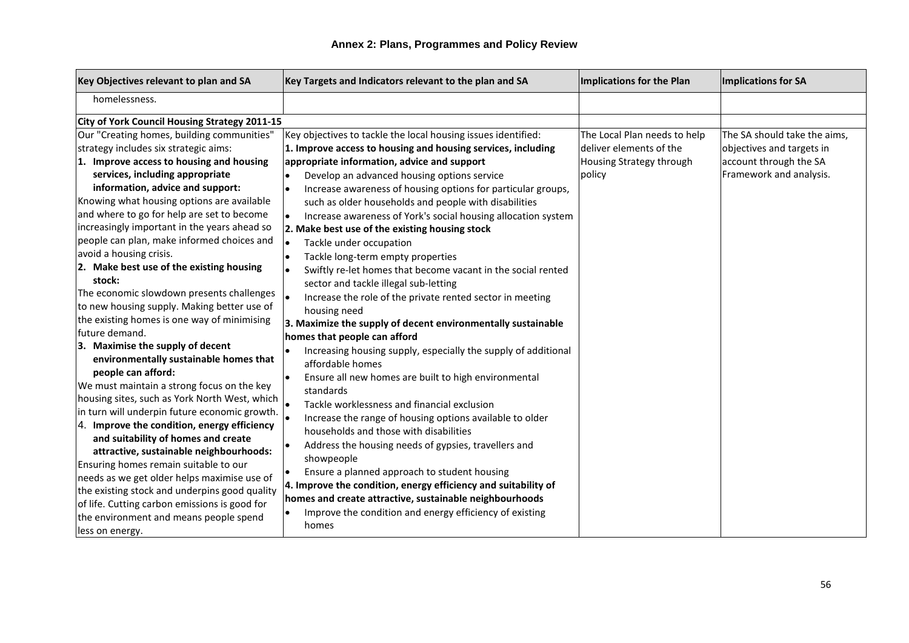## Annex 2: Plans, Programmes and Policy Review

| Key Objectives relevant to plan and SA | Key Targets and Indicators relevant to the plan and SA | Implications for the Plan | Implications for SA |
|---|---|---|---|
| homelessness. | | | |
| **City of York Council Housing Strategy 2011-15** | | | |
| Our "Creating homes, building communities" strategy includes six strategic aims:<br>1. **Improve access to housing and housing services, including appropriate information, advice and support:**<br>Knowing what housing options are available and where to go for help are set to become increasingly important in the years ahead so people can plan, make informed choices and avoid a housing crisis.<br>2. **Make best use of the existing housing stock:**<br>The economic slowdown presents challenges to new housing supply. Making better use of the existing homes is one way of minimising future demand.<br>3. **Maximise the supply of decent environmentally sustainable homes that people can afford:**<br>We must maintain a strong focus on the key housing sites, such as York North West, which in turn will underpin future economic growth.<br>4. **Improve the condition, energy efficiency and suitability of homes and create attractive, sustainable neighbourhoods:**<br>Ensuring homes remain suitable to our needs as we get older helps maximise use of the existing stock and underpins good quality of life. Cutting carbon emissions is good for the environment and means people spend less on energy. | Key objectives to tackle the local housing issues identified:<br>**1. Improve access to housing and housing services, including appropriate information, advice and support**<br>• Develop an advanced housing options service<br>• Increase awareness of housing options for particular groups, such as older households and people with disabilities<br>• Increase awareness of York's social housing allocation system<br>**2. Make best use of the existing housing stock**<br>• Tackle under occupation<br>• Tackle long-term empty properties<br>• Swiftly re-let homes that become vacant in the social rented sector and tackle illegal sub-letting<br>• Increase the role of the private rented sector in meeting housing need<br>**3. Maximize the supply of decent environmentally sustainable homes that people can afford**<br>• Increasing housing supply, especially the supply of additional affordable homes<br>• Ensure all new homes are built to high environmental standards<br>• Tackle worklessness and financial exclusion<br>• Increase the range of housing options available to older households and those with disabilities<br>• Address the housing needs of gypsies, travellers and showpeople<br>• Ensure a planned approach to student housing<br>**4. Improve the condition, energy efficiency and suitability of homes and create attractive, sustainable neighbourhoods**<br>• Improve the condition and energy efficiency of existing homes | The Local Plan needs to help deliver elements of the Housing Strategy through policy | The SA should take the aims, objectives and targets in account through the SA Framework and analysis. |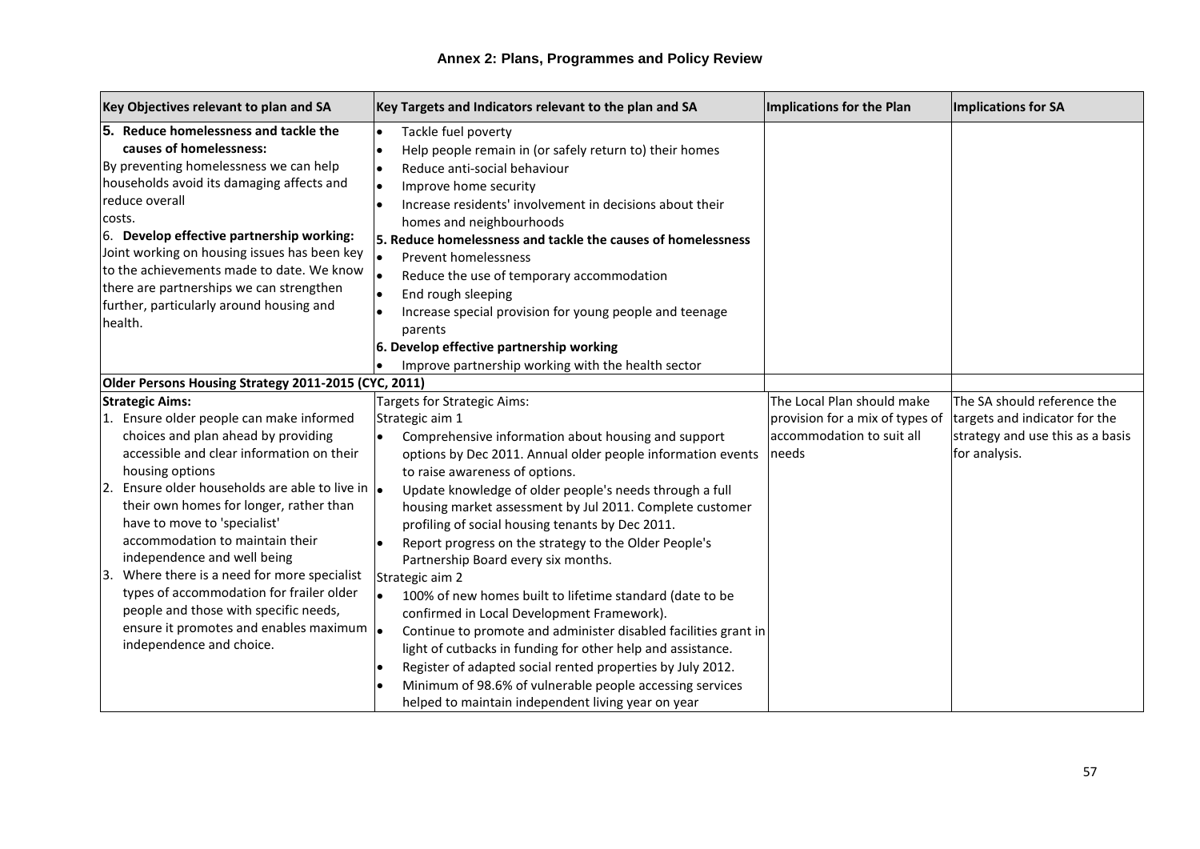## Annex 2: Plans, Programmes and Policy Review

| Key Objectives relevant to plan and SA | Key Targets and Indicators relevant to the plan and SA | Implications for the Plan | Implications for SA |
|---|---|---|---|
| **5. Reduce homelessness and tackle the causes of homelessness:**<br>By preventing homelessness we can help households avoid its damaging affects and reduce overall costs.<br>6. **Develop effective partnership working:** Joint working on housing issues has been key to the achievements made to date. We know there are partnerships we can strengthen further, particularly around housing and health. | • Tackle fuel poverty<br>• Help people remain in (or safely return to) their homes<br>• Reduce anti-social behaviour<br>• Improve home security<br>• Increase residents' involvement in decisions about their homes and neighbourhoods<br>**5. Reduce homelessness and tackle the causes of homelessness**<br>• Prevent homelessness<br>• Reduce the use of temporary accommodation<br>• End rough sleeping<br>• Increase special provision for young people and teenage parents<br>**6. Develop effective partnership working**<br>• Improve partnership working with the health sector | | |
| **Older Persons Housing Strategy 2011-2015 (CYC, 2011)** | | | |
| **Strategic Aims:**<br>1. Ensure older people can make informed choices and plan ahead by providing accessible and clear information on their housing options<br>2. Ensure older households are able to live in their own homes for longer, rather than have to move to 'specialist' accommodation to maintain their independence and well being<br>3. Where there is a need for more specialist types of accommodation for frailer older people and those with specific needs, ensure it promotes and enables maximum independence and choice. | Targets for Strategic Aims:<br>Strategic aim 1<br>• Comprehensive information about housing and support options by Dec 2011. Annual older people information events to raise awareness of options.<br>• Update knowledge of older people's needs through a full housing market assessment by Jul 2011. Complete customer profiling of social housing tenants by Dec 2011.<br>• Report progress on the strategy to the Older People's Partnership Board every six months.<br>Strategic aim 2<br>• 100% of new homes built to lifetime standard (date to be confirmed in Local Development Framework).<br>• Continue to promote and administer disabled facilities grant in light of cutbacks in funding for other help and assistance.<br>• Register of adapted social rented properties by July 2012.<br>• Minimum of 98.6% of vulnerable people accessing services helped to maintain independent living year on year | The Local Plan should make provision for a mix of types of accommodation to suit all needs | The SA should reference the targets and indicator for the strategy and use this as a basis for analysis. |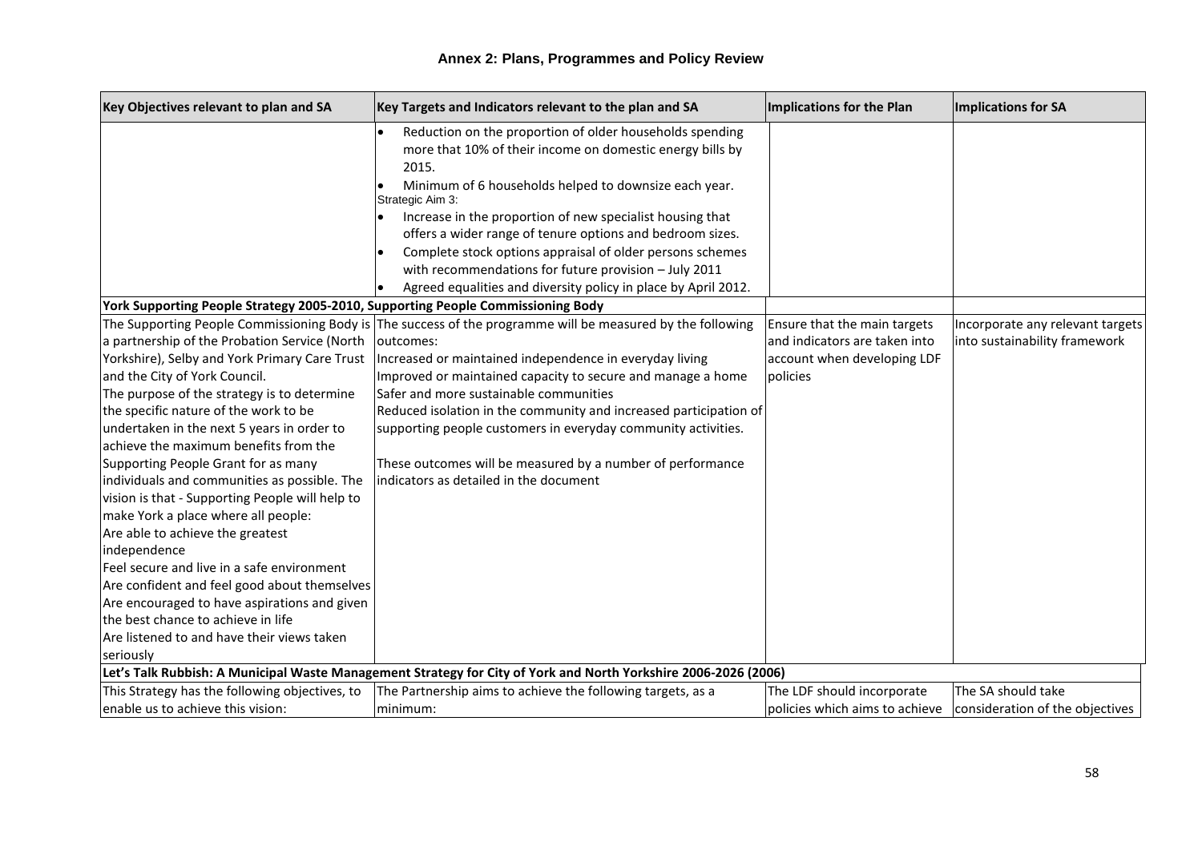## Annex 2: Plans, Programmes and Policy Review

| Key Objectives relevant to plan and SA | Key Targets and Indicators relevant to the plan and SA | Implications for the Plan | Implications for SA |
|---|---|---|---|
| | • Reduction on the proportion of older households spending more that 10% of their income on domestic energy bills by 2015.<br>• Minimum of 6 households helped to downsize each year.<br>Strategic Aim 3:<br>• Increase in the proportion of new specialist housing that offers a wider range of tenure options and bedroom sizes.<br>• Complete stock options appraisal of older persons schemes with recommendations for future provision – July 2011<br>• Agreed equalities and diversity policy in place by April 2012. | | |
| **York Supporting People Strategy 2005-2010, Supporting People Commissioning Body** | | | |
| The Supporting People Commissioning Body is a partnership of the Probation Service (North Yorkshire), Selby and York Primary Care Trust and the City of York Council.<br>The purpose of the strategy is to determine the specific nature of the work to be undertaken in the next 5 years in order to achieve the maximum benefits from the Supporting People Grant for as many individuals and communities as possible. The vision is that - Supporting People will help to make York a place where all people:<br>Are able to achieve the greatest independence<br>Feel secure and live in a safe environment<br>Are confident and feel good about themselves<br>Are encouraged to have aspirations and given the best chance to achieve in life<br>Are listened to and have their views taken seriously | The success of the programme will be measured by the following outcomes:<br>Increased or maintained independence in everyday living<br>Improved or maintained capacity to secure and manage a home<br>Safer and more sustainable communities<br>Reduced isolation in the community and increased participation of supporting people customers in everyday community activities.<br><br>These outcomes will be measured by a number of performance indicators as detailed in the document | Ensure that the main targets and indicators are taken into account when developing LDF policies | Incorporate any relevant targets into sustainability framework |
| **Let's Talk Rubbish: A Municipal Waste Management Strategy for City of York and North Yorkshire 2006-2026 (2006)** | | | |
| This Strategy has the following objectives, to enable us to achieve this vision: | The Partnership aims to achieve the following targets, as a minimum: | The LDF should incorporate policies which aims to achieve | The SA should take consideration of the objectives |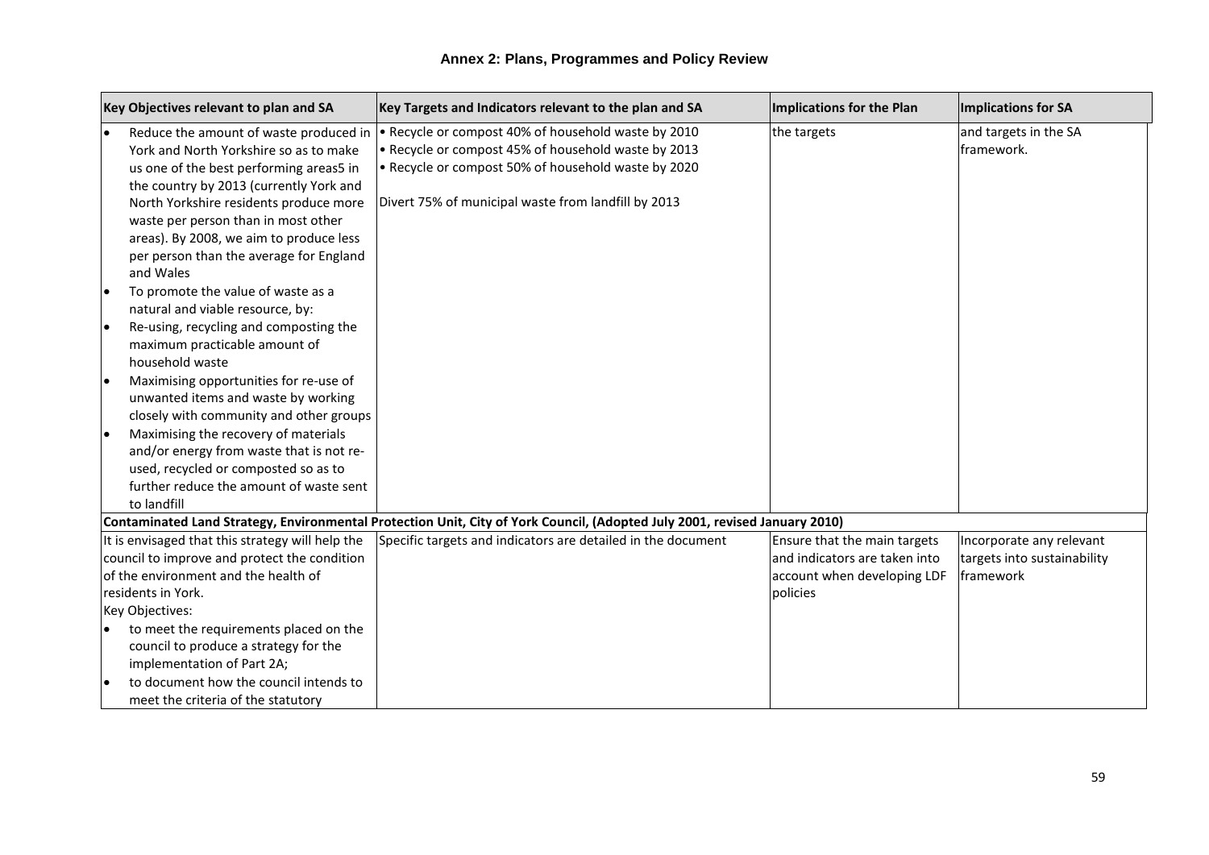## Annex 2: Plans, Programmes and Policy Review

| Key Objectives relevant to plan and SA | Key Targets and Indicators relevant to the plan and SA | Implications for the Plan | Implications for SA |
|---|---|---|---|
| • Reduce the amount of waste produced in York and North Yorkshire so as to make us one of the best performing areas5 in the country by 2013 (currently York and North Yorkshire residents produce more waste per person than in most other areas). By 2008, we aim to produce less per person than the average for England and Wales<br>• To promote the value of waste as a natural and viable resource, by:<br>• Re-using, recycling and composting the maximum practicable amount of household waste<br>• Maximising opportunities for re-use of unwanted items and waste by working closely with community and other groups<br>• Maximising the recovery of materials and/or energy from waste that is not re-used, recycled or composted so as to further reduce the amount of waste sent to landfill | • Recycle or compost 40% of household waste by 2010<br>• Recycle or compost 45% of household waste by 2013<br>• Recycle or compost 50% of household waste by 2020<br><br>Divert 75% of municipal waste from landfill by 2013 | the targets | and targets in the SA framework. |
| **Contaminated Land Strategy, Environmental Protection Unit, City of York Council, (Adopted July 2001, revised January 2010)** | | | |
| It is envisaged that this strategy will help the council to improve and protect the condition of the environment and the health of residents in York.<br>Key Objectives:<br>• to meet the requirements placed on the council to produce a strategy for the implementation of Part 2A;<br>• to document how the council intends to meet the criteria of the statutory | Specific targets and indicators are detailed in the document | Ensure that the main targets and indicators are taken into account when developing LDF policies | Incorporate any relevant targets into sustainability framework |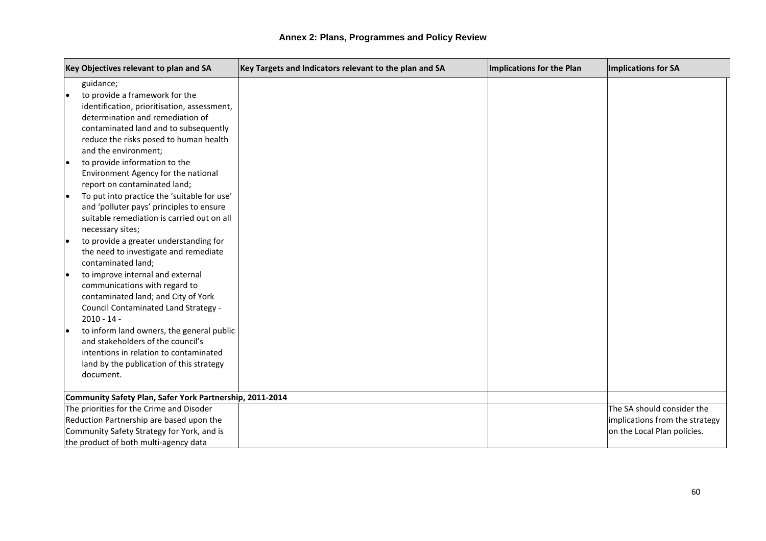## Annex 2: Plans, Programmes and Policy Review

| Key Objectives relevant to plan and SA | Key Targets and Indicators relevant to the plan and SA | Implications for the Plan | Implications for SA |
|---|---|---|---|
| guidance;<br>• to provide a framework for the identification, prioritisation, assessment, determination and remediation of contaminated land and to subsequently reduce the risks posed to human health and the environment;<br>• to provide information to the Environment Agency for the national report on contaminated land;<br>• To put into practice the 'suitable for use' and 'polluter pays' principles to ensure suitable remediation is carried out on all necessary sites;<br>• to provide a greater understanding for the need to investigate and remediate contaminated land;<br>• to improve internal and external communications with regard to contaminated land; and City of York Council Contaminated Land Strategy - 2010 - 14 -<br>• to inform land owners, the general public and stakeholders of the council's intentions in relation to contaminated land by the publication of this strategy document. | | | |
| **Community Safety Plan, Safer York Partnership, 2011-2014** | | | |
| The priorities for the Crime and Disoder Reduction Partnership are based upon the Community Safety Strategy for York, and is the product of both multi-agency data | | | The SA should consider the implications from the strategy on the Local Plan policies. |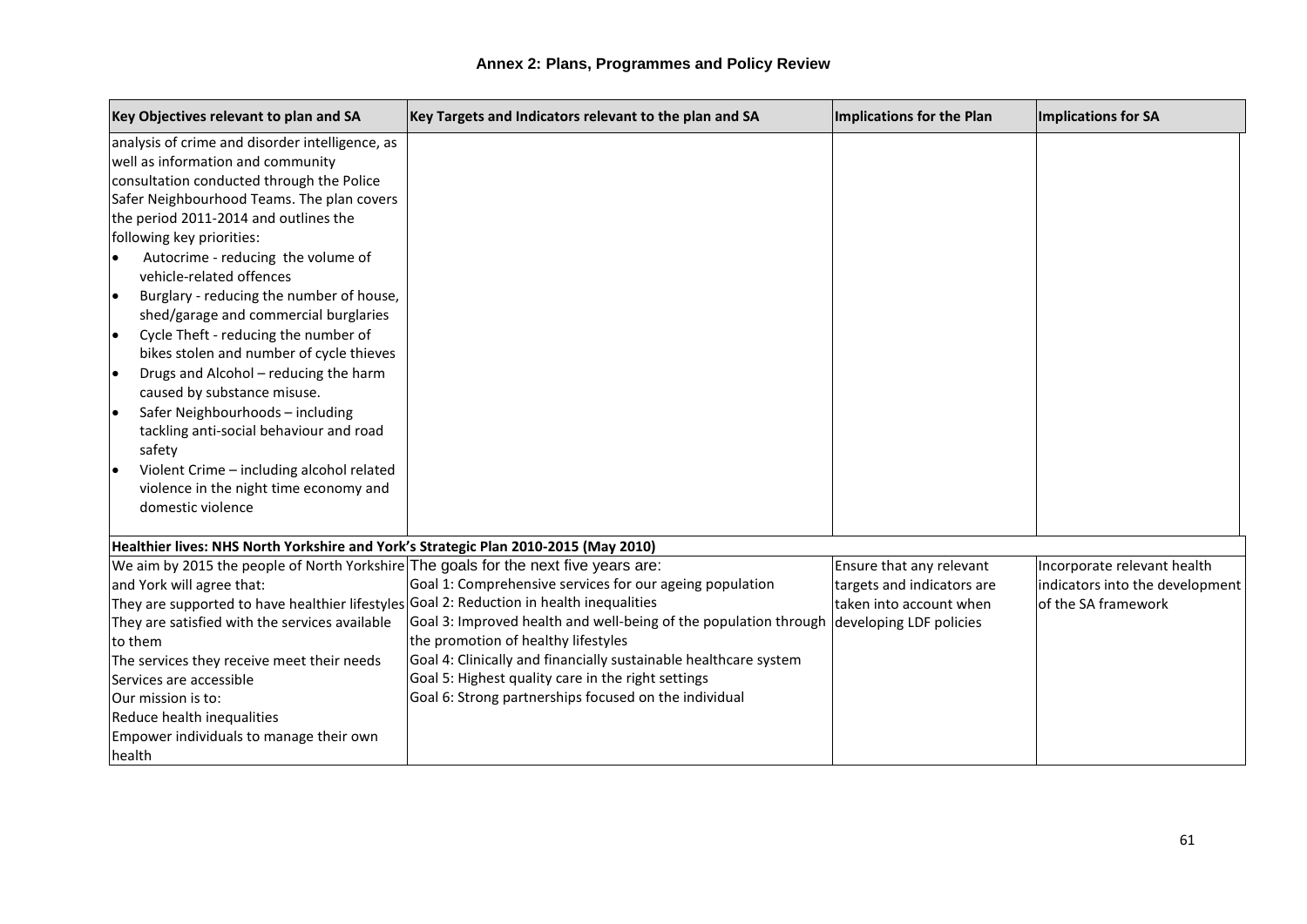## Annex 2: Plans, Programmes and Policy Review

| Key Objectives relevant to plan and SA | Key Targets and Indicators relevant to the plan and SA | Implications for the Plan | Implications for SA |
|---|---|---|---|
| analysis of crime and disorder intelligence, as well as information and community consultation conducted through the Police Safer Neighbourhood Teams. The plan covers the period 2011-2014 and outlines the following key priorities:<br>• Autocrime - reducing the volume of vehicle-related offences<br>• Burglary - reducing the number of house, shed/garage and commercial burglaries<br>• Cycle Theft - reducing the number of bikes stolen and number of cycle thieves<br>• Drugs and Alcohol – reducing the harm caused by substance misuse.<br>• Safer Neighbourhoods – including tackling anti-social behaviour and road safety<br>• Violent Crime – including alcohol related violence in the night time economy and domestic violence | | | |
| **Healthier lives: NHS North Yorkshire and York's Strategic Plan 2010-2015 (May 2010)** | | | |
| We aim by 2015 the people of North Yorkshire and York will agree that:<br>They are supported to have healthier lifestyles<br>They are satisfied with the services available to them<br>The services they receive meet their needs<br>Services are accessible<br>Our mission is to:<br>Reduce health inequalities<br>Empower individuals to manage their own health | The goals for the next five years are:<br>Goal 1: Comprehensive services for our ageing population<br>Goal 2: Reduction in health inequalities<br>Goal 3: Improved health and well-being of the population through the promotion of healthy lifestyles<br>Goal 4: Clinically and financially sustainable healthcare system<br>Goal 5: Highest quality care in the right settings<br>Goal 6: Strong partnerships focused on the individual | Ensure that any relevant targets and indicators are taken into account when developing LDF policies | Incorporate relevant health indicators into the development of the SA framework |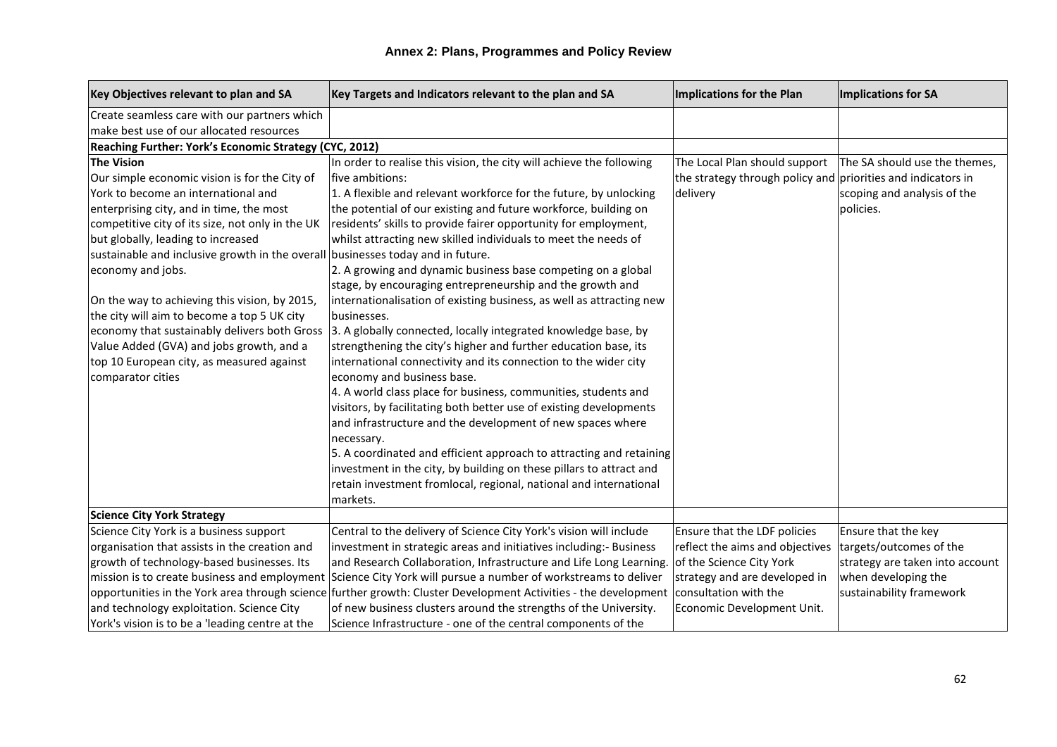## Annex 2: Plans, Programmes and Policy Review

| Key Objectives relevant to plan and SA | Key Targets and Indicators relevant to the plan and SA | Implications for the Plan | Implications for SA |
|---|---|---|---|
| Create seamless care with our partners which make best use of our allocated resources | | | |
| **Reaching Further: York's Economic Strategy (CYC, 2012)** | | | |
| **The Vision**<br>Our simple economic vision is for the City of York to become an international and enterprising city, and in time, the most competitive city of its size, not only in the UK but globally, leading to increased sustainable and inclusive growth in the overall economy and jobs.<br><br>On the way to achieving this vision, by 2015, the city will aim to become a top 5 UK city economy that sustainably delivers both Gross Value Added (GVA) and jobs growth, and a top 10 European city, as measured against comparator cities | In order to realise this vision, the city will achieve the following five ambitions:<br>1. A flexible and relevant workforce for the future, by unlocking the potential of our existing and future workforce, building on residents' skills to provide fairer opportunity for employment, whilst attracting new skilled individuals to meet the needs of businesses today and in future.<br>2. A growing and dynamic business base competing on a global stage, by encouraging entrepreneurship and the growth and internationalisation of existing business, as well as attracting new businesses.<br>3. A globally connected, locally integrated knowledge base, by strengthening the city's higher and further education base, its international connectivity and its connection to the wider city economy and business base.<br>4. A world class place for business, communities, students and visitors, by facilitating both better use of existing developments and infrastructure and the development of new spaces where necessary.<br>5. A coordinated and efficient approach to attracting and retaining investment in the city, by building on these pillars to attract and retain investment fromlocal, regional, national and international markets. | The Local Plan should support the strategy through policy and delivery | The SA should use the themes, priorities and indicators in scoping and analysis of the policies. |
| **Science City York Strategy** | | | |
| Science City York is a business support organisation that assists in the creation and growth of technology-based businesses. Its mission is to create business and employment opportunities in the York area through science and technology exploitation. Science City York's vision is to be a 'leading centre at the | Central to the delivery of Science City York's vision will include investment in strategic areas and initiatives including:- Business and Research Collaboration, Infrastructure and Life Long Learning. Science City York will pursue a number of workstreams to deliver further growth: Cluster Development Activities - the development of new business clusters around the strengths of the University. Science Infrastructure - one of the central components of the | Ensure that the LDF policies reflect the aims and objectives of the Science City York strategy and are developed in consultation with the Economic Development Unit. | Ensure that the key targets/outcomes of the strategy are taken into account when developing the sustainability framework |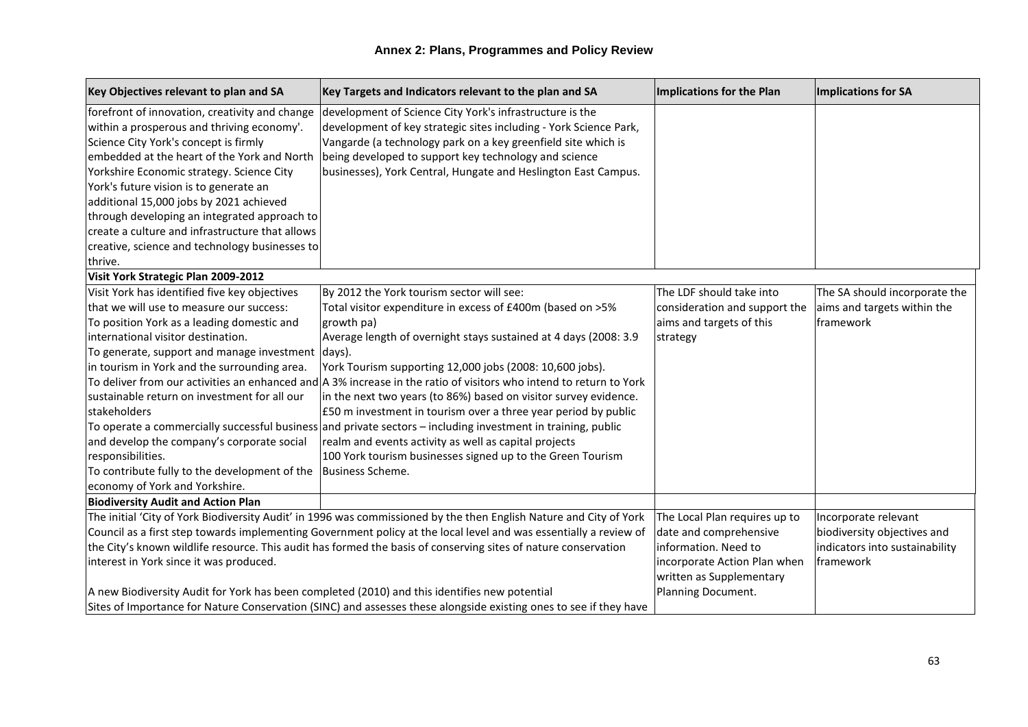## Annex 2: Plans, Programmes and Policy Review

| Key Objectives relevant to plan and SA | Key Targets and Indicators relevant to the plan and SA | Implications for the Plan | Implications for SA |
|---|---|---|---|
| forefront of innovation, creativity and change within a prosperous and thriving economy'. Science City York's concept is firmly embedded at the heart of the York and North Yorkshire Economic strategy. Science City York's future vision is to generate an additional 15,000 jobs by 2021 achieved through developing an integrated approach to create a culture and infrastructure that allows creative, science and technology businesses to thrive. | development of Science City York's infrastructure is the development of key strategic sites including - York Science Park, Vangarde (a technology park on a key greenfield site which is being developed to support key technology and science businesses), York Central, Hungate and Heslington East Campus. | | |
| **Visit York Strategic Plan 2009-2012** | | | |
| Visit York has identified five key objectives that we will use to measure our success:<br>To position York as a leading domestic and international visitor destination.<br>To generate, support and manage investment in tourism in York and the surrounding area.<br>To deliver from our activities an enhanced and sustainable return on investment for all our stakeholders<br>To operate a commercially successful business and develop the company's corporate social responsibilities.<br>To contribute fully to the development of the economy of York and Yorkshire. | By 2012 the York tourism sector will see:<br>Total visitor expenditure in excess of £400m (based on >5% growth pa)<br>Average length of overnight stays sustained at 4 days (2008: 3.9 days).<br>York Tourism supporting 12,000 jobs (2008: 10,600 jobs).<br>A 3% increase in the ratio of visitors who intend to return to York in the next two years (to 86%) based on visitor survey evidence.<br>£50 m investment in tourism over a three year period by public and private sectors – including investment in training, public realm and events activity as well as capital projects<br>100 York tourism businesses signed up to the Green Tourism Business Scheme. | The LDF should take into consideration and support the aims and targets of this strategy | The SA should incorporate the aims and targets within the framework |
| **Biodiversity Audit and Action Plan** | | | |
| The initial 'City of York Biodiversity Audit' in 1996 was commissioned by the then English Nature and City of York Council as a first step towards implementing Government policy at the local level and was essentially a review of the City's known wildlife resource. This audit has formed the basis of conserving sites of nature conservation interest in York since it was produced.<br><br>A new Biodiversity Audit for York has been completed (2010) and this identifies new potential Sites of Importance for Nature Conservation (SINC) and assesses these alongside existing ones to see if they have | | The Local Plan requires up to date and comprehensive information. Need to incorporate Action Plan when written as Supplementary Planning Document. | Incorporate relevant biodiversity objectives and indicators into sustainability framework |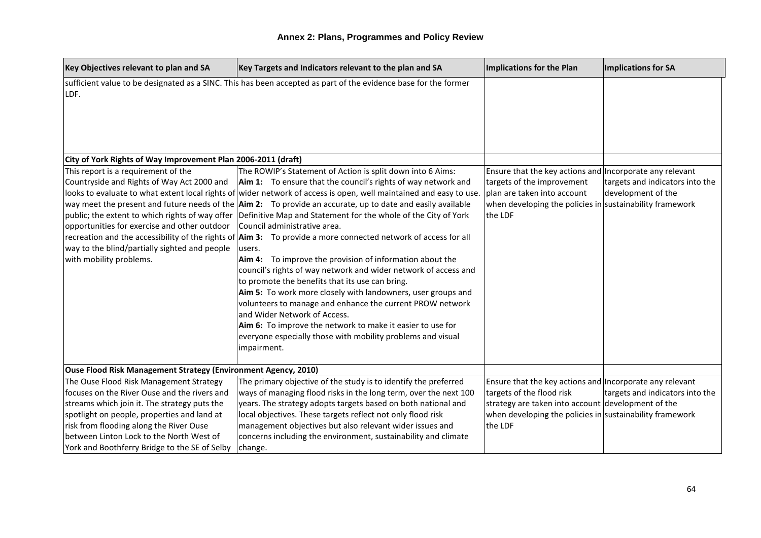# Annex 2: Plans, Programmes and Policy Review

| Key Objectives relevant to plan and SA | Key Targets and Indicators relevant to the plan and SA | Implications for the Plan | Implications for SA |
|---|---|---|---|
| sufficient value to be designated as a SINC. This has been accepted as part of the evidence base for the former LDF. | | | |
| **City of York Rights of Way Improvement Plan 2006-2011 (draft)** | | | |
| This report is a requirement of the Countryside and Rights of Way Act 2000 and looks to evaluate to what extent local rights of way meet the present and future needs of the public; the extent to which rights of way offer opportunities for exercise and other outdoor recreation and the accessibility of the rights of way to the blind/partially sighted and people with mobility problems. | The ROWIP's Statement of Action is split down into 6 Aims:<br>**Aim 1:** To ensure that the council's rights of way network and wider network of access is open, well maintained and easy to use.<br>**Aim 2:** To provide an accurate, up to date and easily available Definitive Map and Statement for the whole of the City of York Council administrative area.<br>**Aim 3:** To provide a more connected network of access for all users.<br>**Aim 4:** To improve the provision of information about the council's rights of way network and wider network of access and to promote the benefits that its use can bring.<br>**Aim 5:** To work more closely with landowners, user groups and volunteers to manage and enhance the current PROW network and Wider Network of Access.<br>**Aim 6:** To improve the network to make it easier to use for everyone especially those with mobility problems and visual impairment. | Ensure that the key actions and targets of the improvement plan are taken into account when developing the policies in the LDF | Incorporate any relevant targets and indicators into the development of the sustainability framework |
| **Ouse Flood Risk Management Strategy (Environment Agency, 2010)** | | | |
| The Ouse Flood Risk Management Strategy focuses on the River Ouse and the rivers and streams which join it. The strategy puts the spotlight on people, properties and land at risk from flooding along the River Ouse between Linton Lock to the North West of York and Boothferry Bridge to the SE of Selby | The primary objective of the study is to identify the preferred ways of managing flood risks in the long term, over the next 100 years. The strategy adopts targets based on both national and local objectives. These targets reflect not only flood risk management objectives but also relevant wider issues and concerns including the environment, sustainability and climate change. | Ensure that the key actions and targets of the flood risk strategy are taken into account when developing the policies in the LDF | Incorporate any relevant targets and indicators into the development of the sustainability framework |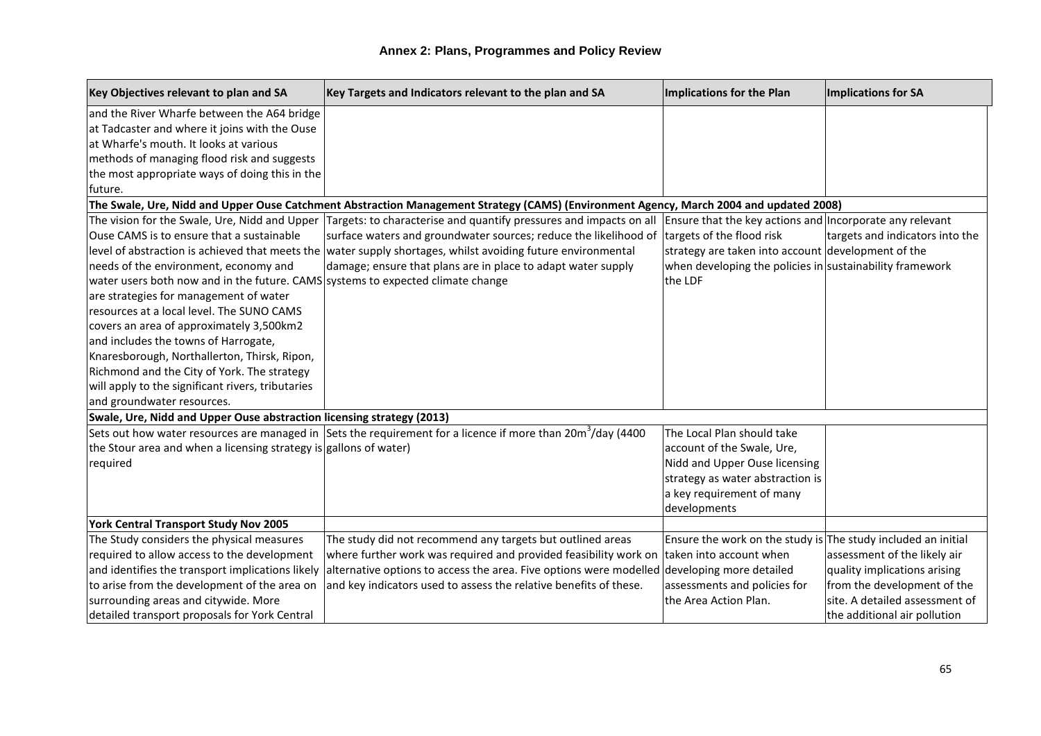## Annex 2: Plans, Programmes and Policy Review

| Key Objectives relevant to plan and SA | Key Targets and Indicators relevant to the plan and SA | Implications for the Plan | Implications for SA |
|---|---|---|---|
| and the River Wharfe between the A64 bridge at Tadcaster and where it joins with the Ouse at Wharfe's mouth. It looks at various methods of managing flood risk and suggests the most appropriate ways of doing this in the future. | | | |
| **The Swale, Ure, Nidd and Upper Ouse Catchment Abstraction Management Strategy (CAMS) (Environment Agency, March 2004 and updated 2008)** | | | |
| The vision for the Swale, Ure, Nidd and Upper Ouse CAMS is to ensure that a sustainable level of abstraction is achieved that meets the needs of the environment, economy and water users both now and in the future. CAMS are strategies for management of water resources at a local level. The SUNO CAMS covers an area of approximately 3,500km2 and includes the towns of Harrogate, Knaresborough, Northallerton, Thirsk, Ripon, Richmond and the City of York. The strategy will apply to the significant rivers, tributaries and groundwater resources. | Targets: to characterise and quantify pressures and impacts on all surface waters and groundwater sources; reduce the likelihood of water supply shortages, whilst avoiding future environmental damage; ensure that plans are in place to adapt water supply systems to expected climate change | Ensure that the key actions and targets of the flood risk strategy are taken into account when developing the policies in the LDF | Incorporate any relevant targets and indicators into the development of the sustainability framework |
| **Swale, Ure, Nidd and Upper Ouse abstraction licensing strategy (2013)** | | | |
| Sets out how water resources are managed in the Stour area and when a licensing strategy is required | Sets the requirement for a licence if more than $20m^3$/day (4400 gallons of water) | The Local Plan should take account of the Swale, Ure, Nidd and Upper Ouse licensing strategy as water abstraction is a key requirement of many developments | |
| **York Central Transport Study Nov 2005** | | | |
| The Study considers the physical measures required to allow access to the development and identifies the transport implications likely to arise from the development of the area on surrounding areas and citywide. More detailed transport proposals for York Central | The study did not recommend any targets but outlined areas where further work was required and provided feasibility work on alternative options to access the area. Five options were modelled and key indicators used to assess the relative benefits of these. | Ensure the work on the study is taken into account when developing more detailed assessments and policies for the Area Action Plan. | The study included an initial assessment of the likely air quality implications arising from the development of the site. A detailed assessment of the additional air pollution |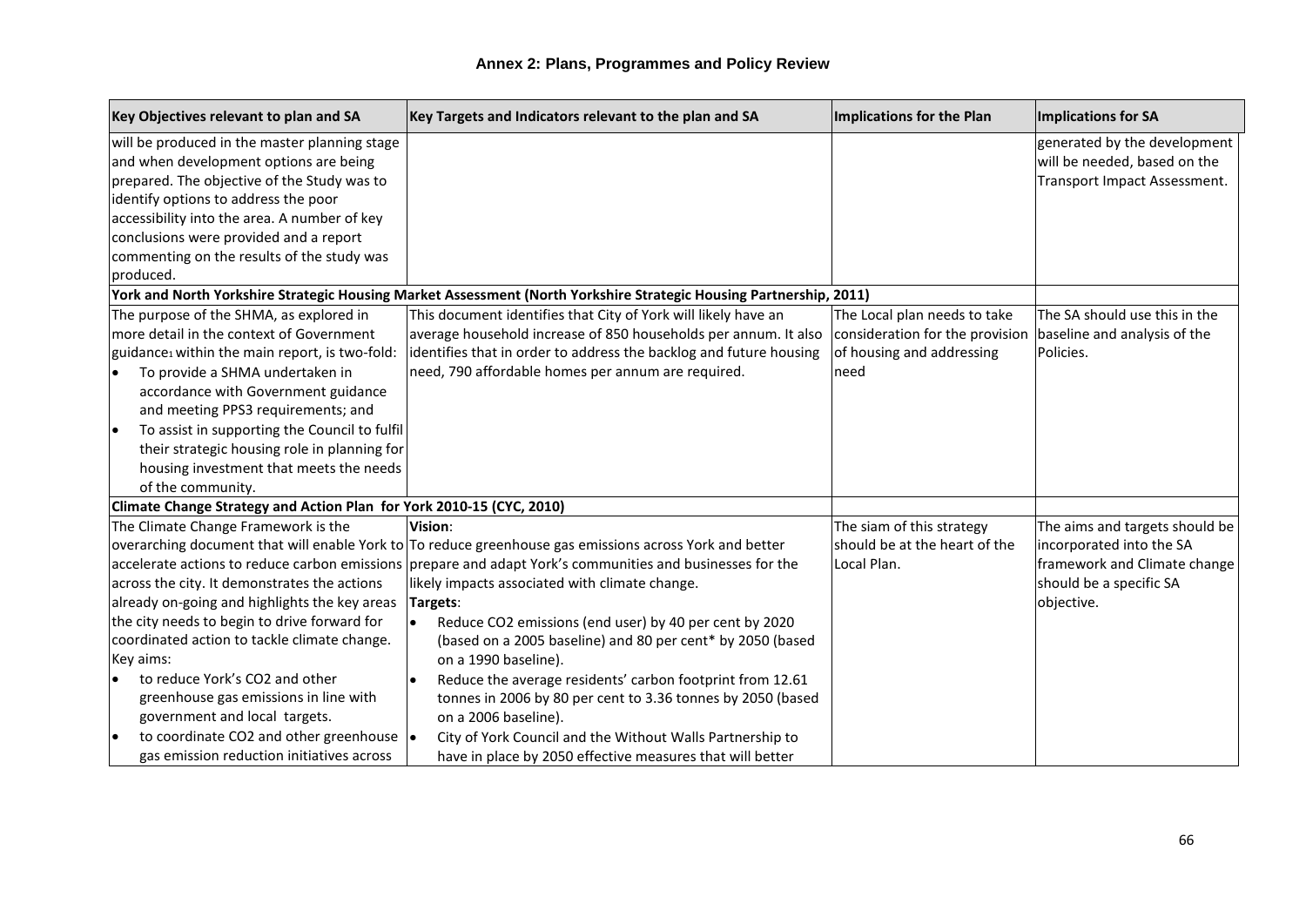## Annex 2: Plans, Programmes and Policy Review

| Key Objectives relevant to plan and SA | Key Targets and Indicators relevant to the plan and SA | Implications for the Plan | Implications for SA |
|---|---|---|---|
| will be produced in the master planning stage and when development options are being prepared. The objective of the Study was to identify options to address the poor accessibility into the area. A number of key conclusions were provided and a report commenting on the results of the study was produced. | | | generated by the development will be needed, based on the Transport Impact Assessment. |
| **York and North Yorkshire Strategic Housing Market Assessment (North Yorkshire Strategic Housing Partnership, 2011)** | | | |
| The purpose of the SHMA, as explored in more detail in the context of Government guidance[1] within the main report, is two-fold:<br>• To provide a SHMA undertaken in accordance with Government guidance and meeting PPS3 requirements; and<br>• To assist in supporting the Council to fulfil their strategic housing role in planning for housing investment that meets the needs of the community. | This document identifies that City of York will likely have an average household increase of 850 households per annum. It also identifies that in order to address the backlog and future housing need, 790 affordable homes per annum are required. | The Local plan needs to take consideration for the provision of housing and addressing need | The SA should use this in the baseline and analysis of the Policies. |
| **Climate Change Strategy and Action Plan for York 2010-15 (CYC, 2010)** | | | |
| The Climate Change Framework is the overarching document that will enable York to accelerate actions to reduce carbon emissions across the city. It demonstrates the actions already on-going and highlights the key areas the city needs to begin to drive forward for coordinated action to tackle climate change.<br>Key aims:<br>• to reduce York's CO2 and other greenhouse gas emissions in line with government and local targets.<br>• to coordinate CO2 and other greenhouse gas emission reduction initiatives across | **Vision**:<br>To reduce greenhouse gas emissions across York and better prepare and adapt York's communities and businesses for the likely impacts associated with climate change.<br>**Targets**:<br>• Reduce CO2 emissions (end user) by 40 per cent by 2020 (based on a 2005 baseline) and 80 per cent* by 2050 (based on a 1990 baseline).<br>• Reduce the average residents' carbon footprint from 12.61 tonnes in 2006 by 80 per cent to 3.36 tonnes by 2050 (based on a 2006 baseline).<br>• City of York Council and the Without Walls Partnership to have in place by 2050 effective measures that will better | The siam of this strategy should be at the heart of the Local Plan. | The aims and targets should be incorporated into the SA framework and Climate change should be a specific SA objective. |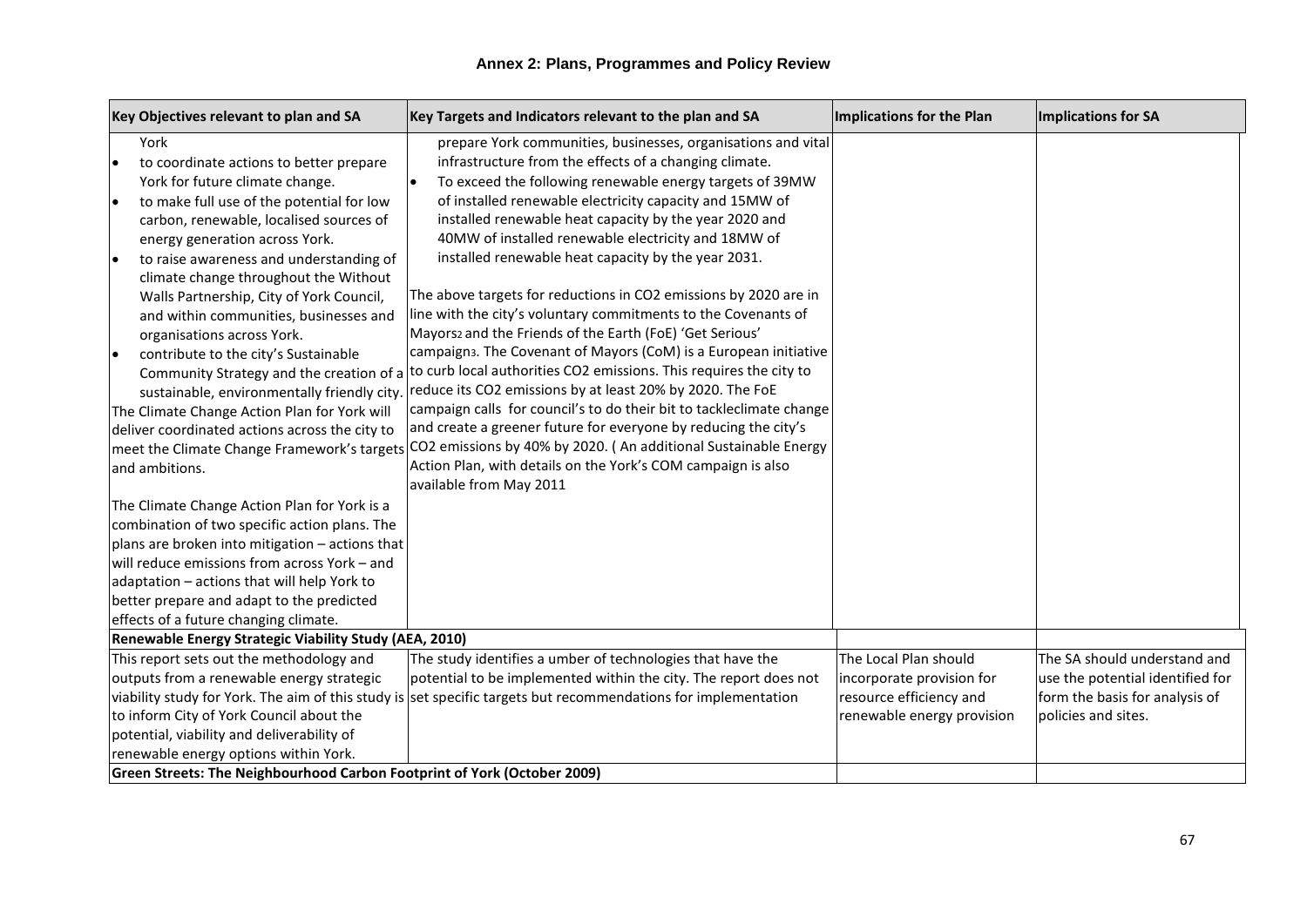## Annex 2: Plans, Programmes and Policy Review

| Key Objectives relevant to plan and SA | Key Targets and Indicators relevant to the plan and SA | Implications for the Plan | Implications for SA |
|---|---|---|---|
| York<br>• to coordinate actions to better prepare York for future climate change.<br>• to make full use of the potential for low carbon, renewable, localised sources of energy generation across York.<br>• to raise awareness and understanding of climate change throughout the Without Walls Partnership, City of York Council, and within communities, businesses and organisations across York.<br>• contribute to the city's Sustainable Community Strategy and the creation of a sustainable, environmentally friendly city.<br>The Climate Change Action Plan for York will deliver coordinated actions across the city to meet the Climate Change Framework's targets and ambitions.<br><br>The Climate Change Action Plan for York is a combination of two specific action plans. The plans are broken into mitigation – actions that will reduce emissions from across York – and adaptation – actions that will help York to better prepare and adapt to the predicted effects of a future changing climate. | prepare York communities, businesses, organisations and vital infrastructure from the effects of a changing climate.<br>• To exceed the following renewable energy targets of 39MW of installed renewable electricity capacity and 15MW of installed renewable heat capacity by the year 2020 and 40MW of installed renewable electricity and 18MW of installed renewable heat capacity by the year 2031.<br><br>The above targets for reductions in $CO_2$ emissions by 2020 are in line with the city's voluntary commitments to the Covenants of Mayors[2] and the Friends of the Earth (FoE) 'Get Serious' campaign[3]. The Covenant of Mayors (CoM) is a European initiative to curb local authorities $CO_2$ emissions. This requires the city to reduce its $CO_2$ emissions by at least 20% by 2020. The FoE campaign calls for council's to do their bit to tackleclimate change and create a greener future for everyone by reducing the city's $CO_2$ emissions by 40% by 2020. ( An additional Sustainable Energy Action Plan, with details on the York's COM campaign is also available from May 2011 | | |
| **Renewable Energy Strategic Viability Study (AEA, 2010)** | | | |
| This report sets out the methodology and outputs from a renewable energy strategic viability study for York. The aim of this study is to inform City of York Council about the potential, viability and deliverability of renewable energy options within York. | The study identifies a umber of technologies that have the potential to be implemented within the city. The report does not set specific targets but recommendations for implementation | The Local Plan should incorporate provision for resource efficiency and renewable energy provision | The SA should understand and use the potential identified for form the basis for analysis of policies and sites. |
| **Green Streets: The Neighbourhood Carbon Footprint of York (October 2009)** | | | |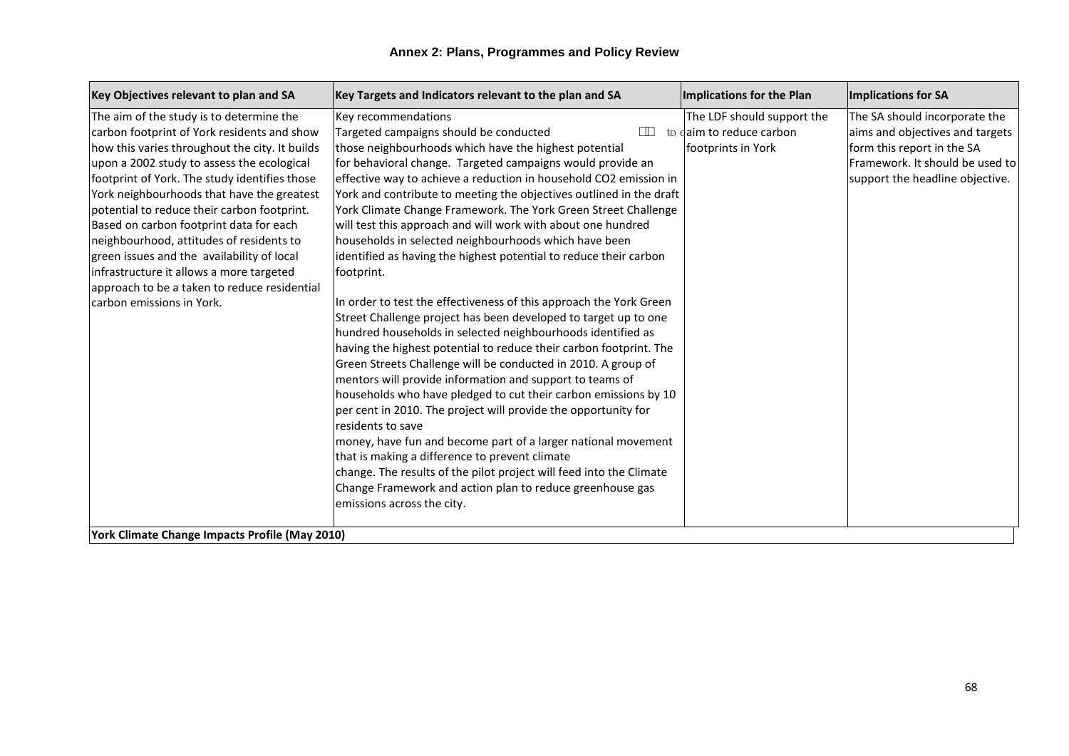# Annex 2: Plans, Programmes and Policy Review

| Key Objectives relevant to plan and SA | Key Targets and Indicators relevant to the plan and SA | Implications for the Plan | Implications for SA |
|---|---|---|---|
| The aim of the study is to determine the carbon footprint of York residents and show how this varies throughout the city. It builds upon a 2002 study to assess the ecological footprint of York. The study identifies those York neighbourhoods that have the greatest potential to reduce their carbon footprint. Based on carbon footprint data for each neighbourhood, attitudes of residents to green issues and the availability of local infrastructure it allows a more targeted approach to be a taken to reduce residential carbon emissions in York. | Key recommendations<br>Targeted campaigns should be conducted to those neighbourhoods which have the highest potential for behavioral change. Targeted campaigns would provide an effective way to achieve a reduction in household $CO_2$ emission in York and contribute to meeting the objectives outlined in the draft York Climate Change Framework. The York Green Street Challenge will test this approach and will work with about one hundred households in selected neighbourhoods which have been identified as having the highest potential to reduce their carbon footprint.<br><br>In order to test the effectiveness of this approach the York Green Street Challenge project has been developed to target up to one hundred households in selected neighbourhoods identified as having the highest potential to reduce their carbon footprint. The Green Streets Challenge will be conducted in 2010. A group of mentors will provide information and support to teams of households who have pledged to cut their carbon emissions by 10 per cent in 2010. The project will provide the opportunity for residents to save money, have fun and become part of a larger national movement that is making a difference to prevent climate change. The results of the pilot project will feed into the Climate Change Framework and action plan to reduce greenhouse gas emissions across the city. | The LDF should support the aim to reduce carbon footprints in York | The SA should incorporate the aims and objectives and targets form this report in the SA Framework. It should be used to support the headline objective. |
| **York Climate Change Impacts Profile (May 2010)** | | | |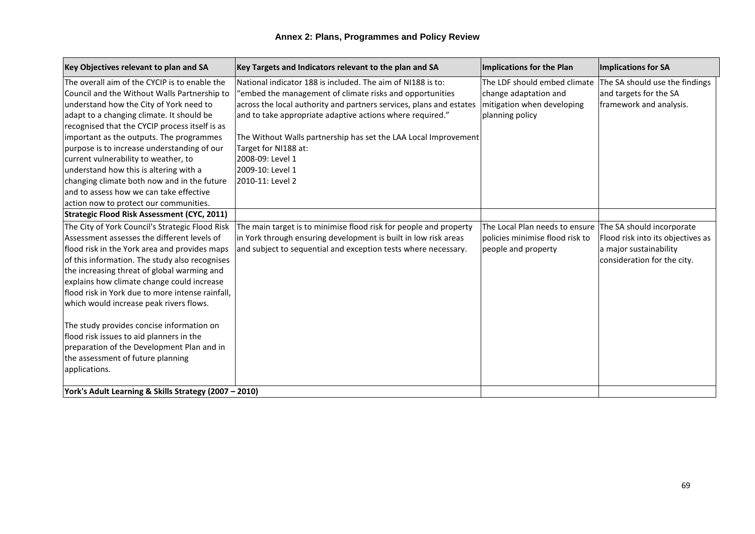## Annex 2: Plans, Programmes and Policy Review

| Key Objectives relevant to plan and SA | Key Targets and Indicators relevant to the plan and SA | Implications for the Plan | Implications for SA |
|---|---|---|---|
| The overall aim of the CYCIP is to enable the Council and the Without Walls Partnership to understand how the City of York need to adapt to a changing climate. It should be recognised that the CYCIP process itself is as important as the outputs. The programmes purpose is to increase understanding of our current vulnerability to weather, to understand how this is altering with a changing climate both now and in the future and to assess how we can take effective action now to protect our communities. | National indicator 188 is included. The aim of NI188 is to: "embed the management of climate risks and opportunities across the local authority and partners services, plans and estates and to take appropriate adaptive actions where required." <br><br> The Without Walls partnership has set the LAA Local Improvement Target for NI188 at: <br> 2008-09: Level 1 <br> 2009-10: Level 1 <br> 2010-11: Level 2 | The LDF should embed climate change adaptation and mitigation when developing planning policy | The SA should use the findings and targets for the SA framework and analysis. |
| **Strategic Flood Risk Assessment (CYC, 2011)** | | | |
| The City of York Council's Strategic Flood Risk Assessment assesses the different levels of flood risk in the York area and provides maps of this information. The study also recognises the increasing threat of global warming and explains how climate change could increase flood risk in York due to more intense rainfall, which would increase peak rivers flows. <br><br> The study provides concise information on flood risk issues to aid planners in the preparation of the Development Plan and in the assessment of future planning applications. | The main target is to minimise flood risk for people and property in York through ensuring development is built in low risk areas and subject to sequential and exception tests where necessary. | The Local Plan needs to ensure policies minimise flood risk to people and property | The SA should incorporate Flood risk into its objectives as a major sustainability consideration for the city. |
| **York's Adult Learning & Skills Strategy (2007 – 2010)** | | | |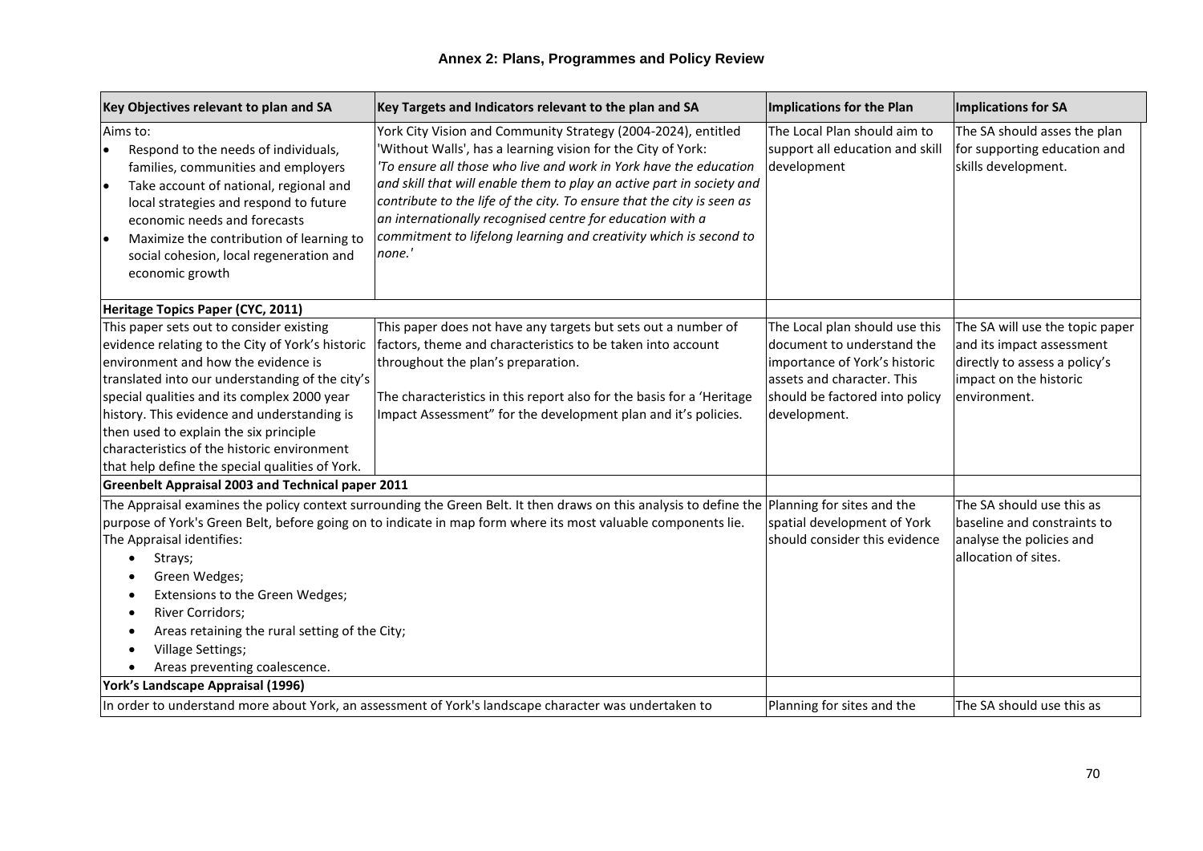## Annex 2: Plans, Programmes and Policy Review

| Key Objectives relevant to plan and SA | Key Targets and Indicators relevant to the plan and SA | Implications for the Plan | Implications for SA |
|---|---|---|---|
| Aims to:<br>• Respond to the needs of individuals, families, communities and employers<br>• Take account of national, regional and local strategies and respond to future economic needs and forecasts<br>• Maximize the contribution of learning to social cohesion, local regeneration and economic growth | York City Vision and Community Strategy (2004-2024), entitled 'Without Walls', has a learning vision for the City of York: *'To ensure all those who live and work in York have the education and skill that will enable them to play an active part in society and contribute to the life of the city. To ensure that the city is seen as an internationally recognised centre for education with a commitment to lifelong learning and creativity which is second to none.'* | The Local Plan should aim to support all education and skill development | The SA should asses the plan for supporting education and skills development. |
| **Heritage Topics Paper (CYC, 2011)** | | | |
| This paper sets out to consider existing evidence relating to the City of York's historic environment and how the evidence is translated into our understanding of the city's special qualities and its complex 2000 year history. This evidence and understanding is then used to explain the six principle characteristics of the historic environment that help define the special qualities of York. | This paper does not have any targets but sets out a number of factors, theme and characteristics to be taken into account throughout the plan's preparation.<br><br>The characteristics in this report also for the basis for a 'Heritage Impact Assessment" for the development plan and it's policies. | The Local plan should use this document to understand the importance of York's historic assets and character. This should be factored into policy development. | The SA will use the topic paper and its impact assessment directly to assess a policy's impact on the historic environment. |
| **Greenbelt Appraisal 2003 and Technical paper 2011** | | | |
| The Appraisal examines the policy context surrounding the Green Belt. It then draws on this analysis to define the purpose of York's Green Belt, before going on to indicate in map form where its most valuable components lie.<br>The Appraisal identifies:<br>• Strays;<br>• Green Wedges;<br>• Extensions to the Green Wedges;<br>• River Corridors;<br>• Areas retaining the rural setting of the City;<br>• Village Settings;<br>• Areas preventing coalescence. | | Planning for sites and the spatial development of York should consider this evidence | The SA should use this as baseline and constraints to analyse the policies and allocation of sites. |
| **York's Landscape Appraisal (1996)** | | | |
| In order to understand more about York, an assessment of York's landscape character was undertaken to | | Planning for sites and the | The SA should use this as |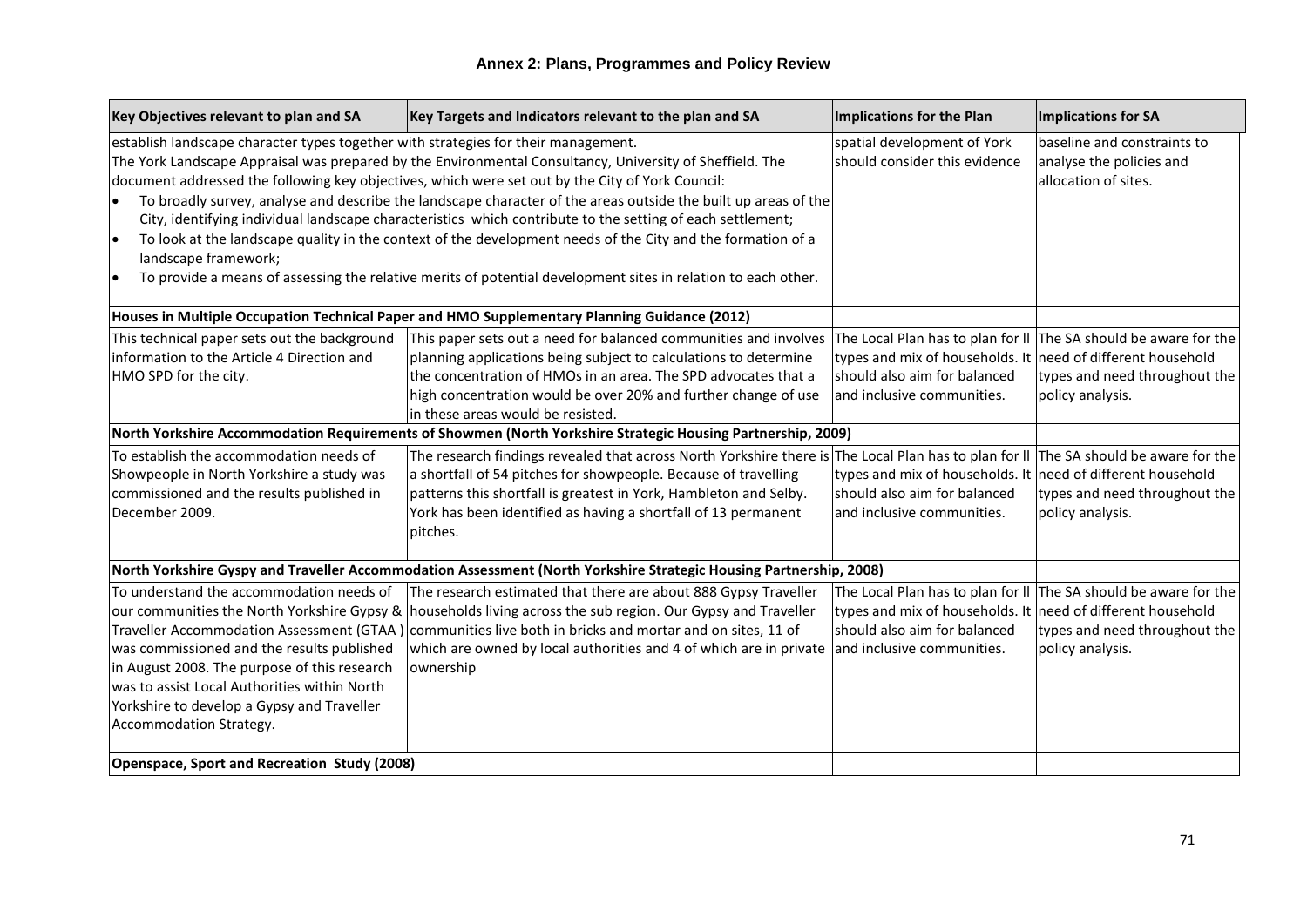## Annex 2: Plans, Programmes and Policy Review

| Key Objectives relevant to plan and SA | Key Targets and Indicators relevant to the plan and SA | Implications for the Plan | Implications for SA |
|---|---|---|---|
| establish landscape character types together with strategies for their management. The York Landscape Appraisal was prepared by the Environmental Consultancy, University of Sheffield. The document addressed the following key objectives, which were set out by the City of York Council: <br>• To broadly survey, analyse and describe the landscape character of the areas outside the built up areas of the City, identifying individual landscape characteristics which contribute to the setting of each settlement; <br>• To look at the landscape quality in the context of the development needs of the City and the formation of a landscape framework; <br>• To provide a means of assessing the relative merits of potential development sites in relation to each other. | | spatial development of York should consider this evidence | baseline and constraints to analyse the policies and allocation of sites. |
| **Houses in Multiple Occupation Technical Paper and HMO Supplementary Planning Guidance (2012)** | | | |
| This technical paper sets out the background information to the Article 4 Direction and HMO SPD for the city. | This paper sets out a need for balanced communities and involves planning applications being subject to calculations to determine the concentration of HMOs in an area. The SPD advocates that a high concentration would be over 20% and further change of use in these areas would be resisted. | The Local Plan has to plan for ll types and mix of households. It should also aim for balanced and inclusive communities. | The SA should be aware for the need of different household types and need throughout the policy analysis. |
| **North Yorkshire Accommodation Requirements of Showmen (North Yorkshire Strategic Housing Partnership, 2009)** | | | |
| To establish the accommodation needs of Showpeople in North Yorkshire a study was commissioned and the results published in December 2009. | The research findings revealed that across North Yorkshire there is a shortfall of 54 pitches for showpeople. Because of travelling patterns this shortfall is greatest in York, Hambleton and Selby. York has been identified as having a shortfall of 13 permanent pitches. | The Local Plan has to plan for ll types and mix of households. It should also aim for balanced and inclusive communities. | The SA should be aware for the need of different household types and need throughout the policy analysis. |
| **North Yorkshire Gyspy and Traveller Accommodation Assessment (North Yorkshire Strategic Housing Partnership, 2008)** | | | |
| To understand the accommodation needs of our communities the North Yorkshire Gypsy & Traveller Accommodation Assessment (GTAA ) was commissioned and the results published in August 2008. The purpose of this research was to assist Local Authorities within North Yorkshire to develop a Gypsy and Traveller Accommodation Strategy. | The research estimated that there are about 888 Gypsy Traveller households living across the sub region. Our Gypsy and Traveller communities live both in bricks and mortar and on sites, 11 of which are owned by local authorities and 4 of which are in private ownership | The Local Plan has to plan for ll types and mix of households. It should also aim for balanced and inclusive communities. | The SA should be aware for the need of different household types and need throughout the policy analysis. |
| **Openspace, Sport and Recreation Study (2008)** | | | |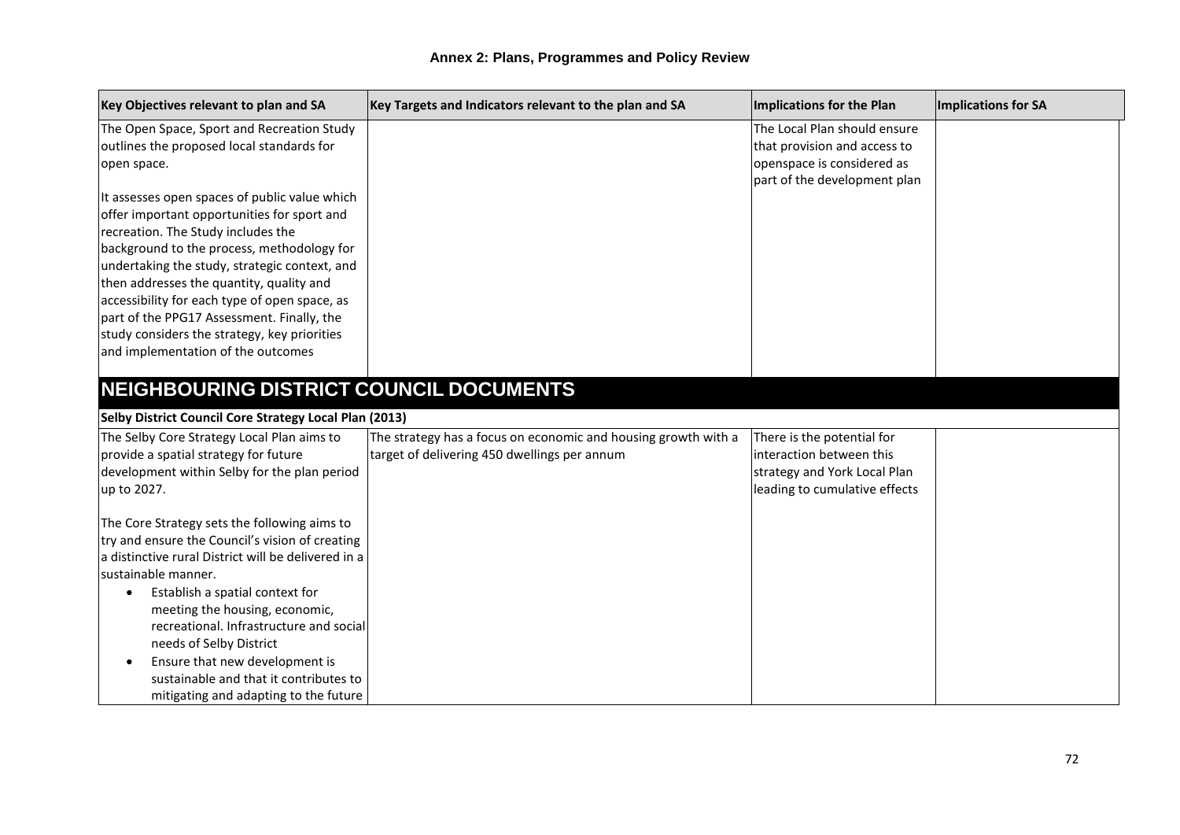| Key Objectives relevant to plan and SA | Key Targets and Indicators relevant to the plan and SA | Implications for the Plan | Implications for SA |
|---|---|---|---|
| The Open Space, Sport and Recreation Study outlines the proposed local standards for open space.<br><br>It assesses open spaces of public value which offer important opportunities for sport and recreation. The Study includes the background to the process, methodology for undertaking the study, strategic context, and then addresses the quantity, quality and accessibility for each type of open space, as part of the PPG17 Assessment. Finally, the study considers the strategy, key priorities and implementation of the outcomes | | The Local Plan should ensure that provision and access to openspace is considered as part of the development plan | |
| **NEIGHBOURING DISTRICT COUNCIL DOCUMENTS** | | | |
| **Selby District Council Core Strategy Local Plan (2013)** | | | |
| The Selby Core Strategy Local Plan aims to provide a spatial strategy for future development within Selby for the plan period up to 2027.<br><br>The Core Strategy sets the following aims to try and ensure the Council's vision of creating a distinctive rural District will be delivered in a sustainable manner.<br>• Establish a spatial context for meeting the housing, economic, recreational. Infrastructure and social needs of Selby District<br>• Ensure that new development is sustainable and that it contributes to mitigating and adapting to the future | The strategy has a focus on economic and housing growth with a target of delivering 450 dwellings per annum | There is the potential for interaction between this strategy and York Local Plan leading to cumulative effects | |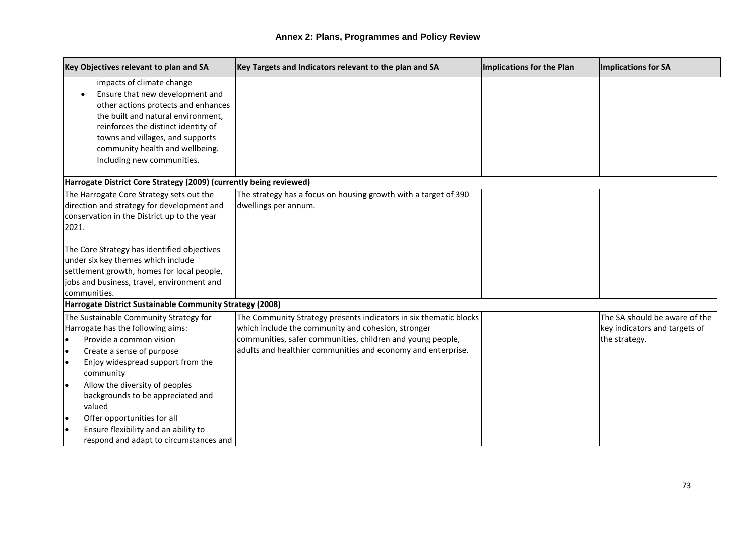# Annex 2: Plans, Programmes and Policy Review

| Key Objectives relevant to plan and SA | Key Targets and Indicators relevant to the plan and SA | Implications for the Plan | Implications for SA |
|---|---|---|---|
| impacts of climate change<br>• Ensure that new development and other actions protects and enhances the built and natural environment, reinforces the distinct identity of towns and villages, and supports community health and wellbeing. Including new communities. | | | |
| **Harrogate District Core Strategy (2009) (currently being reviewed)** | | | |
| The Harrogate Core Strategy sets out the direction and strategy for development and conservation in the District up to the year 2021.<br><br>The Core Strategy has identified objectives under six key themes which include settlement growth, homes for local people, jobs and business, travel, environment and communities. | The strategy has a focus on housing growth with a target of 390 dwellings per annum. | | |
| **Harrogate District Sustainable Community Strategy (2008)** | | | |
| The Sustainable Community Strategy for Harrogate has the following aims:<br>• Provide a common vision<br>• Create a sense of purpose<br>• Enjoy widespread support from the community<br>• Allow the diversity of peoples backgrounds to be appreciated and valued<br>• Offer opportunities for all<br>• Ensure flexibility and an ability to respond and adapt to circumstances and | The Community Strategy presents indicators in six thematic blocks which include the community and cohesion, stronger communities, safer communities, children and young people, adults and healthier communities and economy and enterprise. | | The SA should be aware of the key indicators and targets of the strategy. |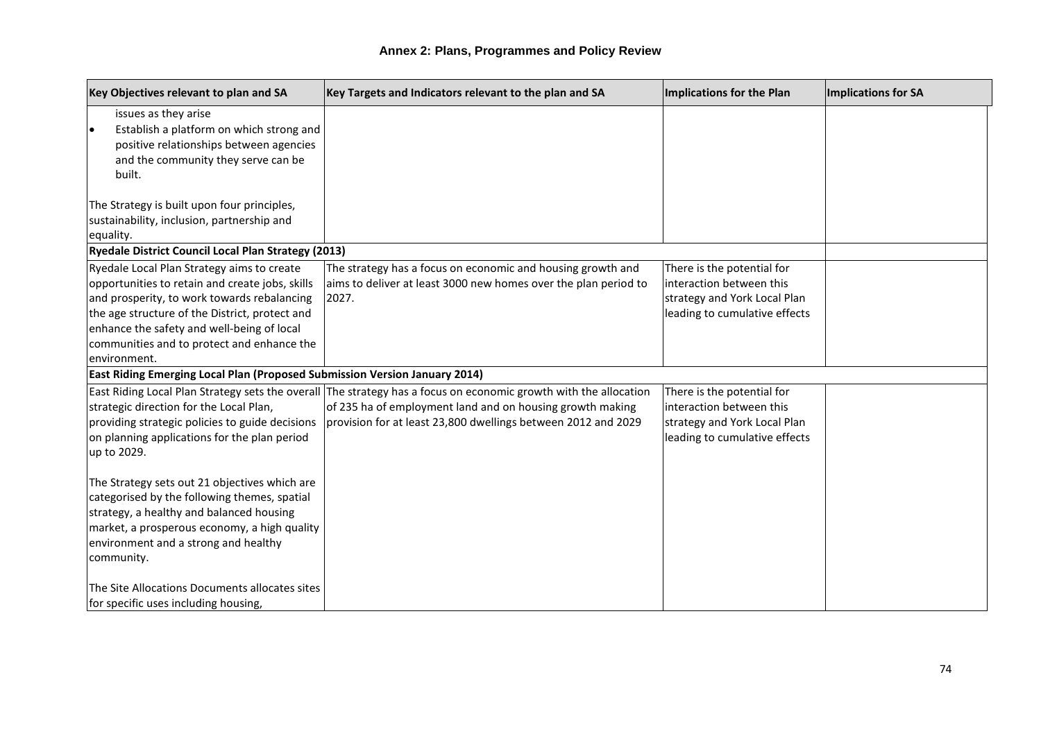## Annex 2: Plans, Programmes and Policy Review

| Key Objectives relevant to plan and SA | Key Targets and Indicators relevant to the plan and SA | Implications for the Plan | Implications for SA |
|---|---|---|---|
| issues as they arise<br>• Establish a platform on which strong and positive relationships between agencies and the community they serve can be built.<br><br>The Strategy is built upon four principles, sustainability, inclusion, partnership and equality. | | | |
| **Ryedale District Council Local Plan Strategy (2013)** | | | |
| Ryedale Local Plan Strategy aims to create opportunities to retain and create jobs, skills and prosperity, to work towards rebalancing the age structure of the District, protect and enhance the safety and well-being of local communities and to protect and enhance the environment. | The strategy has a focus on economic and housing growth and aims to deliver at least 3000 new homes over the plan period to 2027. | There is the potential for interaction between this strategy and York Local Plan leading to cumulative effects | |
| **East Riding Emerging Local Plan (Proposed Submission Version January 2014)** | | | |
| East Riding Local Plan Strategy sets the overall strategic direction for the Local Plan, providing strategic policies to guide decisions on planning applications for the plan period up to 2029.<br><br>The Strategy sets out 21 objectives which are categorised by the following themes, spatial strategy, a healthy and balanced housing market, a prosperous economy, a high quality environment and a strong and healthy community.<br><br>The Site Allocations Documents allocates sites for specific uses including housing, | The strategy has a focus on economic growth with the allocation of 235 ha of employment land and on housing growth making provision for at least 23,800 dwellings between 2012 and 2029 | There is the potential for interaction between this strategy and York Local Plan leading to cumulative effects | |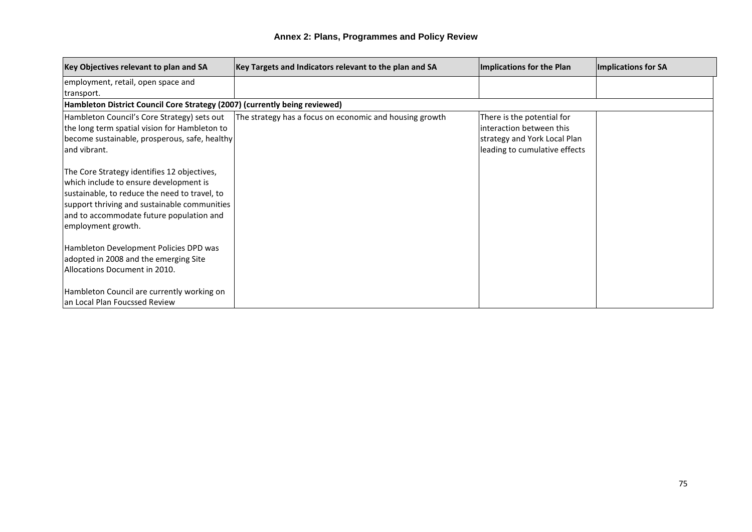## Annex 2: Plans, Programmes and Policy Review

| Key Objectives relevant to plan and SA | Key Targets and Indicators relevant to the plan and SA | Implications for the Plan | Implications for SA |
|---|---|---|---|
| employment, retail, open space and transport. | | | |
| **Hambleton District Council Core Strategy (2007) (currently being reviewed)** | | | |
| Hambleton Council's Core Strategy) sets out the long term spatial vision for Hambleton to become sustainable, prosperous, safe, healthy and vibrant.<br><br>The Core Strategy identifies 12 objectives, which include to ensure development is sustainable, to reduce the need to travel, to support thriving and sustainable communities and to accommodate future population and employment growth.<br><br>Hambleton Development Policies DPD was adopted in 2008 and the emerging Site Allocations Document in 2010.<br><br>Hambleton Council are currently working on an Local Plan Foucssed Review | The strategy has a focus on economic and housing growth | There is the potential for interaction between this strategy and York Local Plan leading to cumulative effects | |